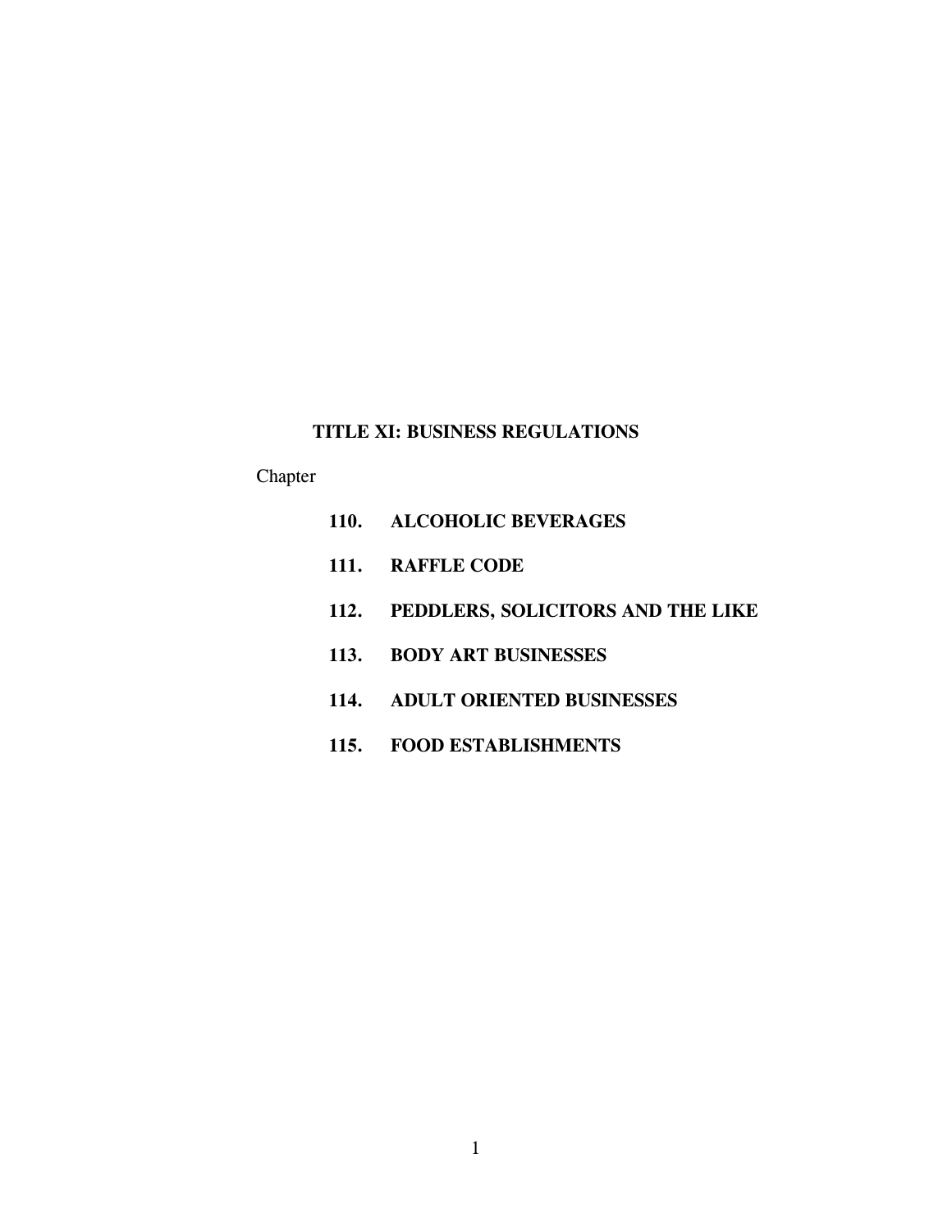# TITLE XI: BUSINESS REGULATIONS

Chapter

**110. ALCOHOLIC BEVERAGES**

**111. RAFFLE CODE**

**112. PEDDLERS, SOLICITORS AND THE LIKE**

**113. BODY ART BUSINESSES**

**114. ADULT ORIENTED BUSINESSES**

**115. FOOD ESTABLISHMENTS**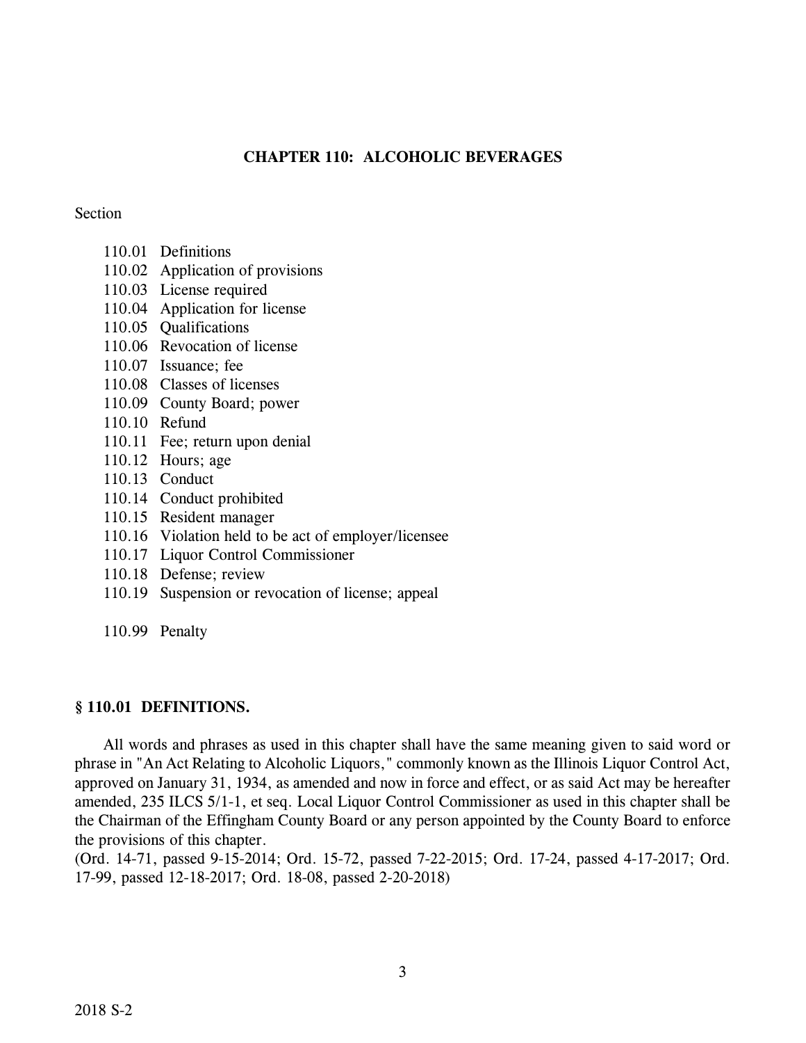# CHAPTER 110: ALCOHOLIC BEVERAGES

Section

110.01 Definitions
110.02 Application of provisions
110.03 License required
110.04 Application for license
110.05 Qualifications
110.06 Revocation of license
110.07 Issuance; fee
110.08 Classes of licenses
110.09 County Board; power
110.10 Refund
110.11 Fee; return upon denial
110.12 Hours; age
110.13 Conduct
110.14 Conduct prohibited
110.15 Resident manager
110.16 Violation held to be act of employer/licensee
110.17 Liquor Control Commissioner
110.18 Defense; review
110.19 Suspension or revocation of license; appeal

110.99 Penalty

## § 110.01 DEFINITIONS.

All words and phrases as used in this chapter shall have the same meaning given to said word or phrase in "An Act Relating to Alcoholic Liquors," commonly known as the Illinois Liquor Control Act, approved on January 31, 1934, as amended and now in force and effect, or as said Act may be hereafter amended, 235 ILCS 5/1-1, et seq. Local Liquor Control Commissioner as used in this chapter shall be the Chairman of the Effingham County Board or any person appointed by the County Board to enforce the provisions of this chapter.
(Ord. 14-71, passed 9-15-2014; Ord. 15-72, passed 7-22-2015; Ord. 17-24, passed 4-17-2017; Ord. 17-99, passed 12-18-2017; Ord. 18-08, passed 2-20-2018)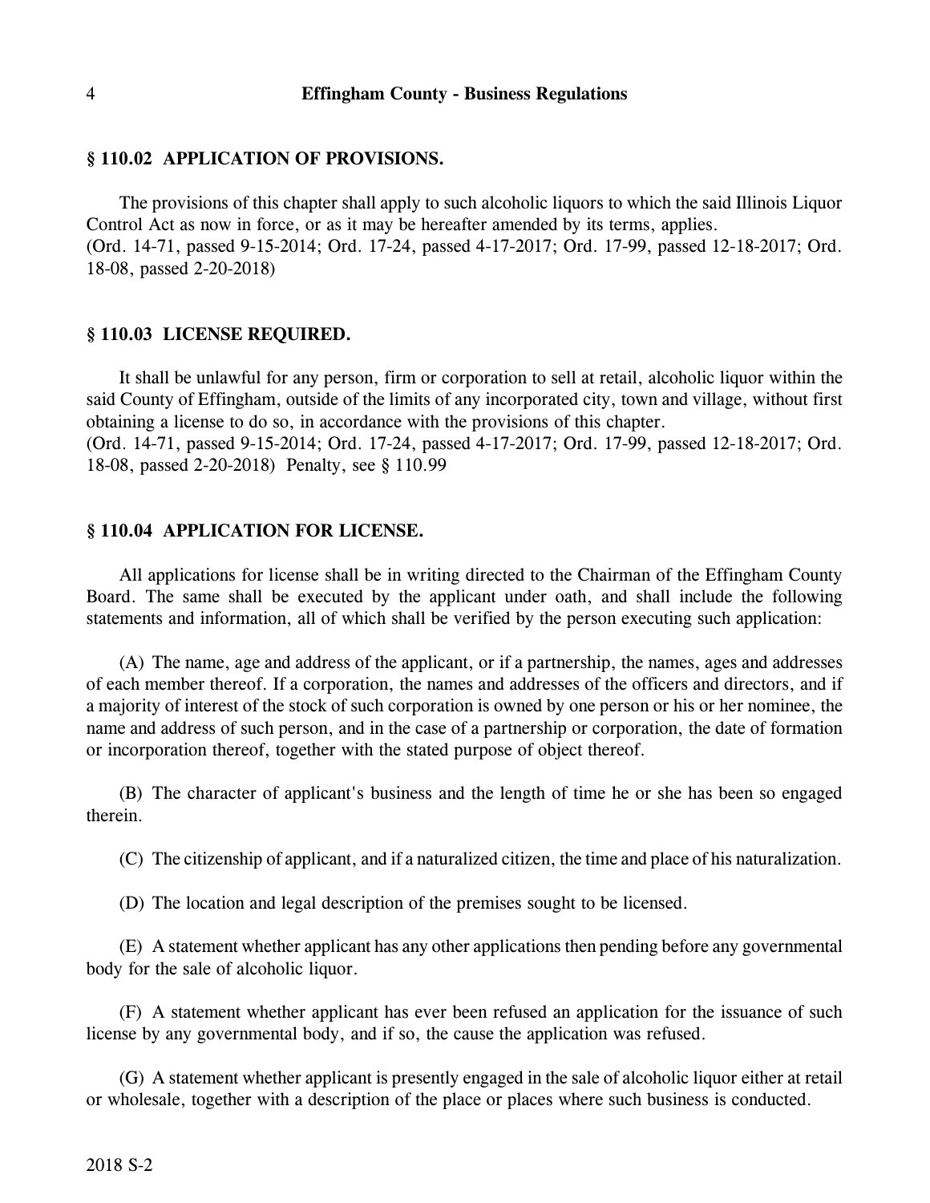## § 110.02 APPLICATION OF PROVISIONS.

The provisions of this chapter shall apply to such alcoholic liquors to which the said Illinois Liquor Control Act as now in force, or as it may be hereafter amended by its terms, applies.
(Ord. 14-71, passed 9-15-2014; Ord. 17-24, passed 4-17-2017; Ord. 17-99, passed 12-18-2017; Ord. 18-08, passed 2-20-2018)

## § 110.03 LICENSE REQUIRED.

It shall be unlawful for any person, firm or corporation to sell at retail, alcoholic liquor within the said County of Effingham, outside of the limits of any incorporated city, town and village, without first obtaining a license to do so, in accordance with the provisions of this chapter.
(Ord. 14-71, passed 9-15-2014; Ord. 17-24, passed 4-17-2017; Ord. 17-99, passed 12-18-2017; Ord. 18-08, passed 2-20-2018) Penalty, see § 110.99

## § 110.04 APPLICATION FOR LICENSE.

All applications for license shall be in writing directed to the Chairman of the Effingham County Board. The same shall be executed by the applicant under oath, and shall include the following statements and information, all of which shall be verified by the person executing such application:

(A) The name, age and address of the applicant, or if a partnership, the names, ages and addresses of each member thereof. If a corporation, the names and addresses of the officers and directors, and if a majority of interest of the stock of such corporation is owned by one person or his or her nominee, the name and address of such person, and in the case of a partnership or corporation, the date of formation or incorporation thereof, together with the stated purpose of object thereof.

(B) The character of applicant's business and the length of time he or she has been so engaged therein.

(C) The citizenship of applicant, and if a naturalized citizen, the time and place of his naturalization.

(D) The location and legal description of the premises sought to be licensed.

(E) A statement whether applicant has any other applications then pending before any governmental body for the sale of alcoholic liquor.

(F) A statement whether applicant has ever been refused an application for the issuance of such license by any governmental body, and if so, the cause the application was refused.

(G) A statement whether applicant is presently engaged in the sale of alcoholic liquor either at retail or wholesale, together with a description of the place or places where such business is conducted.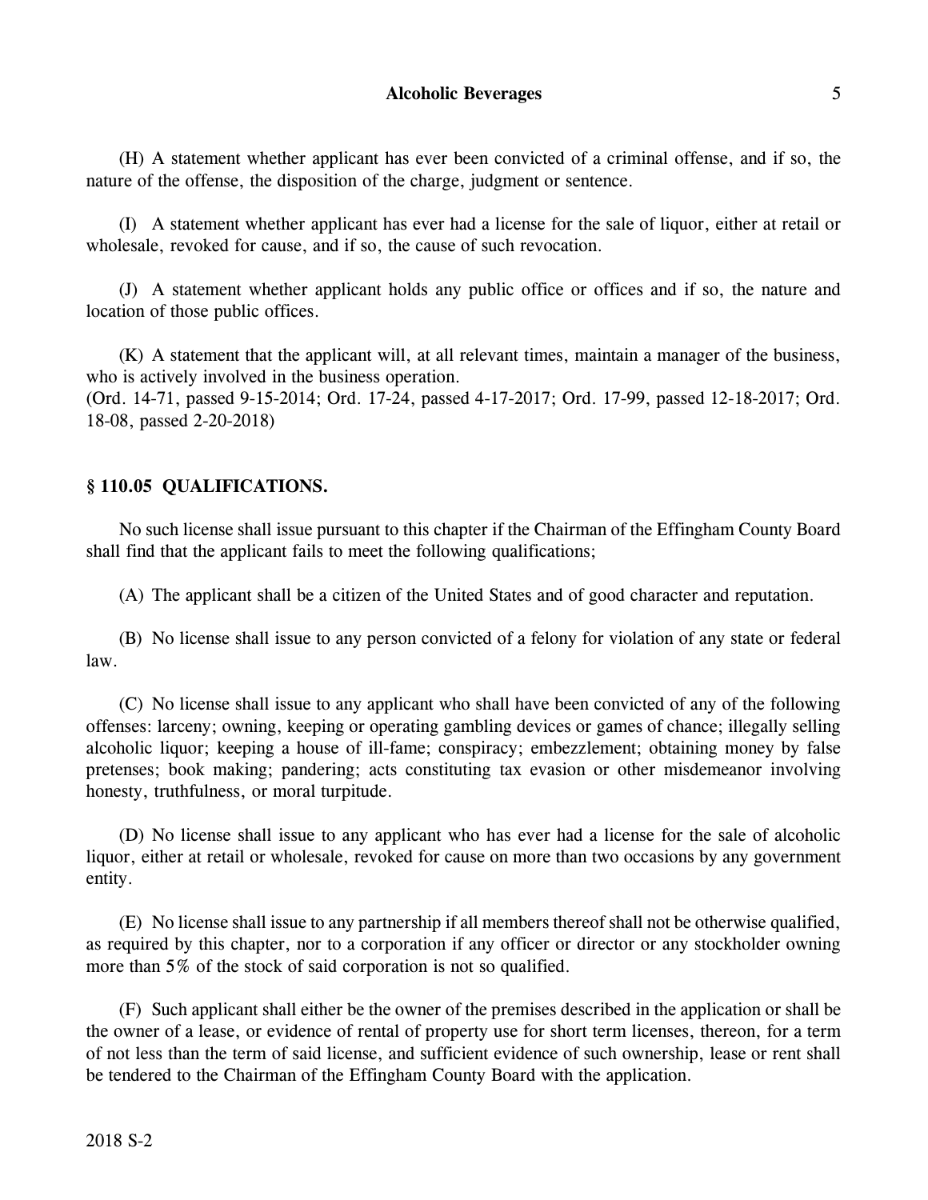(H) A statement whether applicant has ever been convicted of a criminal offense, and if so, the nature of the offense, the disposition of the charge, judgment or sentence.

(I) A statement whether applicant has ever had a license for the sale of liquor, either at retail or wholesale, revoked for cause, and if so, the cause of such revocation.

(J) A statement whether applicant holds any public office or offices and if so, the nature and location of those public offices.

(K) A statement that the applicant will, at all relevant times, maintain a manager of the business, who is actively involved in the business operation.
(Ord. 14-71, passed 9-15-2014; Ord. 17-24, passed 4-17-2017; Ord. 17-99, passed 12-18-2017; Ord. 18-08, passed 2-20-2018)

## § 110.05 QUALIFICATIONS.

No such license shall issue pursuant to this chapter if the Chairman of the Effingham County Board shall find that the applicant fails to meet the following qualifications;

(A) The applicant shall be a citizen of the United States and of good character and reputation.

(B) No license shall issue to any person convicted of a felony for violation of any state or federal law.

(C) No license shall issue to any applicant who shall have been convicted of any of the following offenses: larceny; owning, keeping or operating gambling devices or games of chance; illegally selling alcoholic liquor; keeping a house of ill-fame; conspiracy; embezzlement; obtaining money by false pretenses; book making; pandering; acts constituting tax evasion or other misdemeanor involving honesty, truthfulness, or moral turpitude.

(D) No license shall issue to any applicant who has ever had a license for the sale of alcoholic liquor, either at retail or wholesale, revoked for cause on more than two occasions by any government entity.

(E) No license shall issue to any partnership if all members thereof shall not be otherwise qualified, as required by this chapter, nor to a corporation if any officer or director or any stockholder owning more than 5% of the stock of said corporation is not so qualified.

(F) Such applicant shall either be the owner of the premises described in the application or shall be the owner of a lease, or evidence of rental of property use for short term licenses, thereon, for a term of not less than the term of said license, and sufficient evidence of such ownership, lease or rent shall be tendered to the Chairman of the Effingham County Board with the application.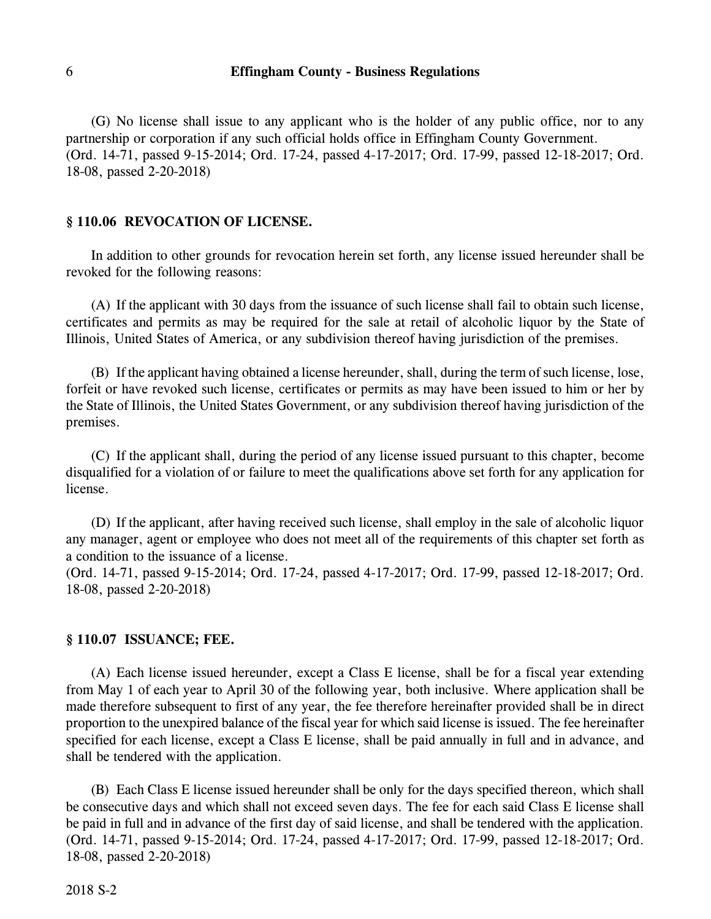(G) No license shall issue to any applicant who is the holder of any public office, nor to any partnership or corporation if any such official holds office in Effingham County Government.
(Ord. 14-71, passed 9-15-2014; Ord. 17-24, passed 4-17-2017; Ord. 17-99, passed 12-18-2017; Ord. 18-08, passed 2-20-2018)

## § 110.06 REVOCATION OF LICENSE.

In addition to other grounds for revocation herein set forth, any license issued hereunder shall be revoked for the following reasons:

(A) If the applicant with 30 days from the issuance of such license shall fail to obtain such license, certificates and permits as may be required for the sale at retail of alcoholic liquor by the State of Illinois, United States of America, or any subdivision thereof having jurisdiction of the premises.

(B) If the applicant having obtained a license hereunder, shall, during the term of such license, lose, forfeit or have revoked such license, certificates or permits as may have been issued to him or her by the State of Illinois, the United States Government, or any subdivision thereof having jurisdiction of the premises.

(C) If the applicant shall, during the period of any license issued pursuant to this chapter, become disqualified for a violation of or failure to meet the qualifications above set forth for any application for license.

(D) If the applicant, after having received such license, shall employ in the sale of alcoholic liquor any manager, agent or employee who does not meet all of the requirements of this chapter set forth as a condition to the issuance of a license.
(Ord. 14-71, passed 9-15-2014; Ord. 17-24, passed 4-17-2017; Ord. 17-99, passed 12-18-2017; Ord. 18-08, passed 2-20-2018)

## § 110.07 ISSUANCE; FEE.

(A) Each license issued hereunder, except a Class E license, shall be for a fiscal year extending from May 1 of each year to April 30 of the following year, both inclusive. Where application shall be made therefore subsequent to first of any year, the fee therefore hereinafter provided shall be in direct proportion to the unexpired balance of the fiscal year for which said license is issued. The fee hereinafter specified for each license, except a Class E license, shall be paid annually in full and in advance, and shall be tendered with the application.

(B) Each Class E license issued hereunder shall be only for the days specified thereon, which shall be consecutive days and which shall not exceed seven days. The fee for each said Class E license shall be paid in full and in advance of the first day of said license, and shall be tendered with the application.
(Ord. 14-71, passed 9-15-2014; Ord. 17-24, passed 4-17-2017; Ord. 17-99, passed 12-18-2017; Ord. 18-08, passed 2-20-2018)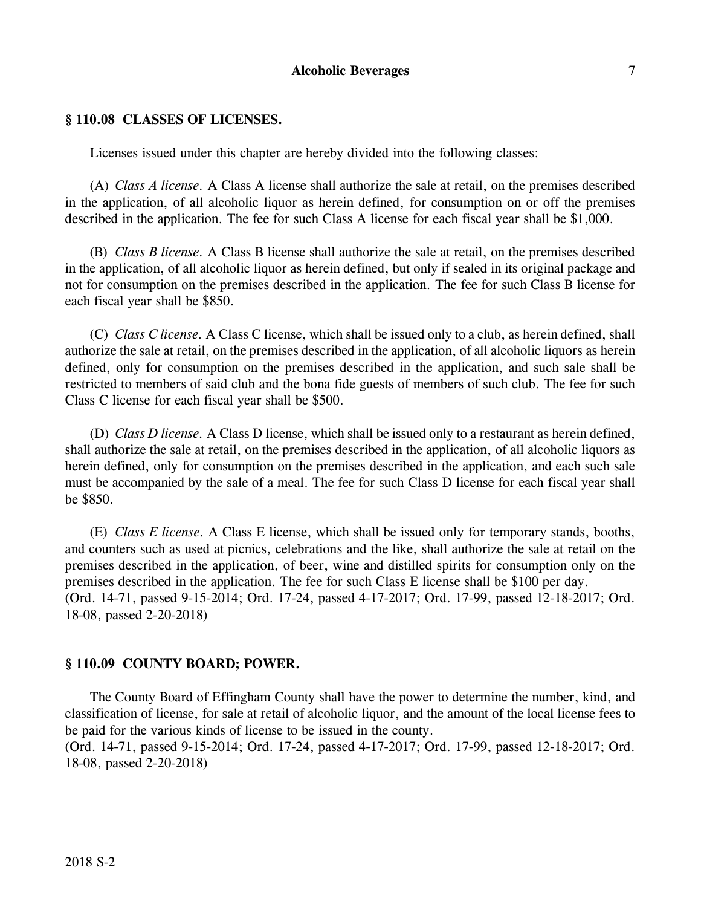## § 110.08 CLASSES OF LICENSES.

Licenses issued under this chapter are hereby divided into the following classes:

(A) *Class A license.* A Class A license shall authorize the sale at retail, on the premises described in the application, of all alcoholic liquor as herein defined, for consumption on or off the premises described in the application. The fee for such Class A license for each fiscal year shall be $1,000.

(B) *Class B license.* A Class B license shall authorize the sale at retail, on the premises described in the application, of all alcoholic liquor as herein defined, but only if sealed in its original package and not for consumption on the premises described in the application. The fee for such Class B license for each fiscal year shall be $850.

(C) *Class C license.* A Class C license, which shall be issued only to a club, as herein defined, shall authorize the sale at retail, on the premises described in the application, of all alcoholic liquors as herein defined, only for consumption on the premises described in the application, and such sale shall be restricted to members of said club and the bona fide guests of members of such club. The fee for such Class C license for each fiscal year shall be $500.

(D) *Class D license.* A Class D license, which shall be issued only to a restaurant as herein defined, shall authorize the sale at retail, on the premises described in the application, of all alcoholic liquors as herein defined, only for consumption on the premises described in the application, and each such sale must be accompanied by the sale of a meal. The fee for such Class D license for each fiscal year shall be $850.

(E) *Class E license.* A Class E license, which shall be issued only for temporary stands, booths, and counters such as used at picnics, celebrations and the like, shall authorize the sale at retail on the premises described in the application, of beer, wine and distilled spirits for consumption only on the premises described in the application. The fee for such Class E license shall be $100 per day.
(Ord. 14-71, passed 9-15-2014; Ord. 17-24, passed 4-17-2017; Ord. 17-99, passed 12-18-2017; Ord. 18-08, passed 2-20-2018)

## § 110.09 COUNTY BOARD; POWER.

The County Board of Effingham County shall have the power to determine the number, kind, and classification of license, for sale at retail of alcoholic liquor, and the amount of the local license fees to be paid for the various kinds of license to be issued in the county.
(Ord. 14-71, passed 9-15-2014; Ord. 17-24, passed 4-17-2017; Ord. 17-99, passed 12-18-2017; Ord. 18-08, passed 2-20-2018)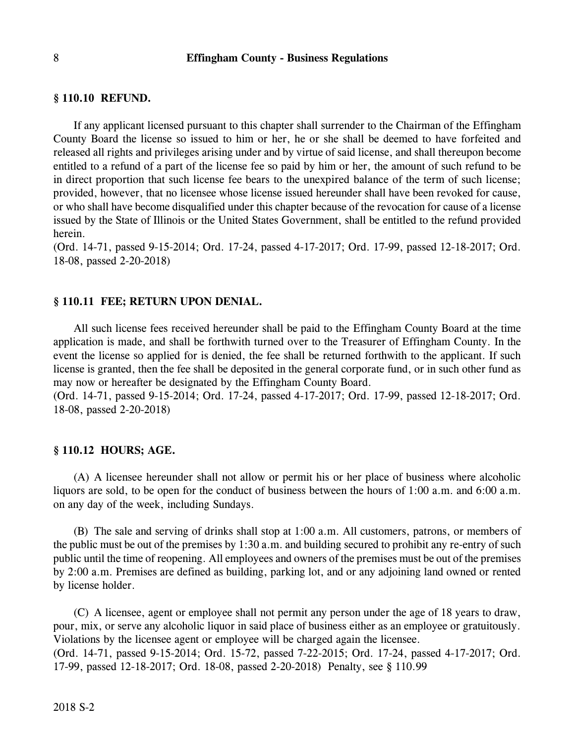### § 110.10 REFUND.

If any applicant licensed pursuant to this chapter shall surrender to the Chairman of the Effingham County Board the license so issued to him or her, he or she shall be deemed to have forfeited and released all rights and privileges arising under and by virtue of said license, and shall thereupon become entitled to a refund of a part of the license fee so paid by him or her, the amount of such refund to be in direct proportion that such license fee bears to the unexpired balance of the term of such license; provided, however, that no licensee whose license issued hereunder shall have been revoked for cause, or who shall have become disqualified under this chapter because of the revocation for cause of a license issued by the State of Illinois or the United States Government, shall be entitled to the refund provided herein.
(Ord. 14-71, passed 9-15-2014; Ord. 17-24, passed 4-17-2017; Ord. 17-99, passed 12-18-2017; Ord. 18-08, passed 2-20-2018)

### § 110.11 FEE; RETURN UPON DENIAL.

All such license fees received hereunder shall be paid to the Effingham County Board at the time application is made, and shall be forthwith turned over to the Treasurer of Effingham County. In the event the license so applied for is denied, the fee shall be returned forthwith to the applicant. If such license is granted, then the fee shall be deposited in the general corporate fund, or in such other fund as may now or hereafter be designated by the Effingham County Board.
(Ord. 14-71, passed 9-15-2014; Ord. 17-24, passed 4-17-2017; Ord. 17-99, passed 12-18-2017; Ord. 18-08, passed 2-20-2018)

### § 110.12 HOURS; AGE.

(A) A licensee hereunder shall not allow or permit his or her place of business where alcoholic liquors are sold, to be open for the conduct of business between the hours of 1:00 a.m. and 6:00 a.m. on any day of the week, including Sundays.

(B) The sale and serving of drinks shall stop at 1:00 a.m. All customers, patrons, or members of the public must be out of the premises by 1:30 a.m. and building secured to prohibit any re-entry of such public until the time of reopening. All employees and owners of the premises must be out of the premises by 2:00 a.m. Premises are defined as building, parking lot, and or any adjoining land owned or rented by license holder.

(C) A licensee, agent or employee shall not permit any person under the age of 18 years to draw, pour, mix, or serve any alcoholic liquor in said place of business either as an employee or gratuitously. Violations by the licensee agent or employee will be charged again the licensee.
(Ord. 14-71, passed 9-15-2014; Ord. 15-72, passed 7-22-2015; Ord. 17-24, passed 4-17-2017; Ord. 17-99, passed 12-18-2017; Ord. 18-08, passed 2-20-2018) Penalty, see § 110.99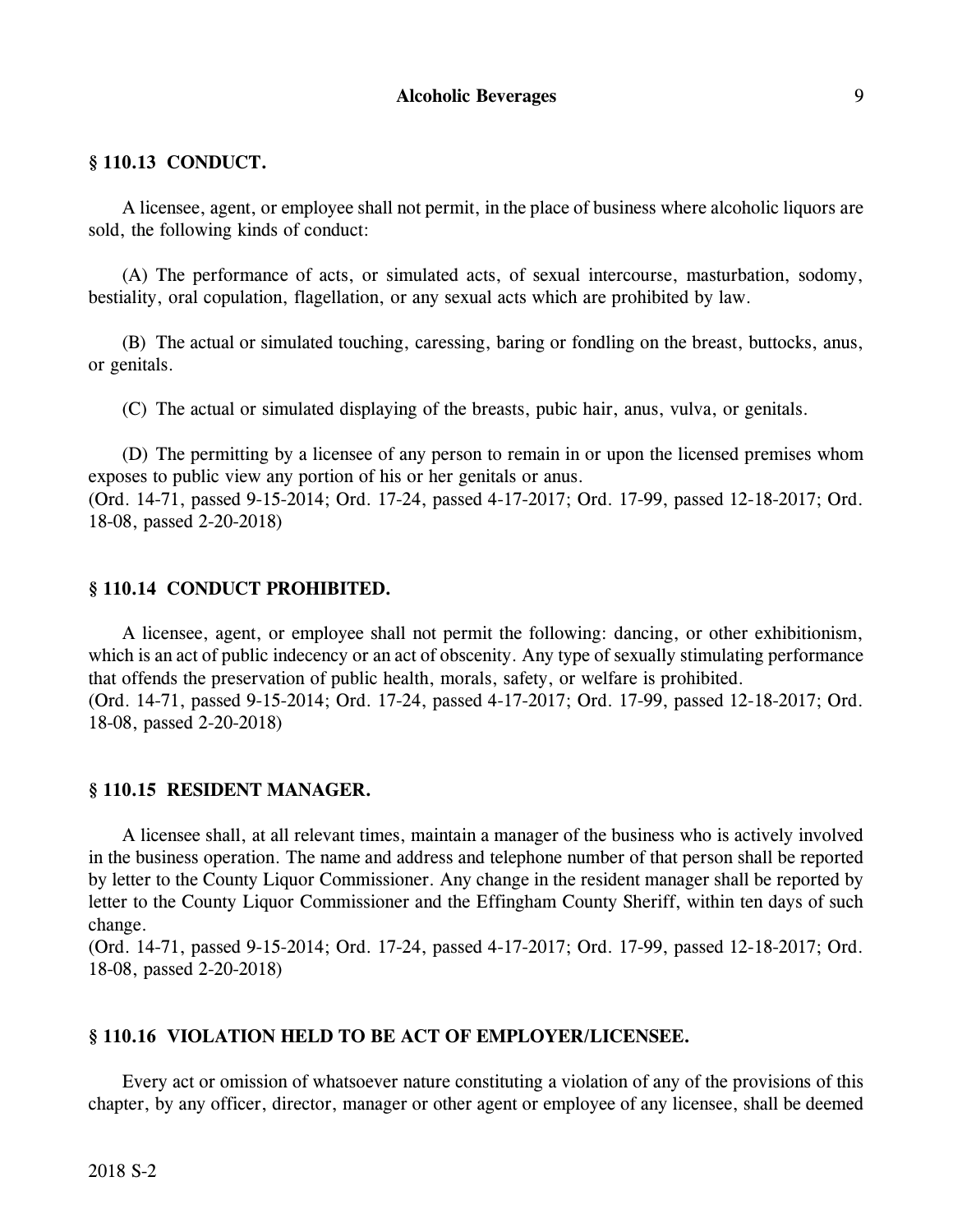### § 110.13 CONDUCT.

A licensee, agent, or employee shall not permit, in the place of business where alcoholic liquors are sold, the following kinds of conduct:

(A) The performance of acts, or simulated acts, of sexual intercourse, masturbation, sodomy, bestiality, oral copulation, flagellation, or any sexual acts which are prohibited by law.

(B) The actual or simulated touching, caressing, baring or fondling on the breast, buttocks, anus, or genitals.

(C) The actual or simulated displaying of the breasts, pubic hair, anus, vulva, or genitals.

(D) The permitting by a licensee of any person to remain in or upon the licensed premises whom exposes to public view any portion of his or her genitals or anus.
(Ord. 14-71, passed 9-15-2014; Ord. 17-24, passed 4-17-2017; Ord. 17-99, passed 12-18-2017; Ord. 18-08, passed 2-20-2018)

### § 110.14 CONDUCT PROHIBITED.

A licensee, agent, or employee shall not permit the following: dancing, or other exhibitionism, which is an act of public indecency or an act of obscenity. Any type of sexually stimulating performance that offends the preservation of public health, morals, safety, or welfare is prohibited.
(Ord. 14-71, passed 9-15-2014; Ord. 17-24, passed 4-17-2017; Ord. 17-99, passed 12-18-2017; Ord. 18-08, passed 2-20-2018)

### § 110.15 RESIDENT MANAGER.

A licensee shall, at all relevant times, maintain a manager of the business who is actively involved in the business operation. The name and address and telephone number of that person shall be reported by letter to the County Liquor Commissioner. Any change in the resident manager shall be reported by letter to the County Liquor Commissioner and the Effingham County Sheriff, within ten days of such change.
(Ord. 14-71, passed 9-15-2014; Ord. 17-24, passed 4-17-2017; Ord. 17-99, passed 12-18-2017; Ord. 18-08, passed 2-20-2018)

### § 110.16 VIOLATION HELD TO BE ACT OF EMPLOYER/LICENSEE.

Every act or omission of whatsoever nature constituting a violation of any of the provisions of this chapter, by any officer, director, manager or other agent or employee of any licensee, shall be deemed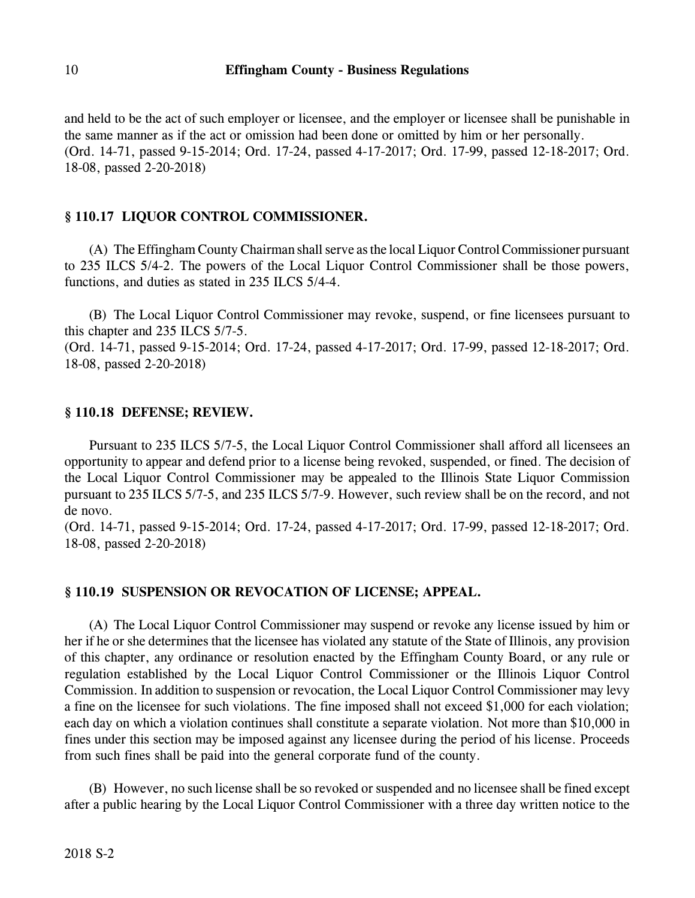and held to be the act of such employer or licensee, and the employer or licensee shall be punishable in the same manner as if the act or omission had been done or omitted by him or her personally.
(Ord. 14-71, passed 9-15-2014; Ord. 17-24, passed 4-17-2017; Ord. 17-99, passed 12-18-2017; Ord. 18-08, passed 2-20-2018)

### § 110.17 LIQUOR CONTROL COMMISSIONER.

(A) The Effingham County Chairman shall serve as the local Liquor Control Commissioner pursuant to 235 ILCS 5/4-2. The powers of the Local Liquor Control Commissioner shall be those powers, functions, and duties as stated in 235 ILCS 5/4-4.

(B) The Local Liquor Control Commissioner may revoke, suspend, or fine licensees pursuant to this chapter and 235 ILCS 5/7-5.
(Ord. 14-71, passed 9-15-2014; Ord. 17-24, passed 4-17-2017; Ord. 17-99, passed 12-18-2017; Ord. 18-08, passed 2-20-2018)

### § 110.18 DEFENSE; REVIEW.

Pursuant to 235 ILCS 5/7-5, the Local Liquor Control Commissioner shall afford all licensees an opportunity to appear and defend prior to a license being revoked, suspended, or fined. The decision of the Local Liquor Control Commissioner may be appealed to the Illinois State Liquor Commission pursuant to 235 ILCS 5/7-5, and 235 ILCS 5/7-9. However, such review shall be on the record, and not de novo.
(Ord. 14-71, passed 9-15-2014; Ord. 17-24, passed 4-17-2017; Ord. 17-99, passed 12-18-2017; Ord. 18-08, passed 2-20-2018)

### § 110.19 SUSPENSION OR REVOCATION OF LICENSE; APPEAL.

(A) The Local Liquor Control Commissioner may suspend or revoke any license issued by him or her if he or she determines that the licensee has violated any statute of the State of Illinois, any provision of this chapter, any ordinance or resolution enacted by the Effingham County Board, or any rule or regulation established by the Local Liquor Control Commissioner or the Illinois Liquor Control Commission. In addition to suspension or revocation, the Local Liquor Control Commissioner may levy a fine on the licensee for such violations. The fine imposed shall not exceed $1,000 for each violation; each day on which a violation continues shall constitute a separate violation. Not more than $10,000 in fines under this section may be imposed against any licensee during the period of his license. Proceeds from such fines shall be paid into the general corporate fund of the county.

(B) However, no such license shall be so revoked or suspended and no licensee shall be fined except after a public hearing by the Local Liquor Control Commissioner with a three day written notice to the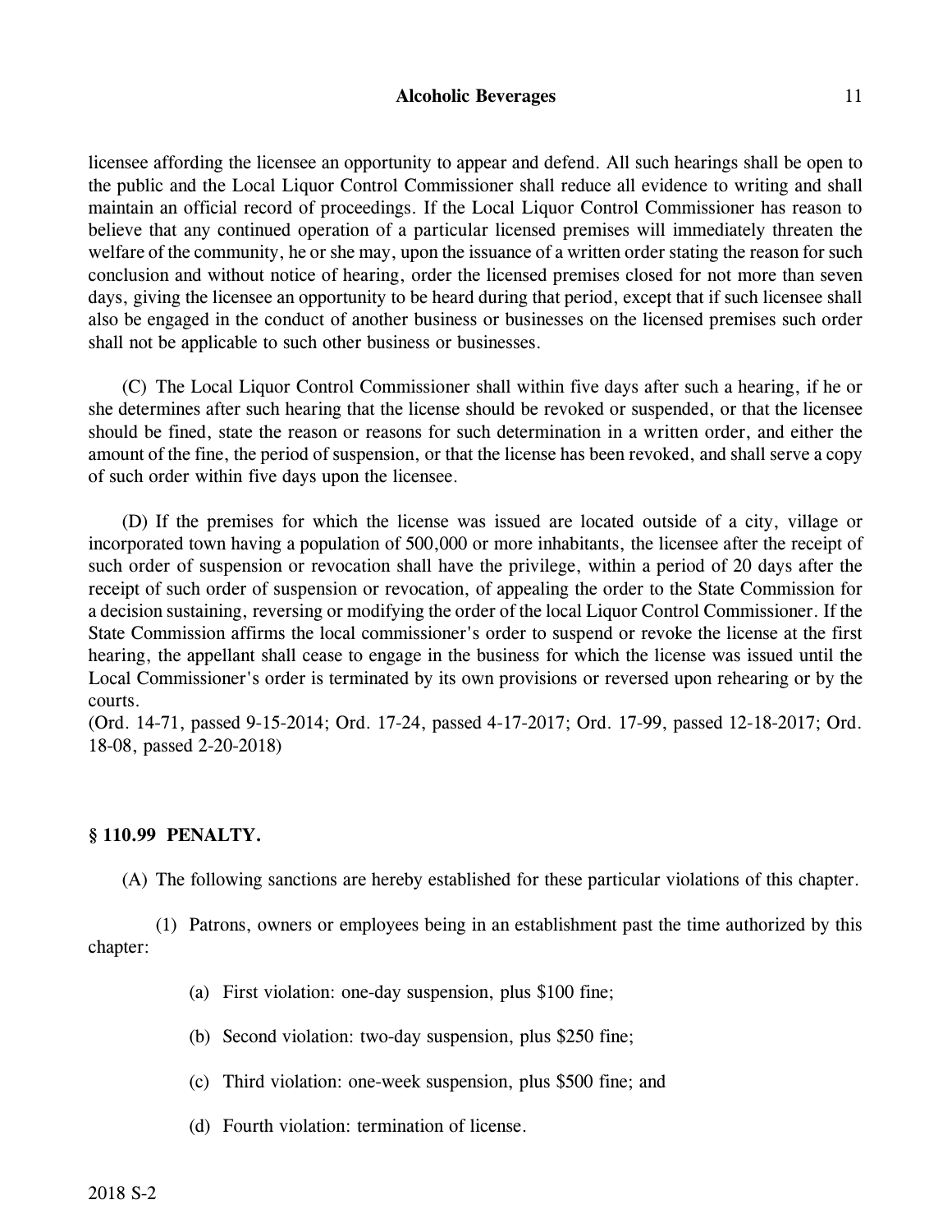licensee affording the licensee an opportunity to appear and defend. All such hearings shall be open to the public and the Local Liquor Control Commissioner shall reduce all evidence to writing and shall maintain an official record of proceedings. If the Local Liquor Control Commissioner has reason to believe that any continued operation of a particular licensed premises will immediately threaten the welfare of the community, he or she may, upon the issuance of a written order stating the reason for such conclusion and without notice of hearing, order the licensed premises closed for not more than seven days, giving the licensee an opportunity to be heard during that period, except that if such licensee shall also be engaged in the conduct of another business or businesses on the licensed premises such order shall not be applicable to such other business or businesses.

(C) The Local Liquor Control Commissioner shall within five days after such a hearing, if he or she determines after such hearing that the license should be revoked or suspended, or that the licensee should be fined, state the reason or reasons for such determination in a written order, and either the amount of the fine, the period of suspension, or that the license has been revoked, and shall serve a copy of such order within five days upon the licensee.

(D) If the premises for which the license was issued are located outside of a city, village or incorporated town having a population of 500,000 or more inhabitants, the licensee after the receipt of such order of suspension or revocation shall have the privilege, within a period of 20 days after the receipt of such order of suspension or revocation, of appealing the order to the State Commission for a decision sustaining, reversing or modifying the order of the local Liquor Control Commissioner. If the State Commission affirms the local commissioner's order to suspend or revoke the license at the first hearing, the appellant shall cease to engage in the business for which the license was issued until the Local Commissioner's order is terminated by its own provisions or reversed upon rehearing or by the courts.
(Ord. 14-71, passed 9-15-2014; Ord. 17-24, passed 4-17-2017; Ord. 17-99, passed 12-18-2017; Ord. 18-08, passed 2-20-2018)

## § 110.99 PENALTY.

(A) The following sanctions are hereby established for these particular violations of this chapter.

(1) Patrons, owners or employees being in an establishment past the time authorized by this chapter:

(a) First violation: one-day suspension, plus $100 fine;

(b) Second violation: two-day suspension, plus $250 fine;

(c) Third violation: one-week suspension, plus $500 fine; and

(d) Fourth violation: termination of license.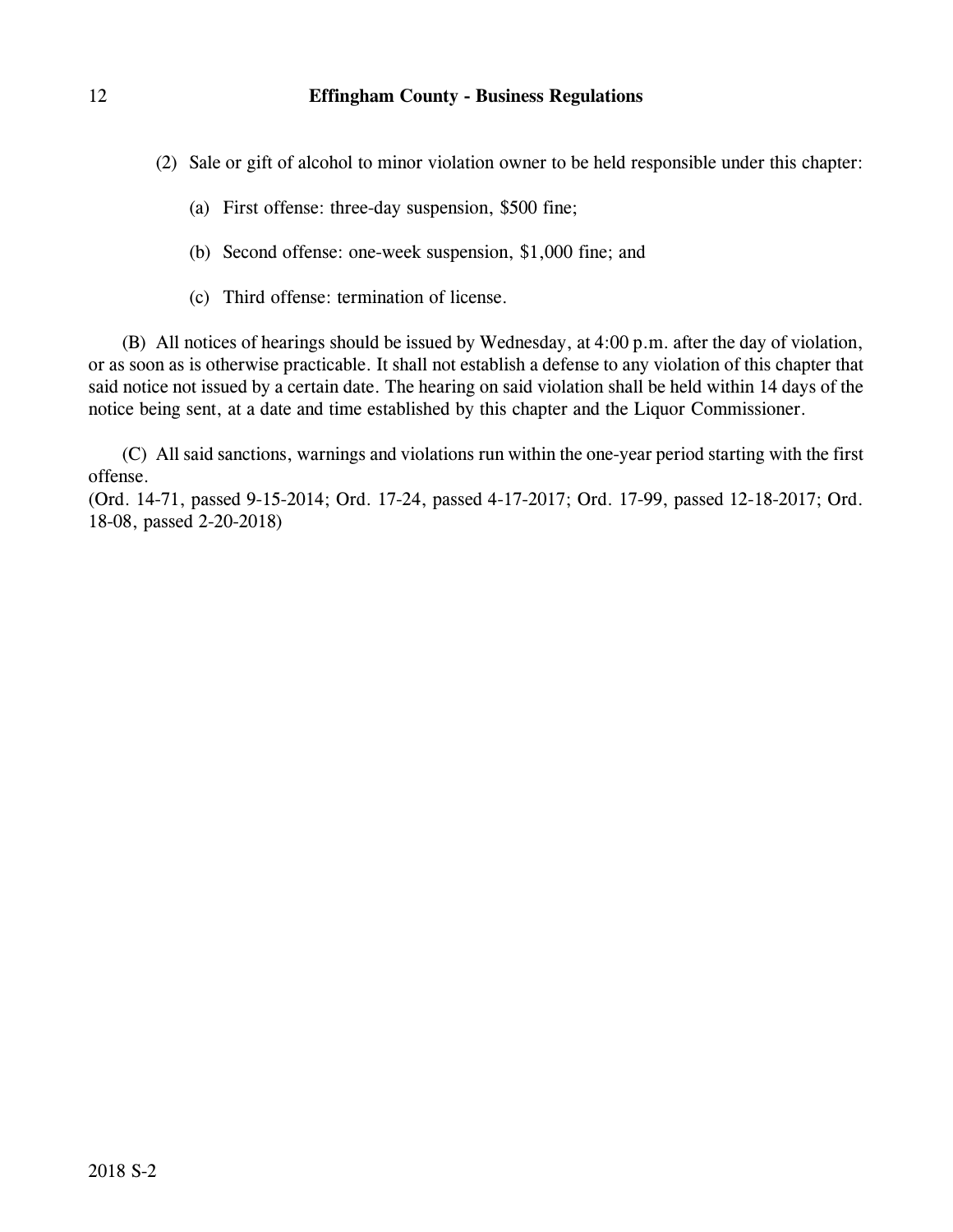(2) Sale or gift of alcohol to minor violation owner to be held responsible under this chapter:

(a) First offense: three-day suspension, $500 fine;

(b) Second offense: one-week suspension, $1,000 fine; and

(c) Third offense: termination of license.

(B) All notices of hearings should be issued by Wednesday, at 4:00 p.m. after the day of violation, or as soon as is otherwise practicable. It shall not establish a defense to any violation of this chapter that said notice not issued by a certain date. The hearing on said violation shall be held within 14 days of the notice being sent, at a date and time established by this chapter and the Liquor Commissioner.

(C) All said sanctions, warnings and violations run within the one-year period starting with the first offense.

(Ord. 14-71, passed 9-15-2014; Ord. 17-24, passed 4-17-2017; Ord. 17-99, passed 12-18-2017; Ord. 18-08, passed 2-20-2018)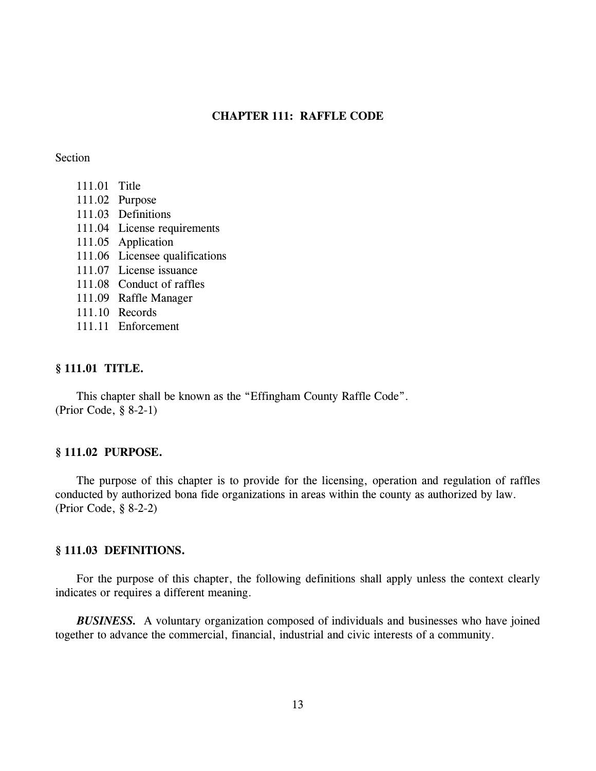# CHAPTER 111: RAFFLE CODE

Section

- 111.01 Title
- 111.02 Purpose
- 111.03 Definitions
- 111.04 License requirements
- 111.05 Application
- 111.06 Licensee qualifications
- 111.07 License issuance
- 111.08 Conduct of raffles
- 111.09 Raffle Manager
- 111.10 Records
- 111.11 Enforcement

### § 111.01 TITLE.

This chapter shall be known as the "Effingham County Raffle Code".
(Prior Code, § 8-2-1)

### § 111.02 PURPOSE.

The purpose of this chapter is to provide for the licensing, operation and regulation of raffles conducted by authorized bona fide organizations in areas within the county as authorized by law.
(Prior Code, § 8-2-2)

### § 111.03 DEFINITIONS.

For the purpose of this chapter, the following definitions shall apply unless the context clearly indicates or requires a different meaning.

***BUSINESS.*** A voluntary organization composed of individuals and businesses who have joined together to advance the commercial, financial, industrial and civic interests of a community.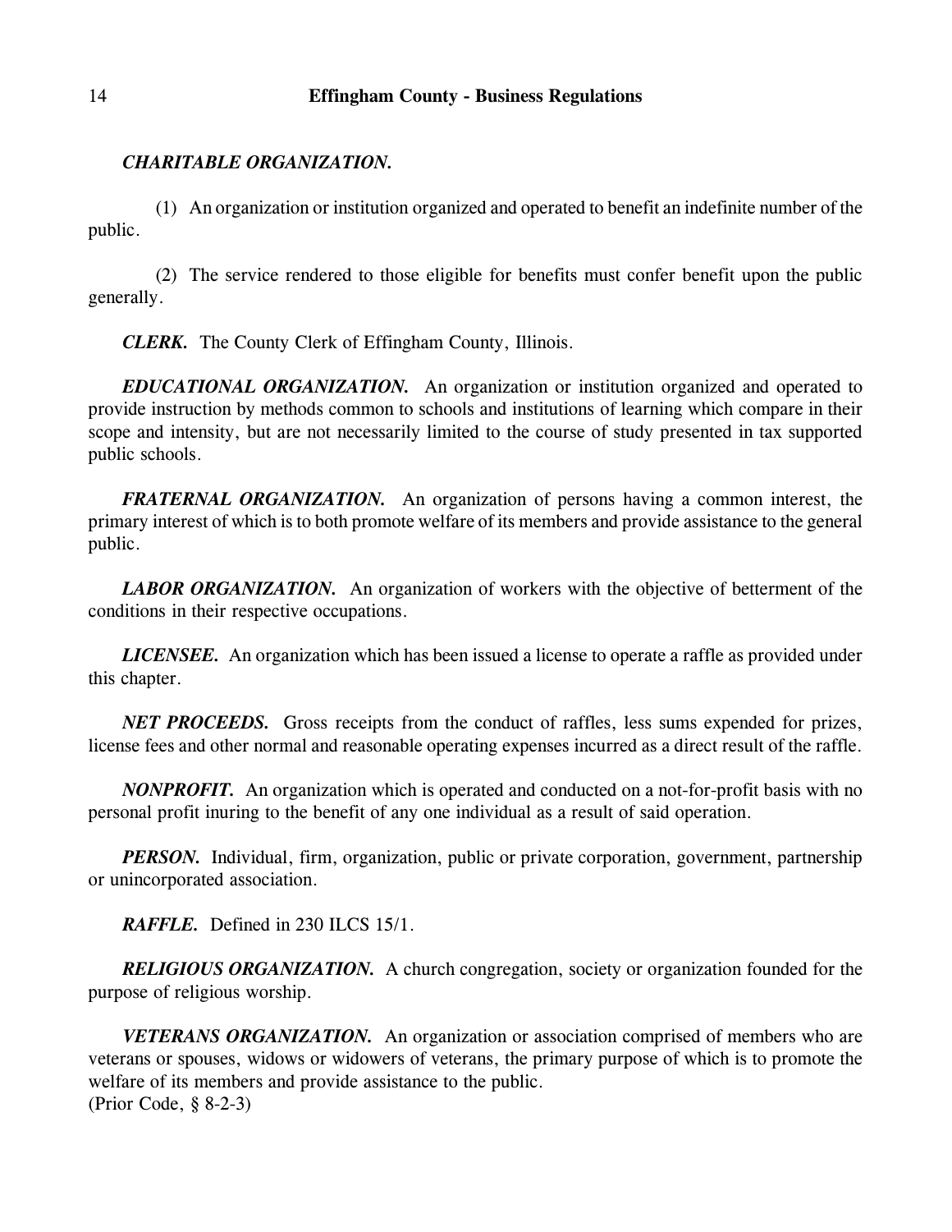***CHARITABLE ORGANIZATION.***

(1) An organization or institution organized and operated to benefit an indefinite number of the public.

(2) The service rendered to those eligible for benefits must confer benefit upon the public generally.

***CLERK.*** The County Clerk of Effingham County, Illinois.

***EDUCATIONAL ORGANIZATION.*** An organization or institution organized and operated to provide instruction by methods common to schools and institutions of learning which compare in their scope and intensity, but are not necessarily limited to the course of study presented in tax supported public schools.

***FRATERNAL ORGANIZATION.*** An organization of persons having a common interest, the primary interest of which is to both promote welfare of its members and provide assistance to the general public.

***LABOR ORGANIZATION.*** An organization of workers with the objective of betterment of the conditions in their respective occupations.

***LICENSEE.*** An organization which has been issued a license to operate a raffle as provided under this chapter.

***NET PROCEEDS.*** Gross receipts from the conduct of raffles, less sums expended for prizes, license fees and other normal and reasonable operating expenses incurred as a direct result of the raffle.

***NONPROFIT.*** An organization which is operated and conducted on a not-for-profit basis with no personal profit inuring to the benefit of any one individual as a result of said operation.

***PERSON.*** Individual, firm, organization, public or private corporation, government, partnership or unincorporated association.

***RAFFLE.*** Defined in 230 ILCS 15/1.

***RELIGIOUS ORGANIZATION.*** A church congregation, society or organization founded for the purpose of religious worship.

***VETERANS ORGANIZATION.*** An organization or association comprised of members who are veterans or spouses, widows or widowers of veterans, the primary purpose of which is to promote the welfare of its members and provide assistance to the public.
(Prior Code, § 8-2-3)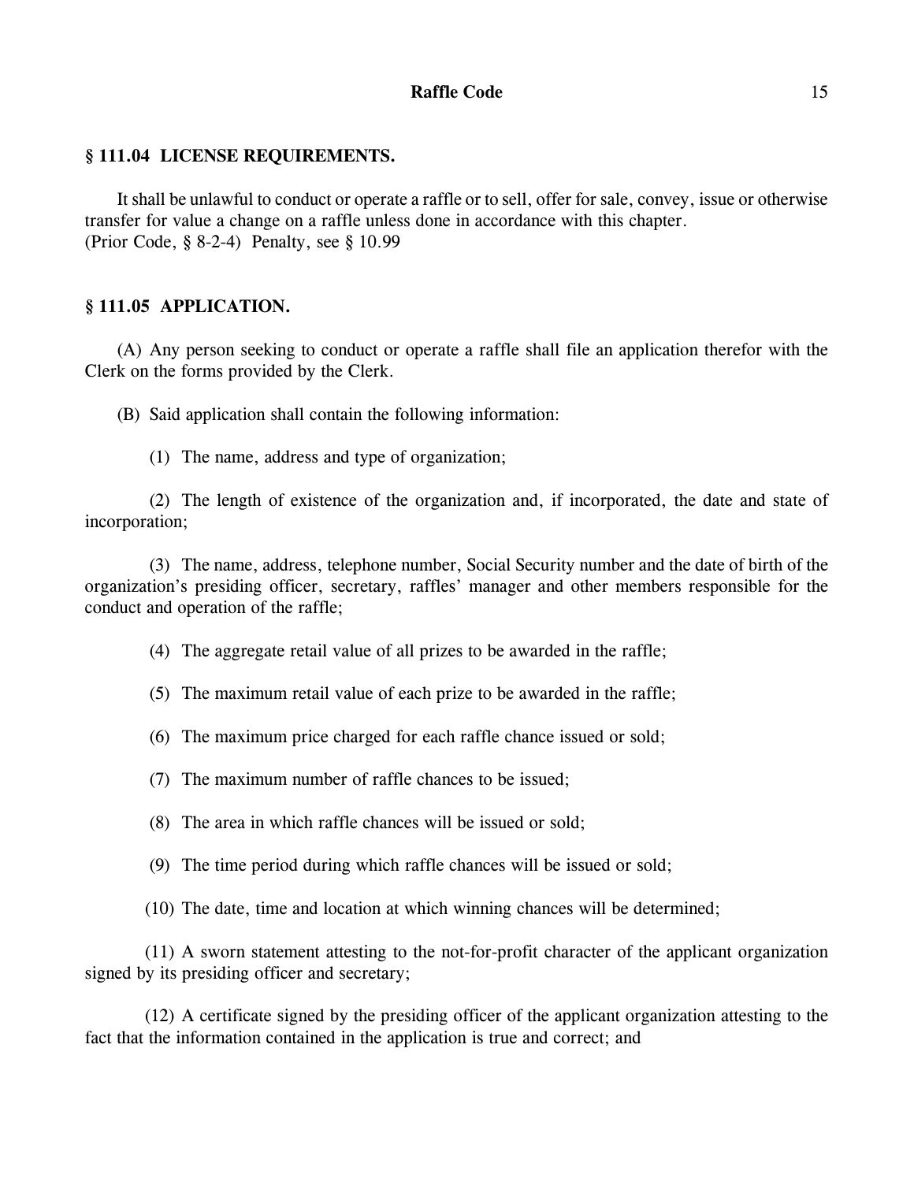## § 111.04 LICENSE REQUIREMENTS.

It shall be unlawful to conduct or operate a raffle or to sell, offer for sale, convey, issue or otherwise transfer for value a change on a raffle unless done in accordance with this chapter.
(Prior Code, § 8-2-4) Penalty, see § 10.99

## § 111.05 APPLICATION.

(A) Any person seeking to conduct or operate a raffle shall file an application therefor with the Clerk on the forms provided by the Clerk.

(B) Said application shall contain the following information:

(1) The name, address and type of organization;

(2) The length of existence of the organization and, if incorporated, the date and state of incorporation;

(3) The name, address, telephone number, Social Security number and the date of birth of the organization's presiding officer, secretary, raffles' manager and other members responsible for the conduct and operation of the raffle;

(4) The aggregate retail value of all prizes to be awarded in the raffle;

(5) The maximum retail value of each prize to be awarded in the raffle;

(6) The maximum price charged for each raffle chance issued or sold;

(7) The maximum number of raffle chances to be issued;

(8) The area in which raffle chances will be issued or sold;

(9) The time period during which raffle chances will be issued or sold;

(10) The date, time and location at which winning chances will be determined;

(11) A sworn statement attesting to the not-for-profit character of the applicant organization signed by its presiding officer and secretary;

(12) A certificate signed by the presiding officer of the applicant organization attesting to the fact that the information contained in the application is true and correct; and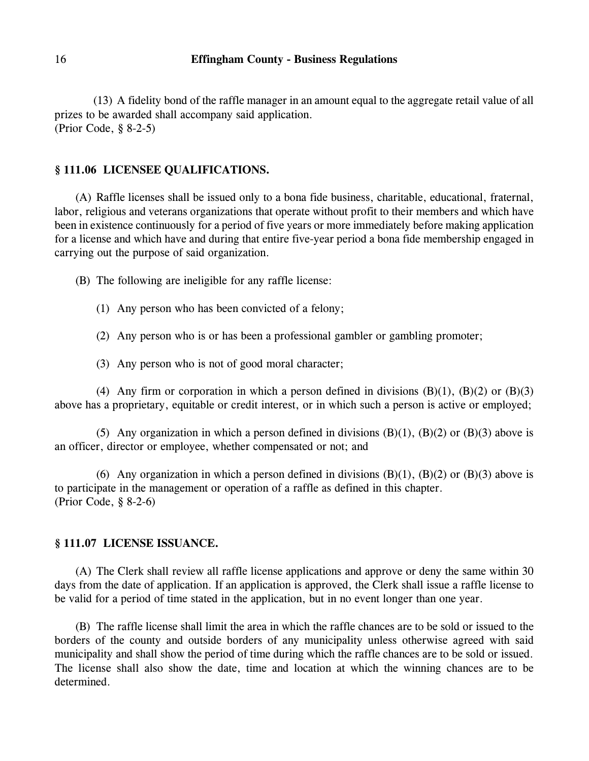(13) A fidelity bond of the raffle manager in an amount equal to the aggregate retail value of all prizes to be awarded shall accompany said application.
(Prior Code, § 8-2-5)

### § 111.06 LICENSEE QUALIFICATIONS.

(A) Raffle licenses shall be issued only to a bona fide business, charitable, educational, fraternal, labor, religious and veterans organizations that operate without profit to their members and which have been in existence continuously for a period of five years or more immediately before making application for a license and which have and during that entire five-year period a bona fide membership engaged in carrying out the purpose of said organization.

(B) The following are ineligible for any raffle license:

(1) Any person who has been convicted of a felony;

(2) Any person who is or has been a professional gambler or gambling promoter;

(3) Any person who is not of good moral character;

(4) Any firm or corporation in which a person defined in divisions (B)(1), (B)(2) or (B)(3) above has a proprietary, equitable or credit interest, or in which such a person is active or employed;

(5) Any organization in which a person defined in divisions (B)(1), (B)(2) or (B)(3) above is an officer, director or employee, whether compensated or not; and

(6) Any organization in which a person defined in divisions (B)(1), (B)(2) or (B)(3) above is to participate in the management or operation of a raffle as defined in this chapter.
(Prior Code, § 8-2-6)

### § 111.07 LICENSE ISSUANCE.

(A) The Clerk shall review all raffle license applications and approve or deny the same within 30 days from the date of application. If an application is approved, the Clerk shall issue a raffle license to be valid for a period of time stated in the application, but in no event longer than one year.

(B) The raffle license shall limit the area in which the raffle chances are to be sold or issued to the borders of the county and outside borders of any municipality unless otherwise agreed with said municipality and shall show the period of time during which the raffle chances are to be sold or issued. The license shall also show the date, time and location at which the winning chances are to be determined.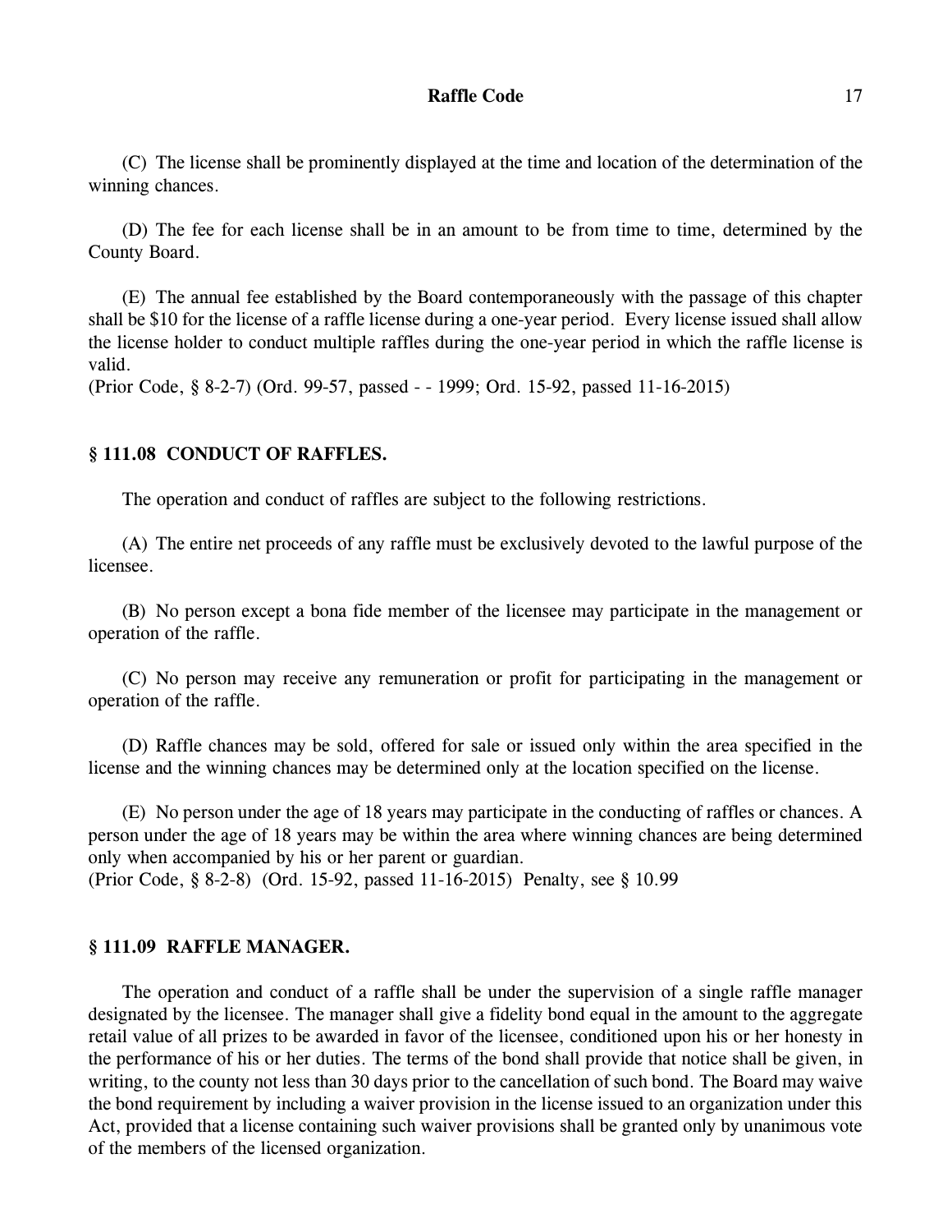(C) The license shall be prominently displayed at the time and location of the determination of the winning chances.

(D) The fee for each license shall be in an amount to be from time to time, determined by the County Board.

(E) The annual fee established by the Board contemporaneously with the passage of this chapter shall be $10 for the license of a raffle license during a one-year period. Every license issued shall allow the license holder to conduct multiple raffles during the one-year period in which the raffle license is valid.
(Prior Code, § 8-2-7) (Ord. 99-57, passed - - 1999; Ord. 15-92, passed 11-16-2015)

### § 111.08 CONDUCT OF RAFFLES.

The operation and conduct of raffles are subject to the following restrictions.

(A) The entire net proceeds of any raffle must be exclusively devoted to the lawful purpose of the licensee.

(B) No person except a bona fide member of the licensee may participate in the management or operation of the raffle.

(C) No person may receive any remuneration or profit for participating in the management or operation of the raffle.

(D) Raffle chances may be sold, offered for sale or issued only within the area specified in the license and the winning chances may be determined only at the location specified on the license.

(E) No person under the age of 18 years may participate in the conducting of raffles or chances. A person under the age of 18 years may be within the area where winning chances are being determined only when accompanied by his or her parent or guardian.
(Prior Code, § 8-2-8) (Ord. 15-92, passed 11-16-2015) Penalty, see § 10.99

### § 111.09 RAFFLE MANAGER.

The operation and conduct of a raffle shall be under the supervision of a single raffle manager designated by the licensee. The manager shall give a fidelity bond equal in the amount to the aggregate retail value of all prizes to be awarded in favor of the licensee, conditioned upon his or her honesty in the performance of his or her duties. The terms of the bond shall provide that notice shall be given, in writing, to the county not less than 30 days prior to the cancellation of such bond. The Board may waive the bond requirement by including a waiver provision in the license issued to an organization under this Act, provided that a license containing such waiver provisions shall be granted only by unanimous vote of the members of the licensed organization.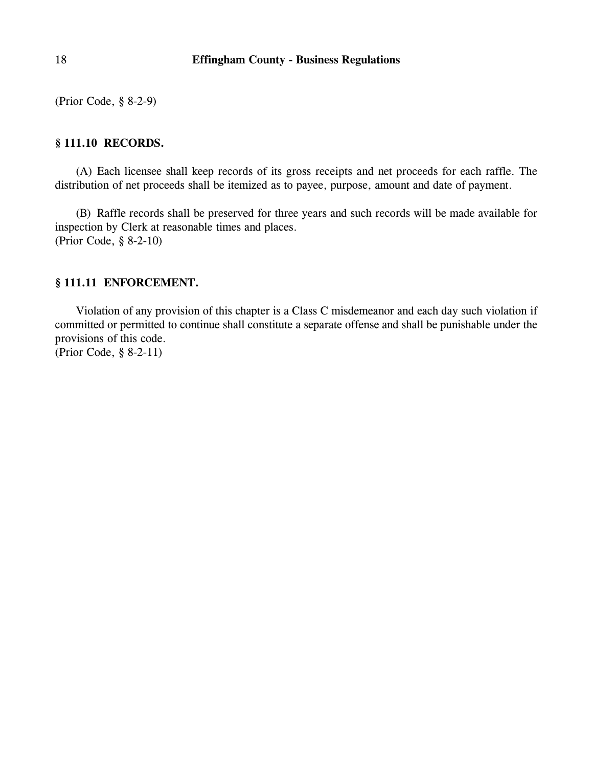(Prior Code, § 8-2-9)

### § 111.10 RECORDS.

(A) Each licensee shall keep records of its gross receipts and net proceeds for each raffle. The distribution of net proceeds shall be itemized as to payee, purpose, amount and date of payment.

(B) Raffle records shall be preserved for three years and such records will be made available for inspection by Clerk at reasonable times and places.
(Prior Code, § 8-2-10)

### § 111.11 ENFORCEMENT.

Violation of any provision of this chapter is a Class C misdemeanor and each day such violation if committed or permitted to continue shall constitute a separate offense and shall be punishable under the provisions of this code.
(Prior Code, § 8-2-11)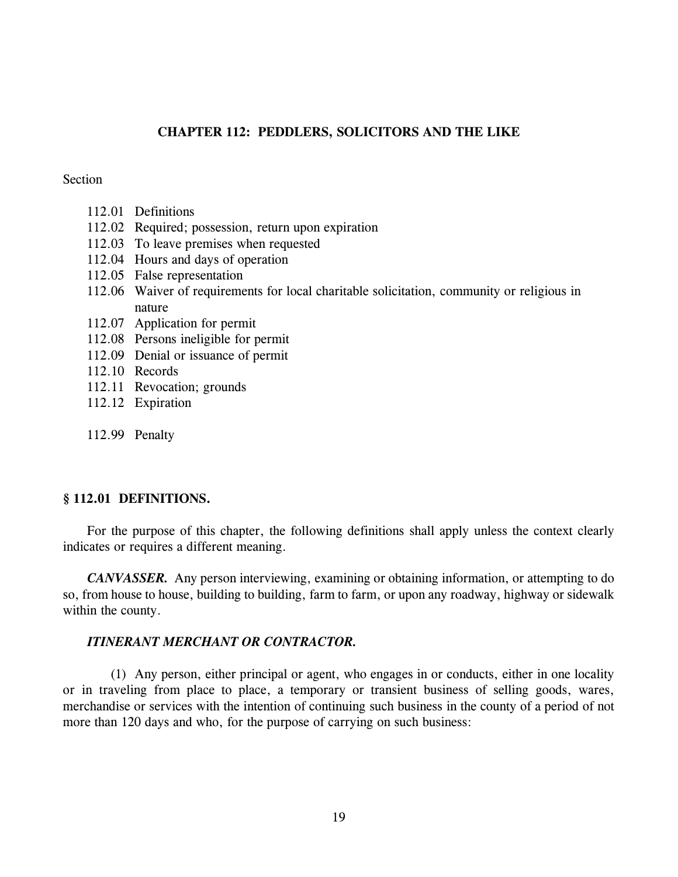# CHAPTER 112: PEDDLERS, SOLICITORS AND THE LIKE

Section

- 112.01 Definitions
- 112.02 Required; possession, return upon expiration
- 112.03 To leave premises when requested
- 112.04 Hours and days of operation
- 112.05 False representation
- 112.06 Waiver of requirements for local charitable solicitation, community or religious in nature
- 112.07 Application for permit
- 112.08 Persons ineligible for permit
- 112.09 Denial or issuance of permit
- 112.10 Records
- 112.11 Revocation; grounds
- 112.12 Expiration

- 112.99 Penalty

## § 112.01 DEFINITIONS.

For the purpose of this chapter, the following definitions shall apply unless the context clearly indicates or requires a different meaning.

***CANVASSER.*** Any person interviewing, examining or obtaining information, or attempting to do so, from house to house, building to building, farm to farm, or upon any roadway, highway or sidewalk within the county.

***ITINERANT MERCHANT OR CONTRACTOR.***

(1) Any person, either principal or agent, who engages in or conducts, either in one locality or in traveling from place to place, a temporary or transient business of selling goods, wares, merchandise or services with the intention of continuing such business in the county of a period of not more than 120 days and who, for the purpose of carrying on such business: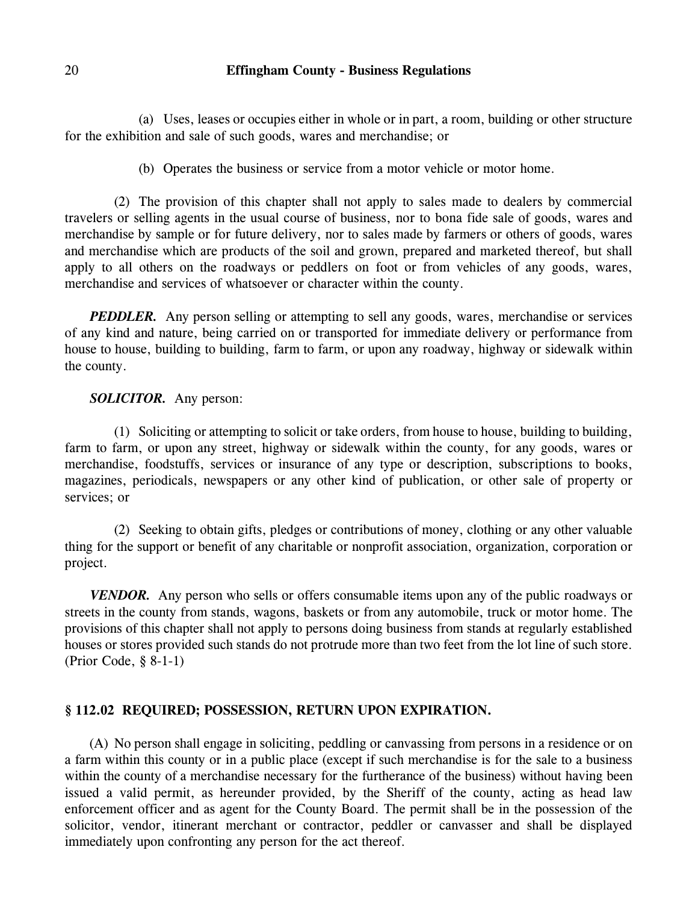(a) Uses, leases or occupies either in whole or in part, a room, building or other structure for the exhibition and sale of such goods, wares and merchandise; or

(b) Operates the business or service from a motor vehicle or motor home.

(2) The provision of this chapter shall not apply to sales made to dealers by commercial travelers or selling agents in the usual course of business, nor to bona fide sale of goods, wares and merchandise by sample or for future delivery, nor to sales made by farmers or others of goods, wares and merchandise which are products of the soil and grown, prepared and marketed thereof, but shall apply to all others on the roadways or peddlers on foot or from vehicles of any goods, wares, merchandise and services of whatsoever or character within the county.

***PEDDLER.*** Any person selling or attempting to sell any goods, wares, merchandise or services of any kind and nature, being carried on or transported for immediate delivery or performance from house to house, building to building, farm to farm, or upon any roadway, highway or sidewalk within the county.

***SOLICITOR.*** Any person:

(1) Soliciting or attempting to solicit or take orders, from house to house, building to building, farm to farm, or upon any street, highway or sidewalk within the county, for any goods, wares or merchandise, foodstuffs, services or insurance of any type or description, subscriptions to books, magazines, periodicals, newspapers or any other kind of publication, or other sale of property or services; or

(2) Seeking to obtain gifts, pledges or contributions of money, clothing or any other valuable thing for the support or benefit of any charitable or nonprofit association, organization, corporation or project.

***VENDOR.*** Any person who sells or offers consumable items upon any of the public roadways or streets in the county from stands, wagons, baskets or from any automobile, truck or motor home. The provisions of this chapter shall not apply to persons doing business from stands at regularly established houses or stores provided such stands do not protrude more than two feet from the lot line of such store. (Prior Code, § 8-1-1)

### § 112.02 REQUIRED; POSSESSION, RETURN UPON EXPIRATION.

(A) No person shall engage in soliciting, peddling or canvassing from persons in a residence or on a farm within this county or in a public place (except if such merchandise is for the sale to a business within the county of a merchandise necessary for the furtherance of the business) without having been issued a valid permit, as hereunder provided, by the Sheriff of the county, acting as head law enforcement officer and as agent for the County Board. The permit shall be in the possession of the solicitor, vendor, itinerant merchant or contractor, peddler or canvasser and shall be displayed immediately upon confronting any person for the act thereof.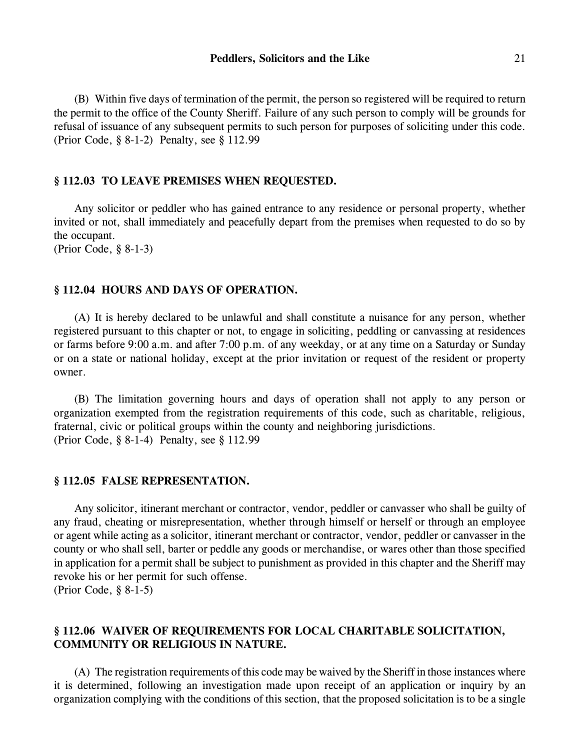(B) Within five days of termination of the permit, the person so registered will be required to return the permit to the office of the County Sheriff. Failure of any such person to comply will be grounds for refusal of issuance of any subsequent permits to such person for purposes of soliciting under this code.
(Prior Code, § 8-1-2) Penalty, see § 112.99

### § 112.03 TO LEAVE PREMISES WHEN REQUESTED.

Any solicitor or peddler who has gained entrance to any residence or personal property, whether invited or not, shall immediately and peacefully depart from the premises when requested to do so by the occupant.
(Prior Code, § 8-1-3)

### § 112.04 HOURS AND DAYS OF OPERATION.

(A) It is hereby declared to be unlawful and shall constitute a nuisance for any person, whether registered pursuant to this chapter or not, to engage in soliciting, peddling or canvassing at residences or farms before 9:00 a.m. and after 7:00 p.m. of any weekday, or at any time on a Saturday or Sunday or on a state or national holiday, except at the prior invitation or request of the resident or property owner.

(B) The limitation governing hours and days of operation shall not apply to any person or organization exempted from the registration requirements of this code, such as charitable, religious, fraternal, civic or political groups within the county and neighboring jurisdictions.
(Prior Code, § 8-1-4) Penalty, see § 112.99

### § 112.05 FALSE REPRESENTATION.

Any solicitor, itinerant merchant or contractor, vendor, peddler or canvasser who shall be guilty of any fraud, cheating or misrepresentation, whether through himself or herself or through an employee or agent while acting as a solicitor, itinerant merchant or contractor, vendor, peddler or canvasser in the county or who shall sell, barter or peddle any goods or merchandise, or wares other than those specified in application for a permit shall be subject to punishment as provided in this chapter and the Sheriff may revoke his or her permit for such offense.
(Prior Code, § 8-1-5)

### § 112.06 WAIVER OF REQUIREMENTS FOR LOCAL CHARITABLE SOLICITATION, COMMUNITY OR RELIGIOUS IN NATURE.

(A) The registration requirements of this code may be waived by the Sheriff in those instances where it is determined, following an investigation made upon receipt of an application or inquiry by an organization complying with the conditions of this section, that the proposed solicitation is to be a single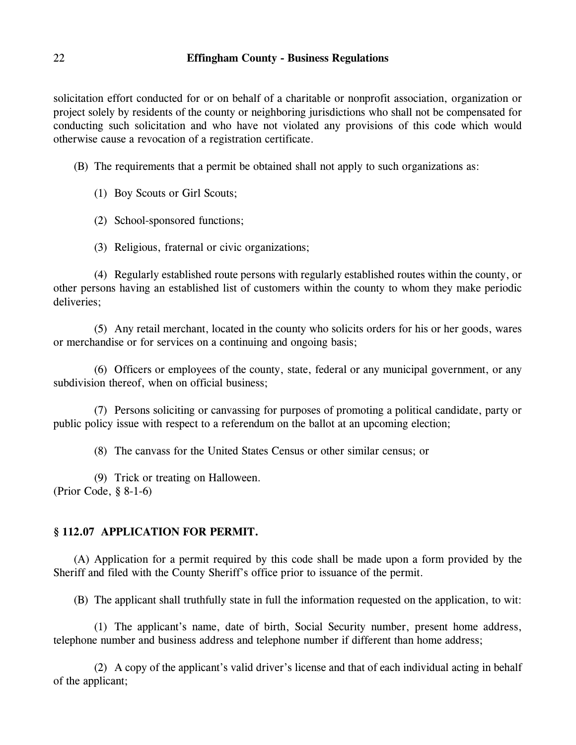solicitation effort conducted for or on behalf of a charitable or nonprofit association, organization or project solely by residents of the county or neighboring jurisdictions who shall not be compensated for conducting such solicitation and who have not violated any provisions of this code which would otherwise cause a revocation of a registration certificate.

(B) The requirements that a permit be obtained shall not apply to such organizations as:

(1) Boy Scouts or Girl Scouts;

(2) School-sponsored functions;

(3) Religious, fraternal or civic organizations;

(4) Regularly established route persons with regularly established routes within the county, or other persons having an established list of customers within the county to whom they make periodic deliveries;

(5) Any retail merchant, located in the county who solicits orders for his or her goods, wares or merchandise or for services on a continuing and ongoing basis;

(6) Officers or employees of the county, state, federal or any municipal government, or any subdivision thereof, when on official business;

(7) Persons soliciting or canvassing for purposes of promoting a political candidate, party or public policy issue with respect to a referendum on the ballot at an upcoming election;

(8) The canvass for the United States Census or other similar census; or

(9) Trick or treating on Halloween.
(Prior Code, § 8-1-6)

### § 112.07 APPLICATION FOR PERMIT.

(A) Application for a permit required by this code shall be made upon a form provided by the Sheriff and filed with the County Sheriff's office prior to issuance of the permit.

(B) The applicant shall truthfully state in full the information requested on the application, to wit:

(1) The applicant's name, date of birth, Social Security number, present home address, telephone number and business address and telephone number if different than home address;

(2) A copy of the applicant's valid driver's license and that of each individual acting in behalf of the applicant;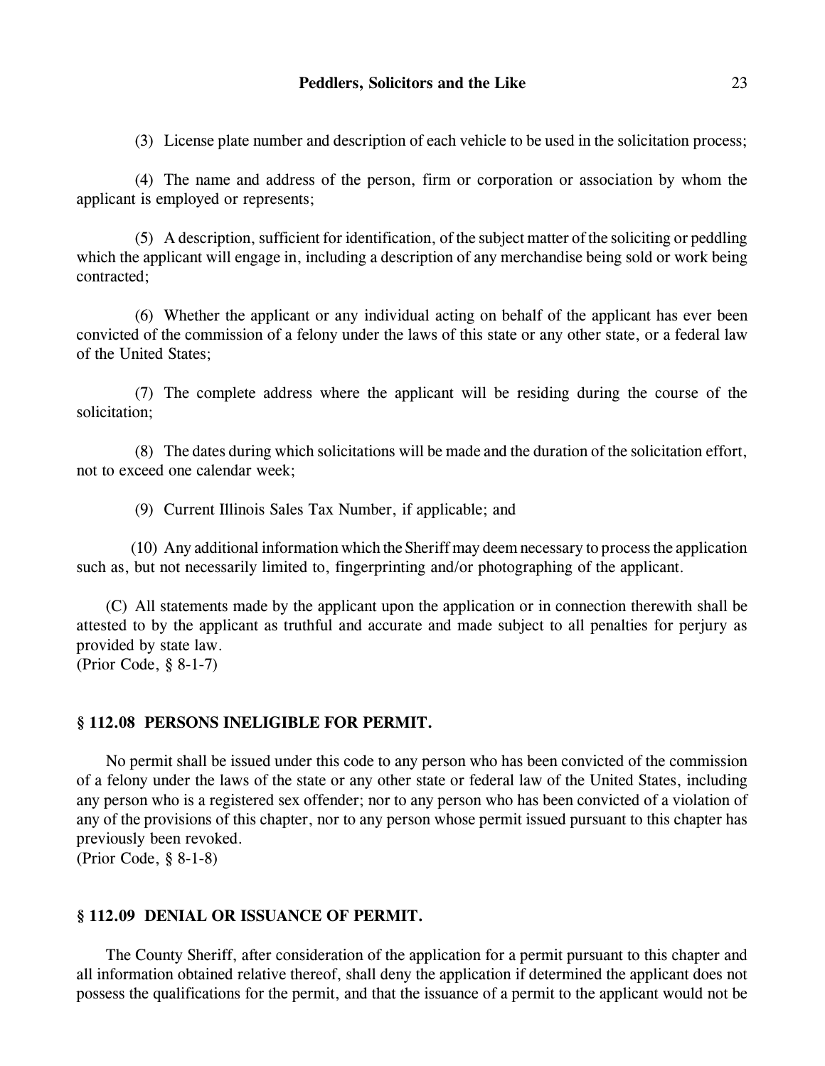(3) License plate number and description of each vehicle to be used in the solicitation process;

(4) The name and address of the person, firm or corporation or association by whom the applicant is employed or represents;

(5) A description, sufficient for identification, of the subject matter of the soliciting or peddling which the applicant will engage in, including a description of any merchandise being sold or work being contracted;

(6) Whether the applicant or any individual acting on behalf of the applicant has ever been convicted of the commission of a felony under the laws of this state or any other state, or a federal law of the United States;

(7) The complete address where the applicant will be residing during the course of the solicitation;

(8) The dates during which solicitations will be made and the duration of the solicitation effort, not to exceed one calendar week;

(9) Current Illinois Sales Tax Number, if applicable; and

(10) Any additional information which the Sheriff may deem necessary to process the application such as, but not necessarily limited to, fingerprinting and/or photographing of the applicant.

(C) All statements made by the applicant upon the application or in connection therewith shall be attested to by the applicant as truthful and accurate and made subject to all penalties for perjury as provided by state law.
(Prior Code, § 8-1-7)

### § 112.08 PERSONS INELIGIBLE FOR PERMIT.

No permit shall be issued under this code to any person who has been convicted of the commission of a felony under the laws of the state or any other state or federal law of the United States, including any person who is a registered sex offender; nor to any person who has been convicted of a violation of any of the provisions of this chapter, nor to any person whose permit issued pursuant to this chapter has previously been revoked.
(Prior Code, § 8-1-8)

### § 112.09 DENIAL OR ISSUANCE OF PERMIT.

The County Sheriff, after consideration of the application for a permit pursuant to this chapter and all information obtained relative thereof, shall deny the application if determined the applicant does not possess the qualifications for the permit, and that the issuance of a permit to the applicant would not be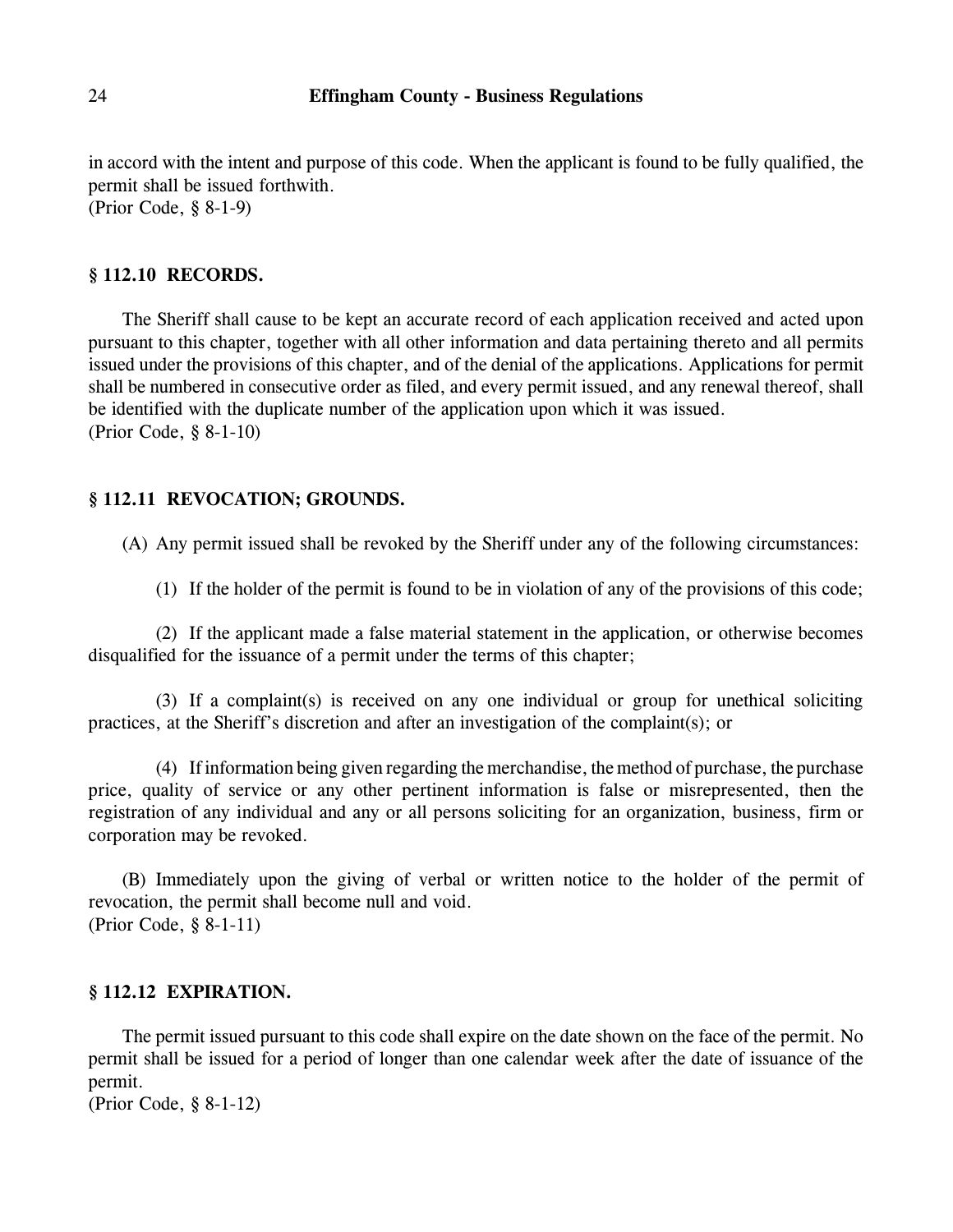in accord with the intent and purpose of this code. When the applicant is found to be fully qualified, the permit shall be issued forthwith.
(Prior Code, § 8-1-9)

### § 112.10 RECORDS.

The Sheriff shall cause to be kept an accurate record of each application received and acted upon pursuant to this chapter, together with all other information and data pertaining thereto and all permits issued under the provisions of this chapter, and of the denial of the applications. Applications for permit shall be numbered in consecutive order as filed, and every permit issued, and any renewal thereof, shall be identified with the duplicate number of the application upon which it was issued.
(Prior Code, § 8-1-10)

### § 112.11 REVOCATION; GROUNDS.

(A) Any permit issued shall be revoked by the Sheriff under any of the following circumstances:

(1) If the holder of the permit is found to be in violation of any of the provisions of this code;

(2) If the applicant made a false material statement in the application, or otherwise becomes disqualified for the issuance of a permit under the terms of this chapter;

(3) If a complaint(s) is received on any one individual or group for unethical soliciting practices, at the Sheriff's discretion and after an investigation of the complaint(s); or

(4) If information being given regarding the merchandise, the method of purchase, the purchase price, quality of service or any other pertinent information is false or misrepresented, then the registration of any individual and any or all persons soliciting for an organization, business, firm or corporation may be revoked.

(B) Immediately upon the giving of verbal or written notice to the holder of the permit of revocation, the permit shall become null and void.
(Prior Code, § 8-1-11)

### § 112.12 EXPIRATION.

The permit issued pursuant to this code shall expire on the date shown on the face of the permit. No permit shall be issued for a period of longer than one calendar week after the date of issuance of the permit.
(Prior Code, § 8-1-12)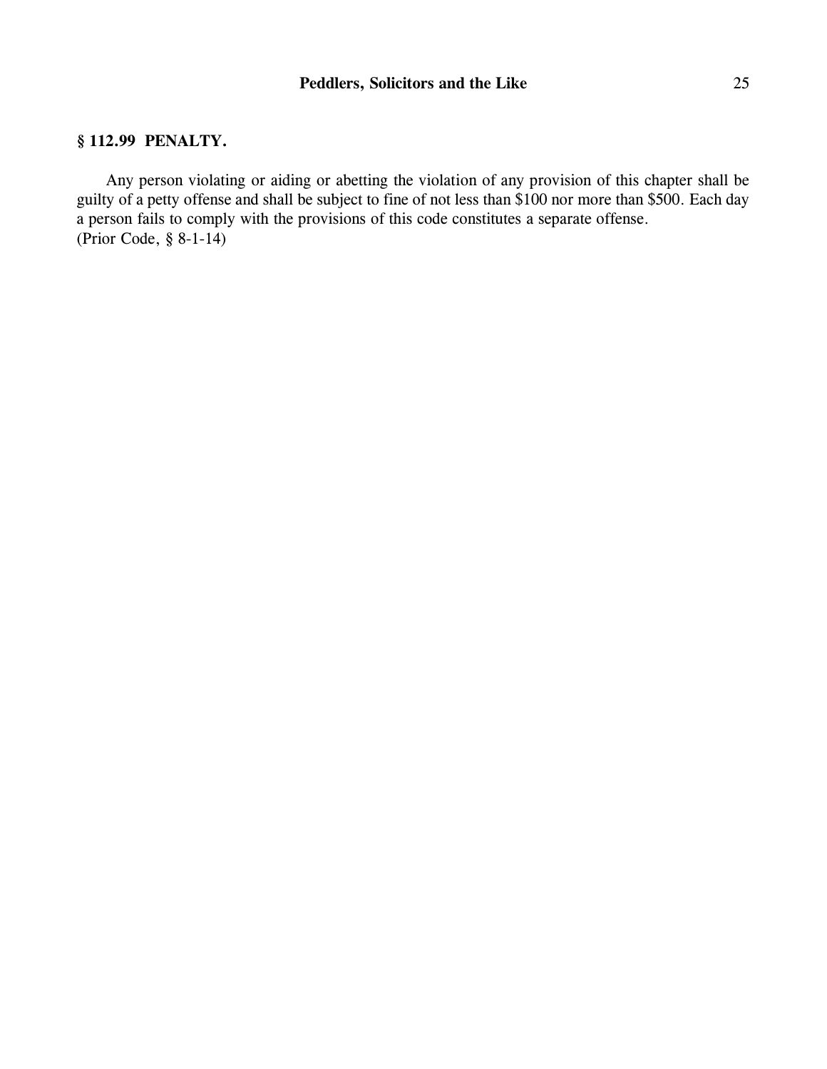## § 112.99 PENALTY.

Any person violating or aiding or abetting the violation of any provision of this chapter shall be guilty of a petty offense and shall be subject to fine of not less than $100 nor more than $500. Each day a person fails to comply with the provisions of this code constitutes a separate offense.
(Prior Code, § 8-1-14)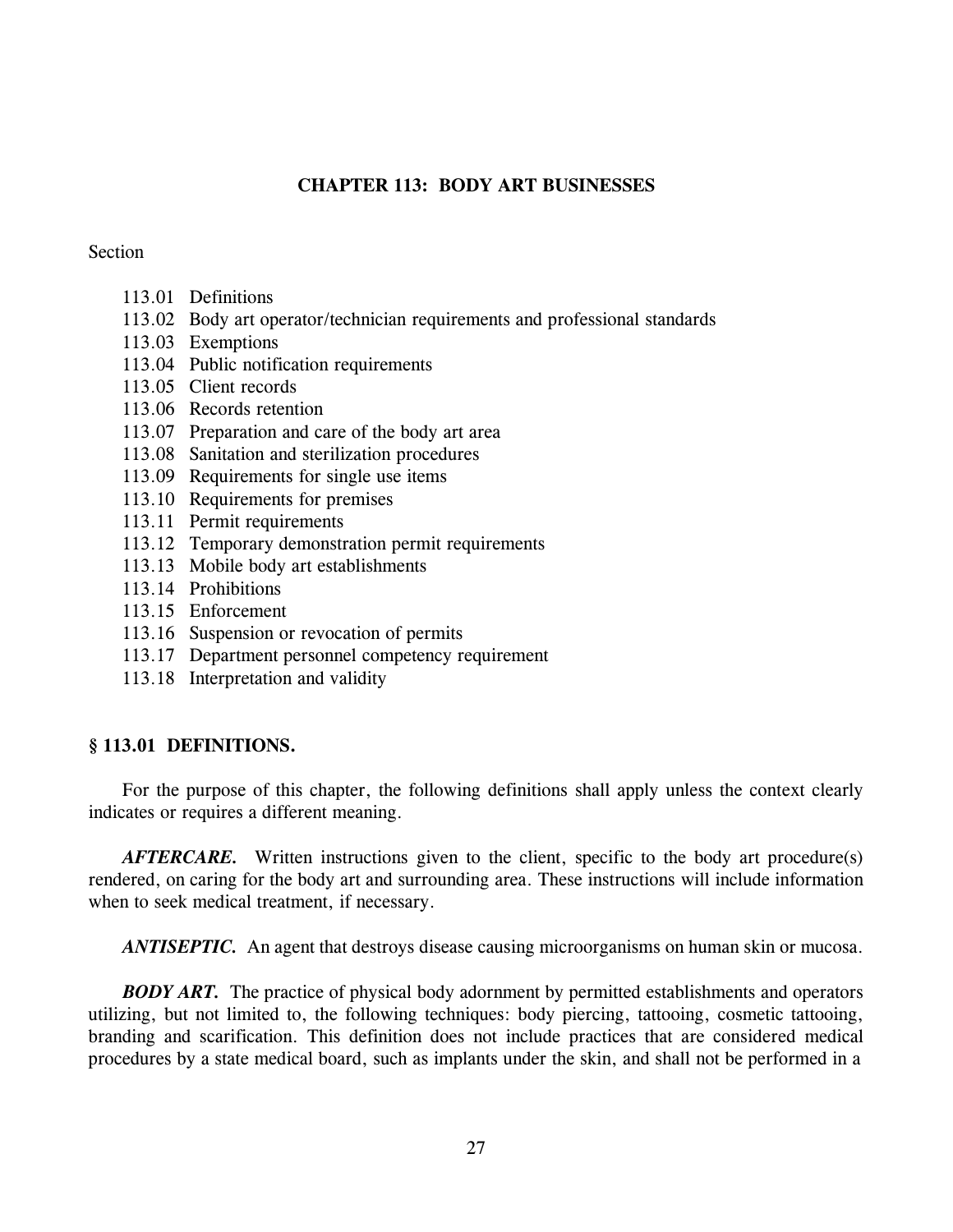# CHAPTER 113: BODY ART BUSINESSES

Section

113.01 Definitions
113.02 Body art operator/technician requirements and professional standards
113.03 Exemptions
113.04 Public notification requirements
113.05 Client records
113.06 Records retention
113.07 Preparation and care of the body art area
113.08 Sanitation and sterilization procedures
113.09 Requirements for single use items
113.10 Requirements for premises
113.11 Permit requirements
113.12 Temporary demonstration permit requirements
113.13 Mobile body art establishments
113.14 Prohibitions
113.15 Enforcement
113.16 Suspension or revocation of permits
113.17 Department personnel competency requirement
113.18 Interpretation and validity

## § 113.01 DEFINITIONS.

For the purpose of this chapter, the following definitions shall apply unless the context clearly indicates or requires a different meaning.

***AFTERCARE.*** Written instructions given to the client, specific to the body art procedure(s) rendered, on caring for the body art and surrounding area. These instructions will include information when to seek medical treatment, if necessary.

***ANTISEPTIC.*** An agent that destroys disease causing microorganisms on human skin or mucosa.

***BODY ART.*** The practice of physical body adornment by permitted establishments and operators utilizing, but not limited to, the following techniques: body piercing, tattooing, cosmetic tattooing, branding and scarification. This definition does not include practices that are considered medical procedures by a state medical board, such as implants under the skin, and shall not be performed in a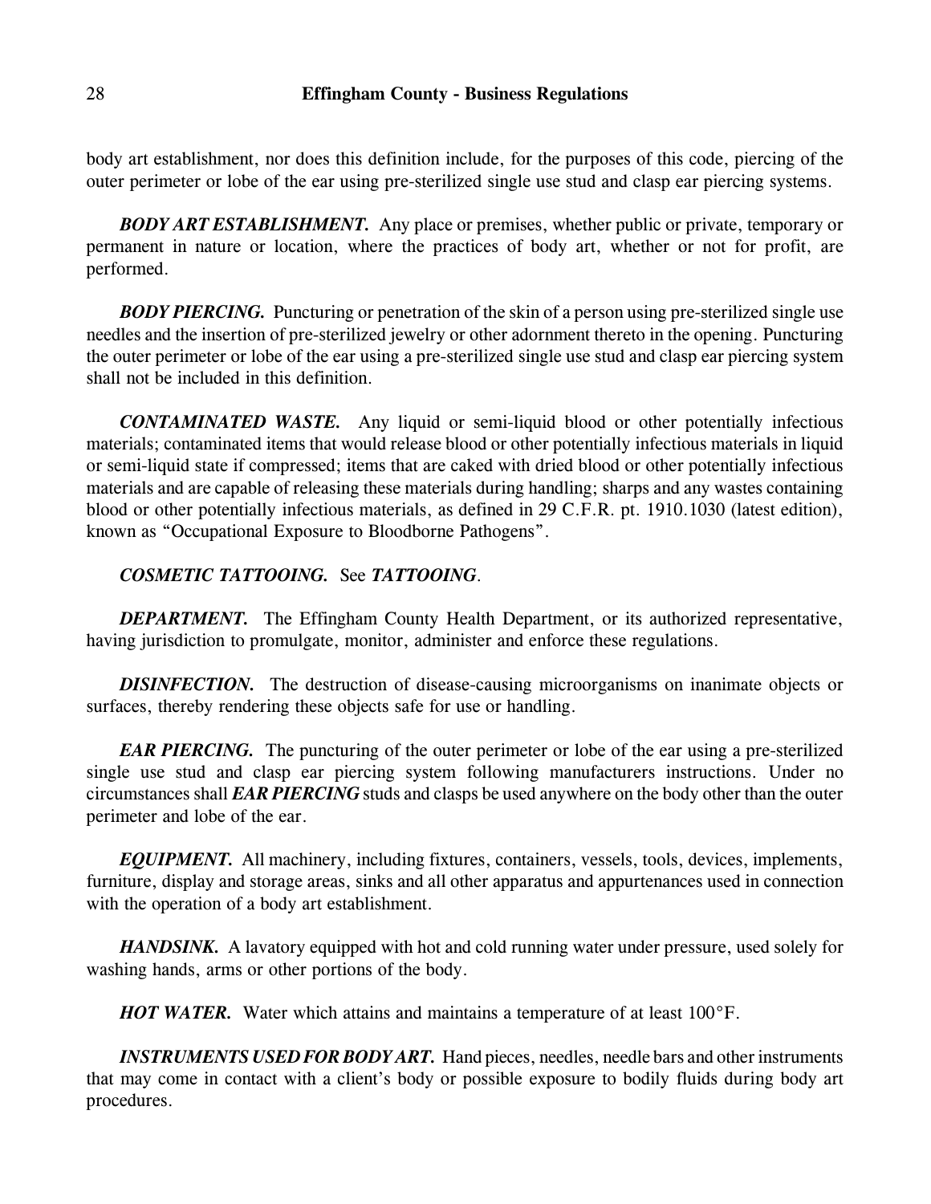body art establishment, nor does this definition include, for the purposes of this code, piercing of the outer perimeter or lobe of the ear using pre-sterilized single use stud and clasp ear piercing systems.

***BODY ART ESTABLISHMENT.*** Any place or premises, whether public or private, temporary or permanent in nature or location, where the practices of body art, whether or not for profit, are performed.

***BODY PIERCING.*** Puncturing or penetration of the skin of a person using pre-sterilized single use needles and the insertion of pre-sterilized jewelry or other adornment thereto in the opening. Puncturing the outer perimeter or lobe of the ear using a pre-sterilized single use stud and clasp ear piercing system shall not be included in this definition.

***CONTAMINATED WASTE.*** Any liquid or semi-liquid blood or other potentially infectious materials; contaminated items that would release blood or other potentially infectious materials in liquid or semi-liquid state if compressed; items that are caked with dried blood or other potentially infectious materials and are capable of releasing these materials during handling; sharps and any wastes containing blood or other potentially infectious materials, as defined in 29 C.F.R. pt. 1910.1030 (latest edition), known as "Occupational Exposure to Bloodborne Pathogens".

***COSMETIC TATTOOING.*** See ***TATTOOING***.

***DEPARTMENT.*** The Effingham County Health Department, or its authorized representative, having jurisdiction to promulgate, monitor, administer and enforce these regulations.

***DISINFECTION.*** The destruction of disease-causing microorganisms on inanimate objects or surfaces, thereby rendering these objects safe for use or handling.

***EAR PIERCING.*** The puncturing of the outer perimeter or lobe of the ear using a pre-sterilized single use stud and clasp ear piercing system following manufacturers instructions. Under no circumstances shall ***EAR PIERCING*** studs and clasps be used anywhere on the body other than the outer perimeter and lobe of the ear.

***EQUIPMENT.*** All machinery, including fixtures, containers, vessels, tools, devices, implements, furniture, display and storage areas, sinks and all other apparatus and appurtenances used in connection with the operation of a body art establishment.

***HANDSINK.*** A lavatory equipped with hot and cold running water under pressure, used solely for washing hands, arms or other portions of the body.

***HOT WATER.*** Water which attains and maintains a temperature of at least 100°F.

***INSTRUMENTS USED FOR BODY ART.*** Hand pieces, needles, needle bars and other instruments that may come in contact with a client's body or possible exposure to bodily fluids during body art procedures.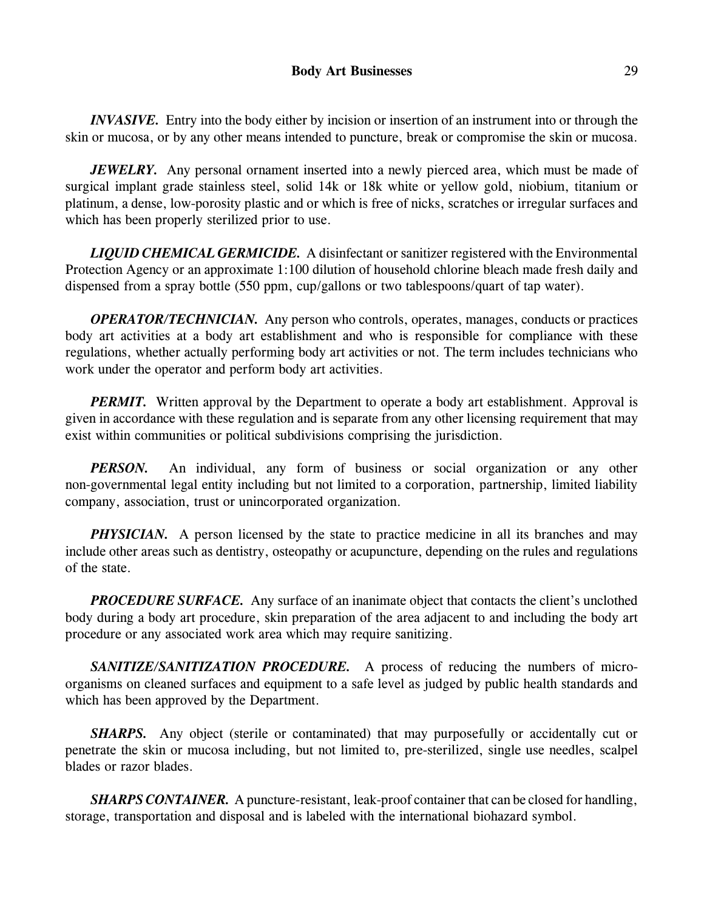***INVASIVE.*** Entry into the body either by incision or insertion of an instrument into or through the skin or mucosa, or by any other means intended to puncture, break or compromise the skin or mucosa.

***JEWELRY.*** Any personal ornament inserted into a newly pierced area, which must be made of surgical implant grade stainless steel, solid 14k or 18k white or yellow gold, niobium, titanium or platinum, a dense, low-porosity plastic and or which is free of nicks, scratches or irregular surfaces and which has been properly sterilized prior to use.

***LIQUID CHEMICAL GERMICIDE.*** A disinfectant or sanitizer registered with the Environmental Protection Agency or an approximate 1:100 dilution of household chlorine bleach made fresh daily and dispensed from a spray bottle (550 ppm, cup/gallons or two tablespoons/quart of tap water).

***OPERATOR/TECHNICIAN.*** Any person who controls, operates, manages, conducts or practices body art activities at a body art establishment and who is responsible for compliance with these regulations, whether actually performing body art activities or not. The term includes technicians who work under the operator and perform body art activities.

***PERMIT.*** Written approval by the Department to operate a body art establishment. Approval is given in accordance with these regulation and is separate from any other licensing requirement that may exist within communities or political subdivisions comprising the jurisdiction.

***PERSON.*** An individual, any form of business or social organization or any other non-governmental legal entity including but not limited to a corporation, partnership, limited liability company, association, trust or unincorporated organization.

***PHYSICIAN.*** A person licensed by the state to practice medicine in all its branches and may include other areas such as dentistry, osteopathy or acupuncture, depending on the rules and regulations of the state.

***PROCEDURE SURFACE.*** Any surface of an inanimate object that contacts the client's unclothed body during a body art procedure, skin preparation of the area adjacent to and including the body art procedure or any associated work area which may require sanitizing.

***SANITIZE/SANITIZATION PROCEDURE.*** A process of reducing the numbers of micro-organisms on cleaned surfaces and equipment to a safe level as judged by public health standards and which has been approved by the Department.

***SHARPS.*** Any object (sterile or contaminated) that may purposefully or accidentally cut or penetrate the skin or mucosa including, but not limited to, pre-sterilized, single use needles, scalpel blades or razor blades.

***SHARPS CONTAINER.*** A puncture-resistant, leak-proof container that can be closed for handling, storage, transportation and disposal and is labeled with the international biohazard symbol.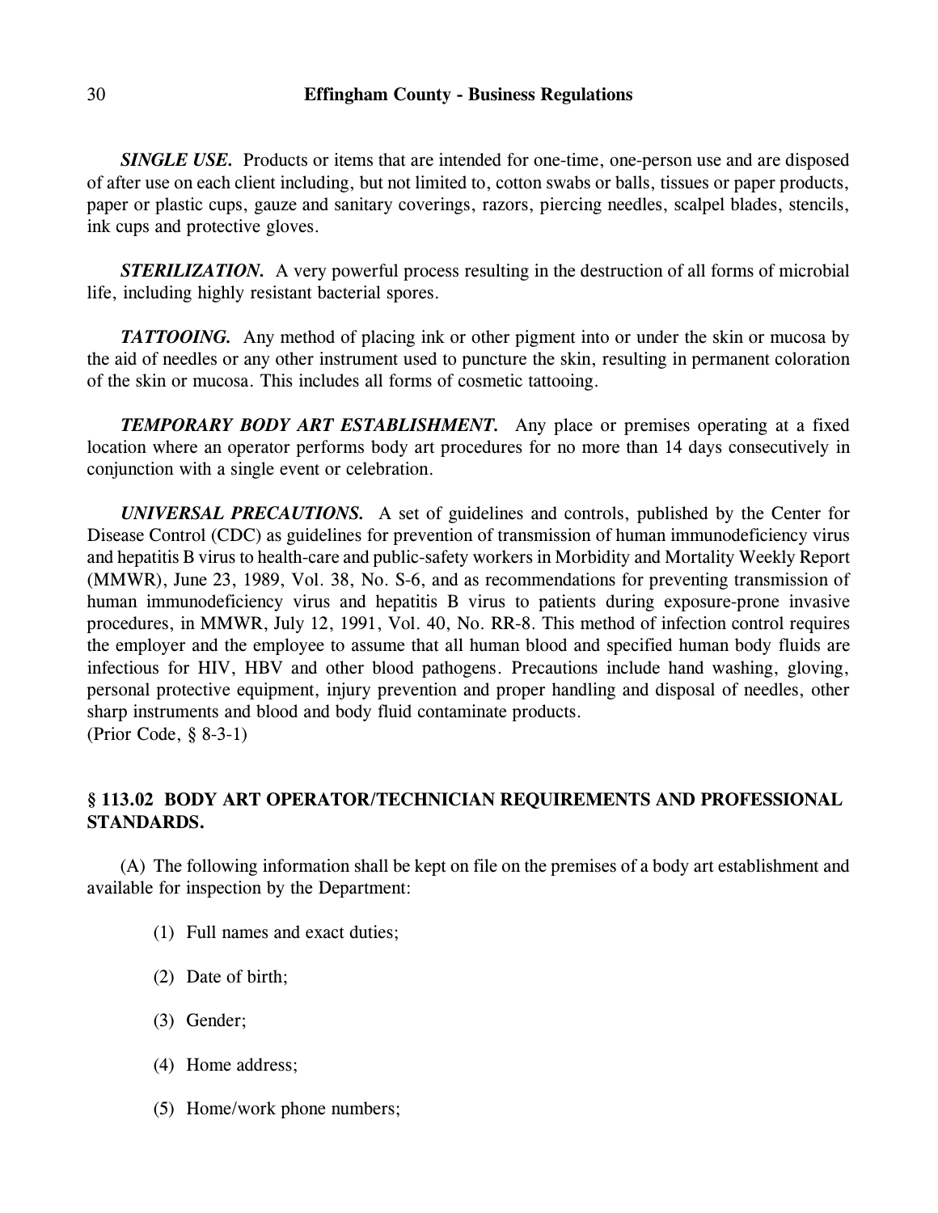***SINGLE USE.*** Products or items that are intended for one-time, one-person use and are disposed of after use on each client including, but not limited to, cotton swabs or balls, tissues or paper products, paper or plastic cups, gauze and sanitary coverings, razors, piercing needles, scalpel blades, stencils, ink cups and protective gloves.

***STERILIZATION.*** A very powerful process resulting in the destruction of all forms of microbial life, including highly resistant bacterial spores.

***TATTOOING.*** Any method of placing ink or other pigment into or under the skin or mucosa by the aid of needles or any other instrument used to puncture the skin, resulting in permanent coloration of the skin or mucosa. This includes all forms of cosmetic tattooing.

***TEMPORARY BODY ART ESTABLISHMENT.*** Any place or premises operating at a fixed location where an operator performs body art procedures for no more than 14 days consecutively in conjunction with a single event or celebration.

***UNIVERSAL PRECAUTIONS.*** A set of guidelines and controls, published by the Center for Disease Control (CDC) as guidelines for prevention of transmission of human immunodeficiency virus and hepatitis B virus to health-care and public-safety workers in Morbidity and Mortality Weekly Report (MMWR), June 23, 1989, Vol. 38, No. S-6, and as recommendations for preventing transmission of human immunodeficiency virus and hepatitis B virus to patients during exposure-prone invasive procedures, in MMWR, July 12, 1991, Vol. 40, No. RR-8. This method of infection control requires the employer and the employee to assume that all human blood and specified human body fluids are infectious for HIV, HBV and other blood pathogens. Precautions include hand washing, gloving, personal protective equipment, injury prevention and proper handling and disposal of needles, other sharp instruments and blood and body fluid contaminate products.
(Prior Code, § 8-3-1)

## § 113.02 BODY ART OPERATOR/TECHNICIAN REQUIREMENTS AND PROFESSIONAL STANDARDS.

(A) The following information shall be kept on file on the premises of a body art establishment and available for inspection by the Department:

(1) Full names and exact duties;

(2) Date of birth;

(3) Gender;

(4) Home address;

(5) Home/work phone numbers;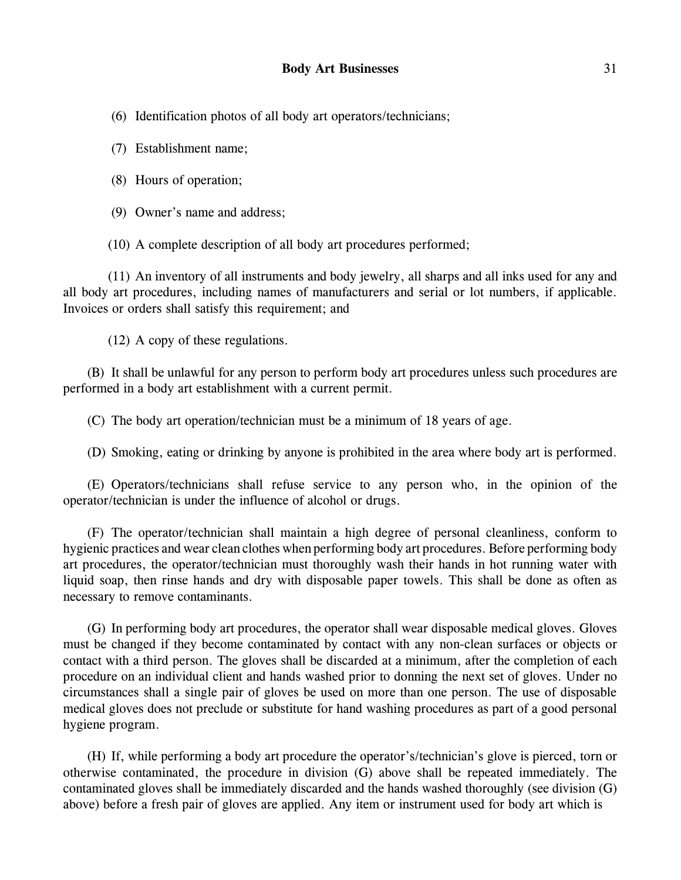(6) Identification photos of all body art operators/technicians;

(7) Establishment name;

(8) Hours of operation;

(9) Owner's name and address;

(10) A complete description of all body art procedures performed;

(11) An inventory of all instruments and body jewelry, all sharps and all inks used for any and all body art procedures, including names of manufacturers and serial or lot numbers, if applicable. Invoices or orders shall satisfy this requirement; and

(12) A copy of these regulations.

(B) It shall be unlawful for any person to perform body art procedures unless such procedures are performed in a body art establishment with a current permit.

(C) The body art operation/technician must be a minimum of 18 years of age.

(D) Smoking, eating or drinking by anyone is prohibited in the area where body art is performed.

(E) Operators/technicians shall refuse service to any person who, in the opinion of the operator/technician is under the influence of alcohol or drugs.

(F) The operator/technician shall maintain a high degree of personal cleanliness, conform to hygienic practices and wear clean clothes when performing body art procedures. Before performing body art procedures, the operator/technician must thoroughly wash their hands in hot running water with liquid soap, then rinse hands and dry with disposable paper towels. This shall be done as often as necessary to remove contaminants.

(G) In performing body art procedures, the operator shall wear disposable medical gloves. Gloves must be changed if they become contaminated by contact with any non-clean surfaces or objects or contact with a third person. The gloves shall be discarded at a minimum, after the completion of each procedure on an individual client and hands washed prior to donning the next set of gloves. Under no circumstances shall a single pair of gloves be used on more than one person. The use of disposable medical gloves does not preclude or substitute for hand washing procedures as part of a good personal hygiene program.

(H) If, while performing a body art procedure the operator's/technician's glove is pierced, torn or otherwise contaminated, the procedure in division (G) above shall be repeated immediately. The contaminated gloves shall be immediately discarded and the hands washed thoroughly (see division (G) above) before a fresh pair of gloves are applied. Any item or instrument used for body art which is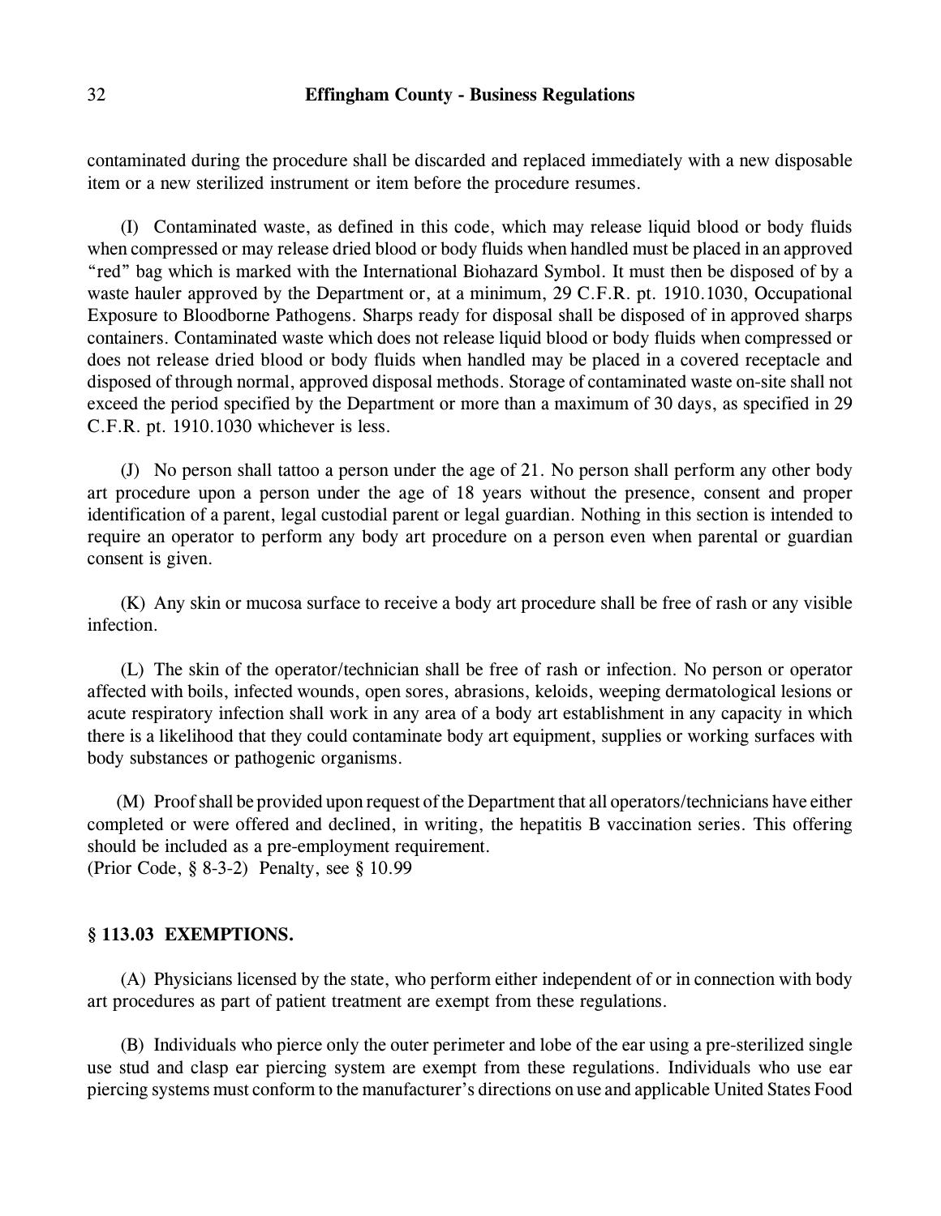contaminated during the procedure shall be discarded and replaced immediately with a new disposable item or a new sterilized instrument or item before the procedure resumes.

(I) Contaminated waste, as defined in this code, which may release liquid blood or body fluids when compressed or may release dried blood or body fluids when handled must be placed in an approved "red" bag which is marked with the International Biohazard Symbol. It must then be disposed of by a waste hauler approved by the Department or, at a minimum, 29 C.F.R. pt. 1910.1030, Occupational Exposure to Bloodborne Pathogens. Sharps ready for disposal shall be disposed of in approved sharps containers. Contaminated waste which does not release liquid blood or body fluids when compressed or does not release dried blood or body fluids when handled may be placed in a covered receptacle and disposed of through normal, approved disposal methods. Storage of contaminated waste on-site shall not exceed the period specified by the Department or more than a maximum of 30 days, as specified in 29 C.F.R. pt. 1910.1030 whichever is less.

(J) No person shall tattoo a person under the age of 21. No person shall perform any other body art procedure upon a person under the age of 18 years without the presence, consent and proper identification of a parent, legal custodial parent or legal guardian. Nothing in this section is intended to require an operator to perform any body art procedure on a person even when parental or guardian consent is given.

(K) Any skin or mucosa surface to receive a body art procedure shall be free of rash or any visible infection.

(L) The skin of the operator/technician shall be free of rash or infection. No person or operator affected with boils, infected wounds, open sores, abrasions, keloids, weeping dermatological lesions or acute respiratory infection shall work in any area of a body art establishment in any capacity in which there is a likelihood that they could contaminate body art equipment, supplies or working surfaces with body substances or pathogenic organisms.

(M) Proof shall be provided upon request of the Department that all operators/technicians have either completed or were offered and declined, in writing, the hepatitis B vaccination series. This offering should be included as a pre-employment requirement.
(Prior Code, § 8-3-2) Penalty, see § 10.99

### § 113.03 EXEMPTIONS.

(A) Physicians licensed by the state, who perform either independent of or in connection with body art procedures as part of patient treatment are exempt from these regulations.

(B) Individuals who pierce only the outer perimeter and lobe of the ear using a pre-sterilized single use stud and clasp ear piercing system are exempt from these regulations. Individuals who use ear piercing systems must conform to the manufacturer's directions on use and applicable United States Food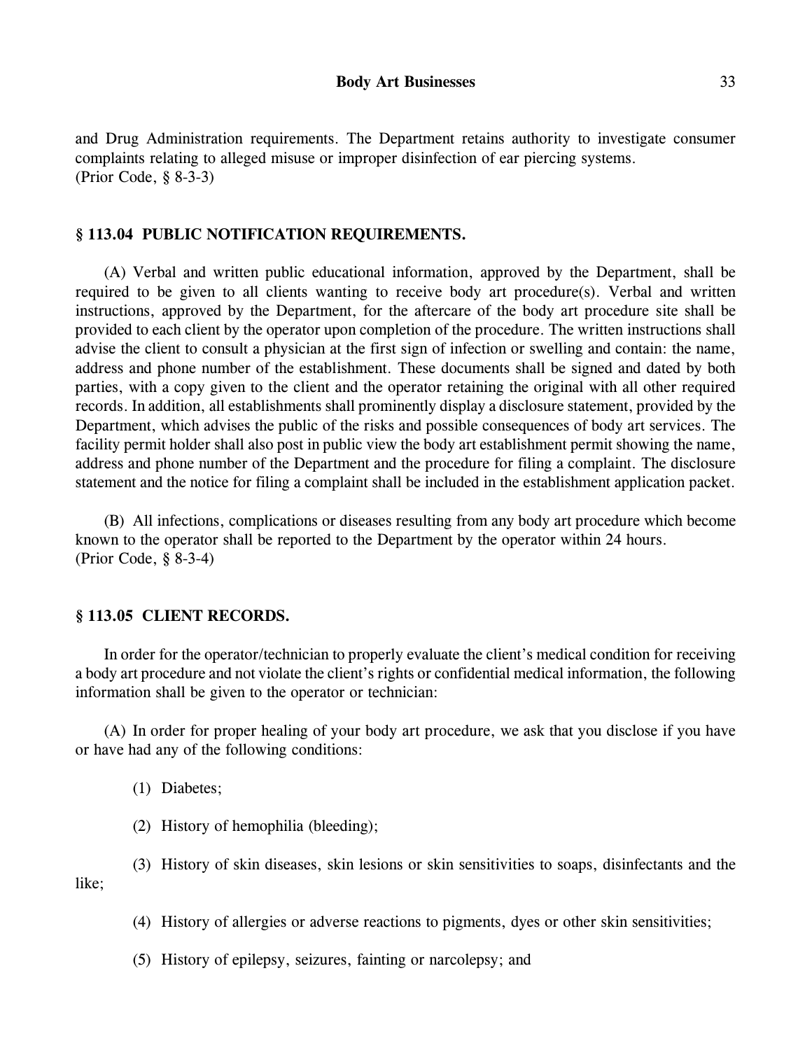and Drug Administration requirements. The Department retains authority to investigate consumer complaints relating to alleged misuse or improper disinfection of ear piercing systems.
(Prior Code, § 8-3-3)

### § 113.04 PUBLIC NOTIFICATION REQUIREMENTS.

(A) Verbal and written public educational information, approved by the Department, shall be required to be given to all clients wanting to receive body art procedure(s). Verbal and written instructions, approved by the Department, for the aftercare of the body art procedure site shall be provided to each client by the operator upon completion of the procedure. The written instructions shall advise the client to consult a physician at the first sign of infection or swelling and contain: the name, address and phone number of the establishment. These documents shall be signed and dated by both parties, with a copy given to the client and the operator retaining the original with all other required records. In addition, all establishments shall prominently display a disclosure statement, provided by the Department, which advises the public of the risks and possible consequences of body art services. The facility permit holder shall also post in public view the body art establishment permit showing the name, address and phone number of the Department and the procedure for filing a complaint. The disclosure statement and the notice for filing a complaint shall be included in the establishment application packet.

(B) All infections, complications or diseases resulting from any body art procedure which become known to the operator shall be reported to the Department by the operator within 24 hours.
(Prior Code, § 8-3-4)

### § 113.05 CLIENT RECORDS.

In order for the operator/technician to properly evaluate the client's medical condition for receiving a body art procedure and not violate the client's rights or confidential medical information, the following information shall be given to the operator or technician:

(A) In order for proper healing of your body art procedure, we ask that you disclose if you have or have had any of the following conditions:

(1) Diabetes;

(2) History of hemophilia (bleeding);

(3) History of skin diseases, skin lesions or skin sensitivities to soaps, disinfectants and the like;

(4) History of allergies or adverse reactions to pigments, dyes or other skin sensitivities;

(5) History of epilepsy, seizures, fainting or narcolepsy; and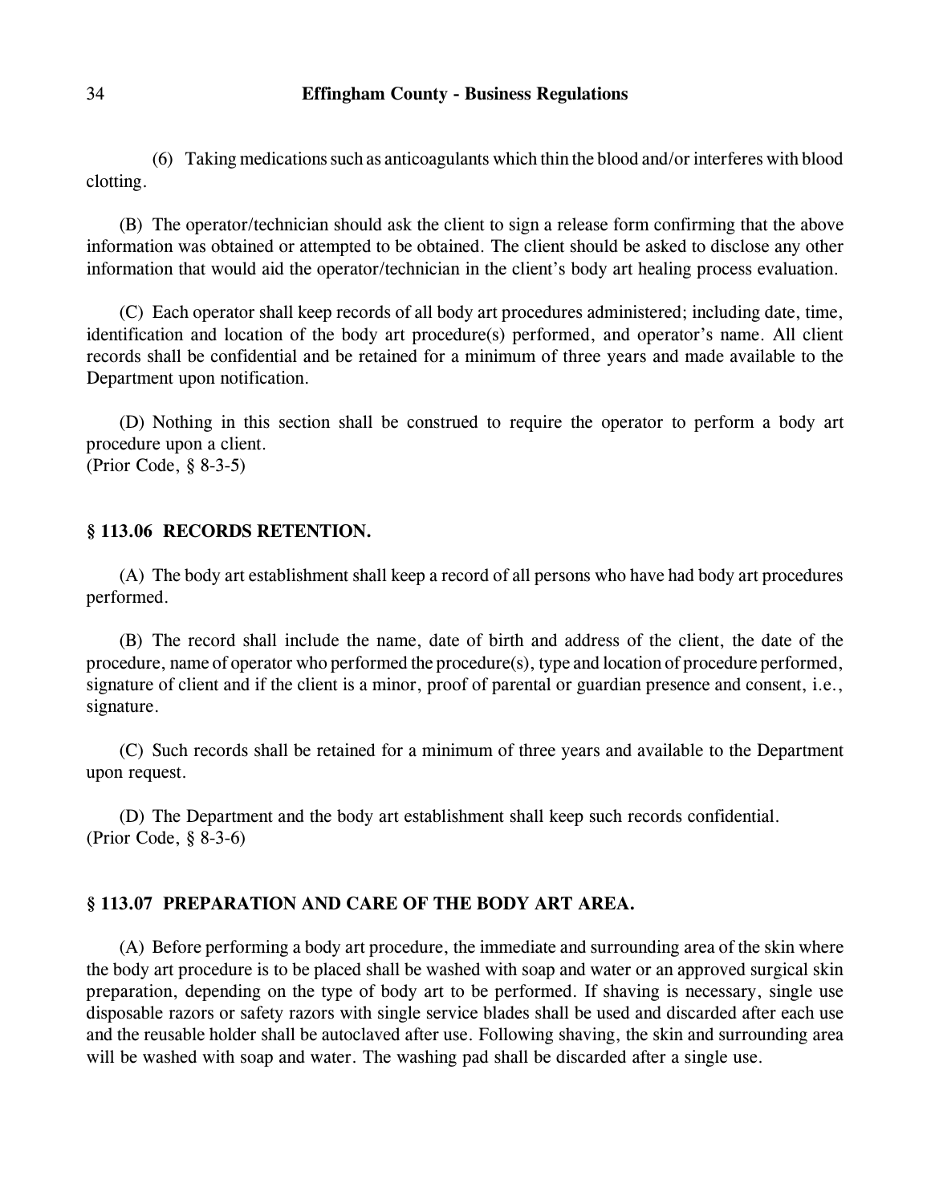(6) Taking medications such as anticoagulants which thin the blood and/or interferes with blood clotting.

(B) The operator/technician should ask the client to sign a release form confirming that the above information was obtained or attempted to be obtained. The client should be asked to disclose any other information that would aid the operator/technician in the client's body art healing process evaluation.

(C) Each operator shall keep records of all body art procedures administered; including date, time, identification and location of the body art procedure(s) performed, and operator's name. All client records shall be confidential and be retained for a minimum of three years and made available to the Department upon notification.

(D) Nothing in this section shall be construed to require the operator to perform a body art procedure upon a client.
(Prior Code, § 8-3-5)

### § 113.06 RECORDS RETENTION.

(A) The body art establishment shall keep a record of all persons who have had body art procedures performed.

(B) The record shall include the name, date of birth and address of the client, the date of the procedure, name of operator who performed the procedure(s), type and location of procedure performed, signature of client and if the client is a minor, proof of parental or guardian presence and consent, i.e., signature.

(C) Such records shall be retained for a minimum of three years and available to the Department upon request.

(D) The Department and the body art establishment shall keep such records confidential.
(Prior Code, § 8-3-6)

### § 113.07 PREPARATION AND CARE OF THE BODY ART AREA.

(A) Before performing a body art procedure, the immediate and surrounding area of the skin where the body art procedure is to be placed shall be washed with soap and water or an approved surgical skin preparation, depending on the type of body art to be performed. If shaving is necessary, single use disposable razors or safety razors with single service blades shall be used and discarded after each use and the reusable holder shall be autoclaved after use. Following shaving, the skin and surrounding area will be washed with soap and water. The washing pad shall be discarded after a single use.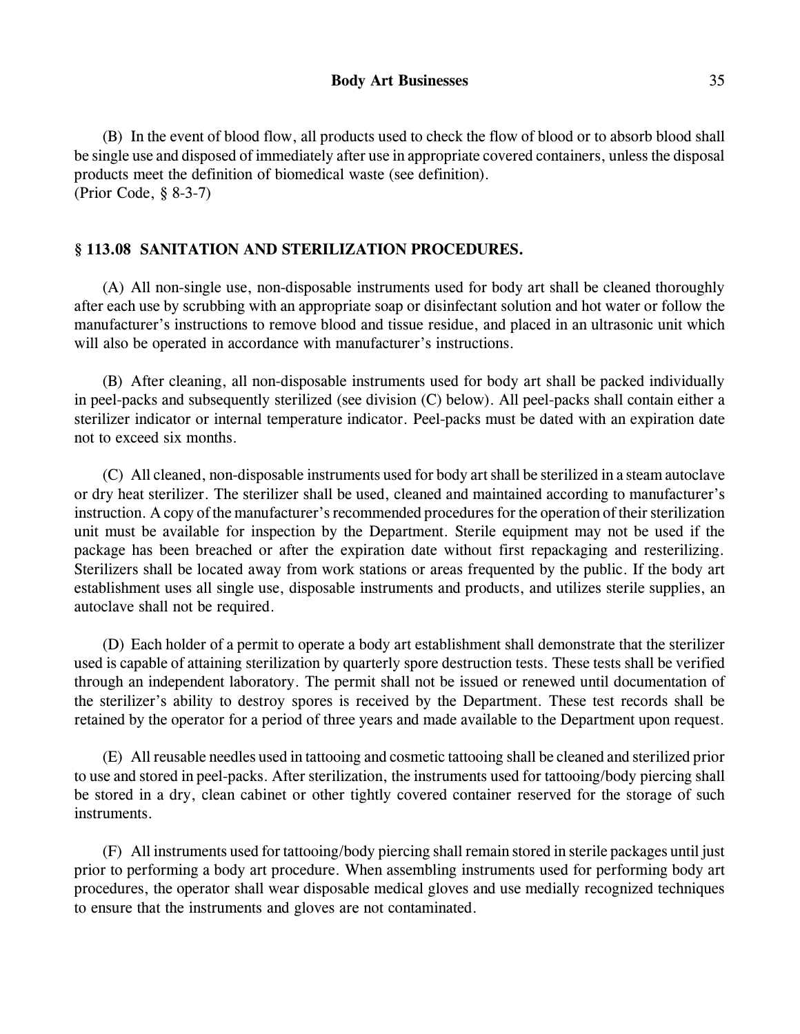(B) In the event of blood flow, all products used to check the flow of blood or to absorb blood shall be single use and disposed of immediately after use in appropriate covered containers, unless the disposal products meet the definition of biomedical waste (see definition).
(Prior Code, § 8-3-7)

## § 113.08 SANITATION AND STERILIZATION PROCEDURES.

(A) All non-single use, non-disposable instruments used for body art shall be cleaned thoroughly after each use by scrubbing with an appropriate soap or disinfectant solution and hot water or follow the manufacturer's instructions to remove blood and tissue residue, and placed in an ultrasonic unit which will also be operated in accordance with manufacturer's instructions.

(B) After cleaning, all non-disposable instruments used for body art shall be packed individually in peel-packs and subsequently sterilized (see division (C) below). All peel-packs shall contain either a sterilizer indicator or internal temperature indicator. Peel-packs must be dated with an expiration date not to exceed six months.

(C) All cleaned, non-disposable instruments used for body art shall be sterilized in a steam autoclave or dry heat sterilizer. The sterilizer shall be used, cleaned and maintained according to manufacturer's instruction. A copy of the manufacturer's recommended procedures for the operation of their sterilization unit must be available for inspection by the Department. Sterile equipment may not be used if the package has been breached or after the expiration date without first repackaging and resterilizing. Sterilizers shall be located away from work stations or areas frequented by the public. If the body art establishment uses all single use, disposable instruments and products, and utilizes sterile supplies, an autoclave shall not be required.

(D) Each holder of a permit to operate a body art establishment shall demonstrate that the sterilizer used is capable of attaining sterilization by quarterly spore destruction tests. These tests shall be verified through an independent laboratory. The permit shall not be issued or renewed until documentation of the sterilizer's ability to destroy spores is received by the Department. These test records shall be retained by the operator for a period of three years and made available to the Department upon request.

(E) All reusable needles used in tattooing and cosmetic tattooing shall be cleaned and sterilized prior to use and stored in peel-packs. After sterilization, the instruments used for tattooing/body piercing shall be stored in a dry, clean cabinet or other tightly covered container reserved for the storage of such instruments.

(F) All instruments used for tattooing/body piercing shall remain stored in sterile packages until just prior to performing a body art procedure. When assembling instruments used for performing body art procedures, the operator shall wear disposable medical gloves and use medially recognized techniques to ensure that the instruments and gloves are not contaminated.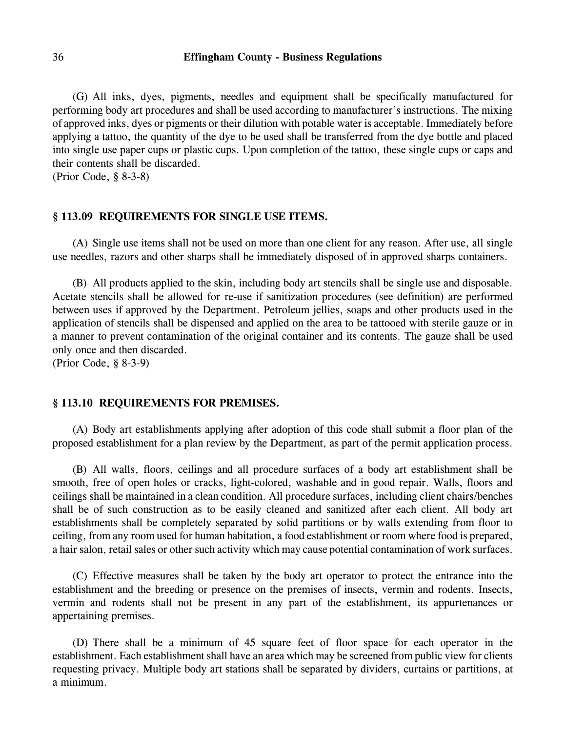(G) All inks, dyes, pigments, needles and equipment shall be specifically manufactured for performing body art procedures and shall be used according to manufacturer's instructions. The mixing of approved inks, dyes or pigments or their dilution with potable water is acceptable. Immediately before applying a tattoo, the quantity of the dye to be used shall be transferred from the dye bottle and placed into single use paper cups or plastic cups. Upon completion of the tattoo, these single cups or caps and their contents shall be discarded.
(Prior Code, § 8-3-8)

### § 113.09 REQUIREMENTS FOR SINGLE USE ITEMS.

(A) Single use items shall not be used on more than one client for any reason. After use, all single use needles, razors and other sharps shall be immediately disposed of in approved sharps containers.

(B) All products applied to the skin, including body art stencils shall be single use and disposable. Acetate stencils shall be allowed for re-use if sanitization procedures (see definition) are performed between uses if approved by the Department. Petroleum jellies, soaps and other products used in the application of stencils shall be dispensed and applied on the area to be tattooed with sterile gauze or in a manner to prevent contamination of the original container and its contents. The gauze shall be used only once and then discarded.
(Prior Code, § 8-3-9)

### § 113.10 REQUIREMENTS FOR PREMISES.

(A) Body art establishments applying after adoption of this code shall submit a floor plan of the proposed establishment for a plan review by the Department, as part of the permit application process.

(B) All walls, floors, ceilings and all procedure surfaces of a body art establishment shall be smooth, free of open holes or cracks, light-colored, washable and in good repair. Walls, floors and ceilings shall be maintained in a clean condition. All procedure surfaces, including client chairs/benches shall be of such construction as to be easily cleaned and sanitized after each client. All body art establishments shall be completely separated by solid partitions or by walls extending from floor to ceiling, from any room used for human habitation, a food establishment or room where food is prepared, a hair salon, retail sales or other such activity which may cause potential contamination of work surfaces.

(C) Effective measures shall be taken by the body art operator to protect the entrance into the establishment and the breeding or presence on the premises of insects, vermin and rodents. Insects, vermin and rodents shall not be present in any part of the establishment, its appurtenances or appertaining premises.

(D) There shall be a minimum of 45 square feet of floor space for each operator in the establishment. Each establishment shall have an area which may be screened from public view for clients requesting privacy. Multiple body art stations shall be separated by dividers, curtains or partitions, at a minimum.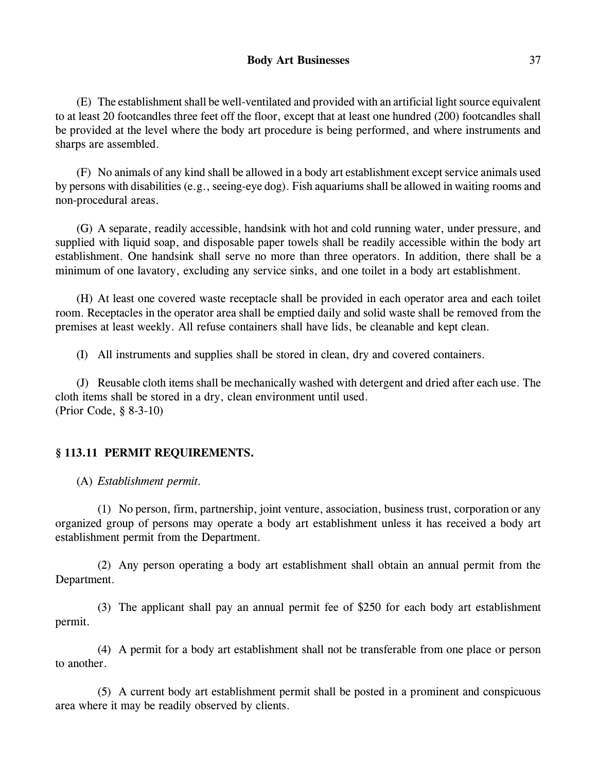(E) The establishment shall be well-ventilated and provided with an artificial light source equivalent to at least 20 footcandles three feet off the floor, except that at least one hundred (200) footcandles shall be provided at the level where the body art procedure is being performed, and where instruments and sharps are assembled.

(F) No animals of any kind shall be allowed in a body art establishment except service animals used by persons with disabilities (e.g., seeing-eye dog). Fish aquariums shall be allowed in waiting rooms and non-procedural areas.

(G) A separate, readily accessible, handsink with hot and cold running water, under pressure, and supplied with liquid soap, and disposable paper towels shall be readily accessible within the body art establishment. One handsink shall serve no more than three operators. In addition, there shall be a minimum of one lavatory, excluding any service sinks, and one toilet in a body art establishment.

(H) At least one covered waste receptacle shall be provided in each operator area and each toilet room. Receptacles in the operator area shall be emptied daily and solid waste shall be removed from the premises at least weekly. All refuse containers shall have lids, be cleanable and kept clean.

(I) All instruments and supplies shall be stored in clean, dry and covered containers.

(J) Reusable cloth items shall be mechanically washed with detergent and dried after each use. The cloth items shall be stored in a dry, clean environment until used.
(Prior Code, § 8-3-10)

### § 113.11 PERMIT REQUIREMENTS.

(A) *Establishment permit.*

(1) No person, firm, partnership, joint venture, association, business trust, corporation or any organized group of persons may operate a body art establishment unless it has received a body art establishment permit from the Department.

(2) Any person operating a body art establishment shall obtain an annual permit from the Department.

(3) The applicant shall pay an annual permit fee of $250 for each body art establishment permit.

(4) A permit for a body art establishment shall not be transferable from one place or person to another.

(5) A current body art establishment permit shall be posted in a prominent and conspicuous area where it may be readily observed by clients.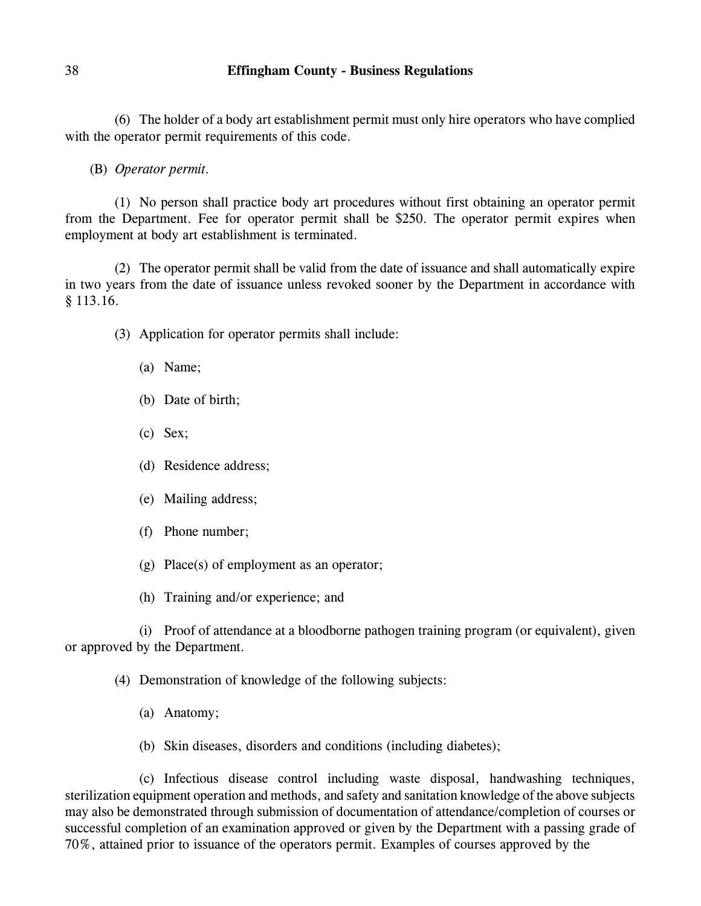(6) The holder of a body art establishment permit must only hire operators who have complied with the operator permit requirements of this code.

(B) *Operator permit.*

(1) No person shall practice body art procedures without first obtaining an operator permit from the Department. Fee for operator permit shall be $250. The operator permit expires when employment at body art establishment is terminated.

(2) The operator permit shall be valid from the date of issuance and shall automatically expire in two years from the date of issuance unless revoked sooner by the Department in accordance with § 113.16.

(3) Application for operator permits shall include:

(a) Name;

(b) Date of birth;

(c) Sex;

(d) Residence address;

(e) Mailing address;

(f) Phone number;

(g) Place(s) of employment as an operator;

(h) Training and/or experience; and

(i) Proof of attendance at a bloodborne pathogen training program (or equivalent), given or approved by the Department.

(4) Demonstration of knowledge of the following subjects:

(a) Anatomy;

(b) Skin diseases, disorders and conditions (including diabetes);

(c) Infectious disease control including waste disposal, handwashing techniques, sterilization equipment operation and methods, and safety and sanitation knowledge of the above subjects may also be demonstrated through submission of documentation of attendance/completion of courses or successful completion of an examination approved or given by the Department with a passing grade of 70%, attained prior to issuance of the operators permit. Examples of courses approved by the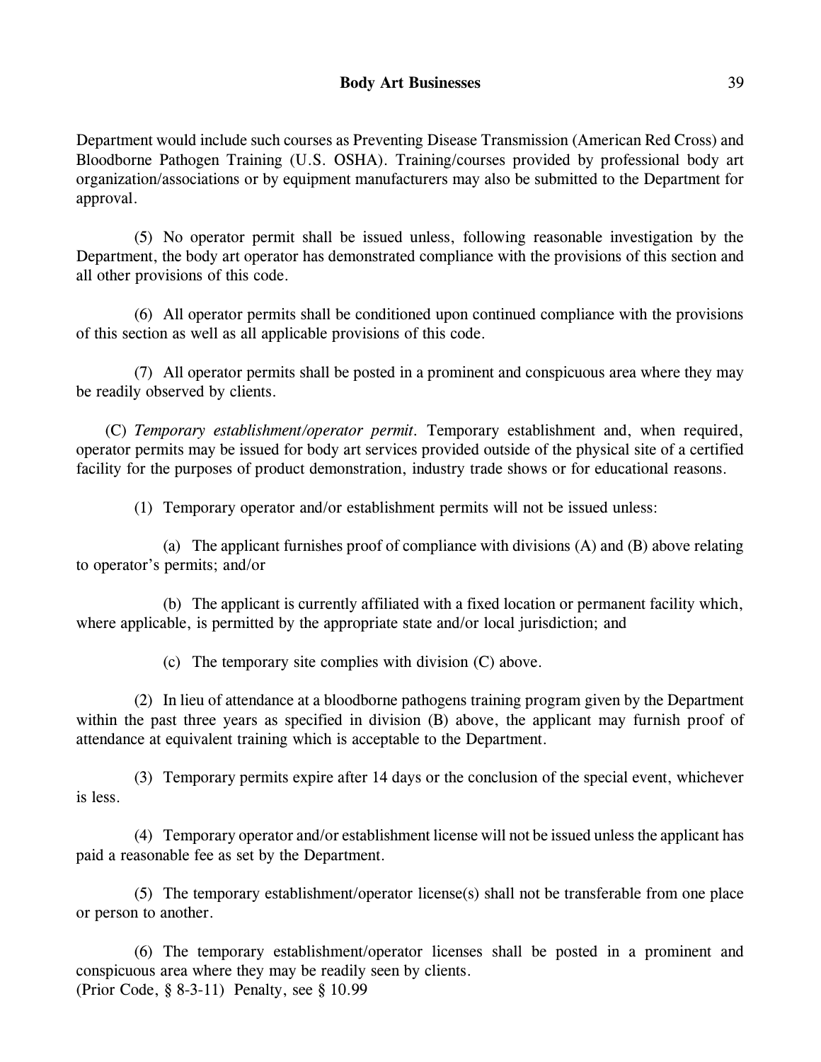Department would include such courses as Preventing Disease Transmission (American Red Cross) and Bloodborne Pathogen Training (U.S. OSHA). Training/courses provided by professional body art organization/associations or by equipment manufacturers may also be submitted to the Department for approval.

(5) No operator permit shall be issued unless, following reasonable investigation by the Department, the body art operator has demonstrated compliance with the provisions of this section and all other provisions of this code.

(6) All operator permits shall be conditioned upon continued compliance with the provisions of this section as well as all applicable provisions of this code.

(7) All operator permits shall be posted in a prominent and conspicuous area where they may be readily observed by clients.

(C) *Temporary establishment/operator permit*. Temporary establishment and, when required, operator permits may be issued for body art services provided outside of the physical site of a certified facility for the purposes of product demonstration, industry trade shows or for educational reasons.

(1) Temporary operator and/or establishment permits will not be issued unless:

(a) The applicant furnishes proof of compliance with divisions (A) and (B) above relating to operator's permits; and/or

(b) The applicant is currently affiliated with a fixed location or permanent facility which, where applicable, is permitted by the appropriate state and/or local jurisdiction; and

(c) The temporary site complies with division (C) above.

(2) In lieu of attendance at a bloodborne pathogens training program given by the Department within the past three years as specified in division (B) above, the applicant may furnish proof of attendance at equivalent training which is acceptable to the Department.

(3) Temporary permits expire after 14 days or the conclusion of the special event, whichever is less.

(4) Temporary operator and/or establishment license will not be issued unless the applicant has paid a reasonable fee as set by the Department.

(5) The temporary establishment/operator license(s) shall not be transferable from one place or person to another.

(6) The temporary establishment/operator licenses shall be posted in a prominent and conspicuous area where they may be readily seen by clients.
(Prior Code, § 8-3-11) Penalty, see § 10.99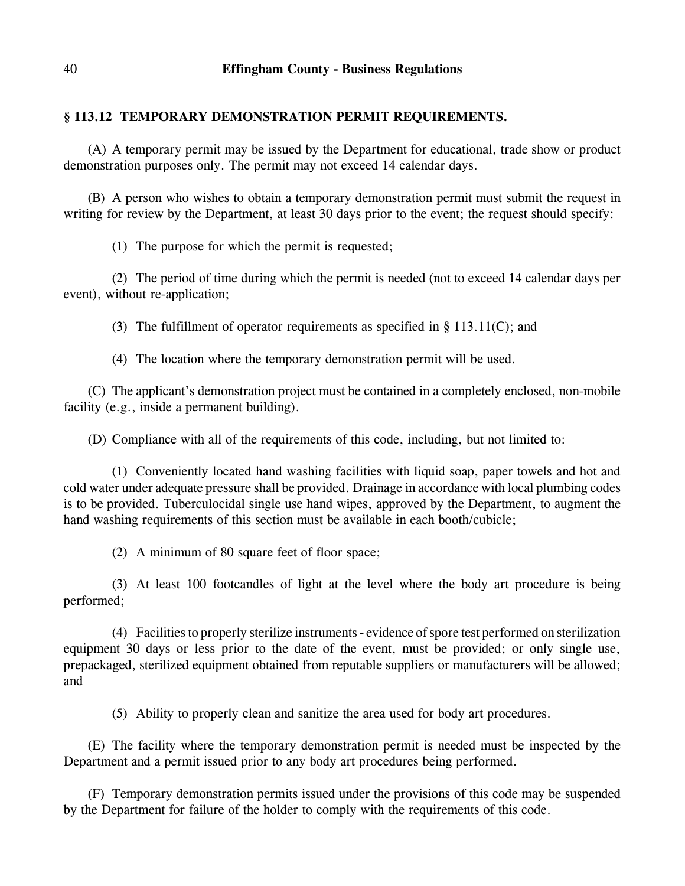### § 113.12 TEMPORARY DEMONSTRATION PERMIT REQUIREMENTS.

(A) A temporary permit may be issued by the Department for educational, trade show or product demonstration purposes only. The permit may not exceed 14 calendar days.

(B) A person who wishes to obtain a temporary demonstration permit must submit the request in writing for review by the Department, at least 30 days prior to the event; the request should specify:

(1) The purpose for which the permit is requested;

(2) The period of time during which the permit is needed (not to exceed 14 calendar days per event), without re-application;

(3) The fulfillment of operator requirements as specified in § 113.11(C); and

(4) The location where the temporary demonstration permit will be used.

(C) The applicant's demonstration project must be contained in a completely enclosed, non-mobile facility (e.g., inside a permanent building).

(D) Compliance with all of the requirements of this code, including, but not limited to:

(1) Conveniently located hand washing facilities with liquid soap, paper towels and hot and cold water under adequate pressure shall be provided. Drainage in accordance with local plumbing codes is to be provided. Tuberculocidal single use hand wipes, approved by the Department, to augment the hand washing requirements of this section must be available in each booth/cubicle;

(2) A minimum of 80 square feet of floor space;

(3) At least 100 footcandles of light at the level where the body art procedure is being performed;

(4) Facilities to properly sterilize instruments - evidence of spore test performed on sterilization equipment 30 days or less prior to the date of the event, must be provided; or only single use, prepackaged, sterilized equipment obtained from reputable suppliers or manufacturers will be allowed; and

(5) Ability to properly clean and sanitize the area used for body art procedures.

(E) The facility where the temporary demonstration permit is needed must be inspected by the Department and a permit issued prior to any body art procedures being performed.

(F) Temporary demonstration permits issued under the provisions of this code may be suspended by the Department for failure of the holder to comply with the requirements of this code.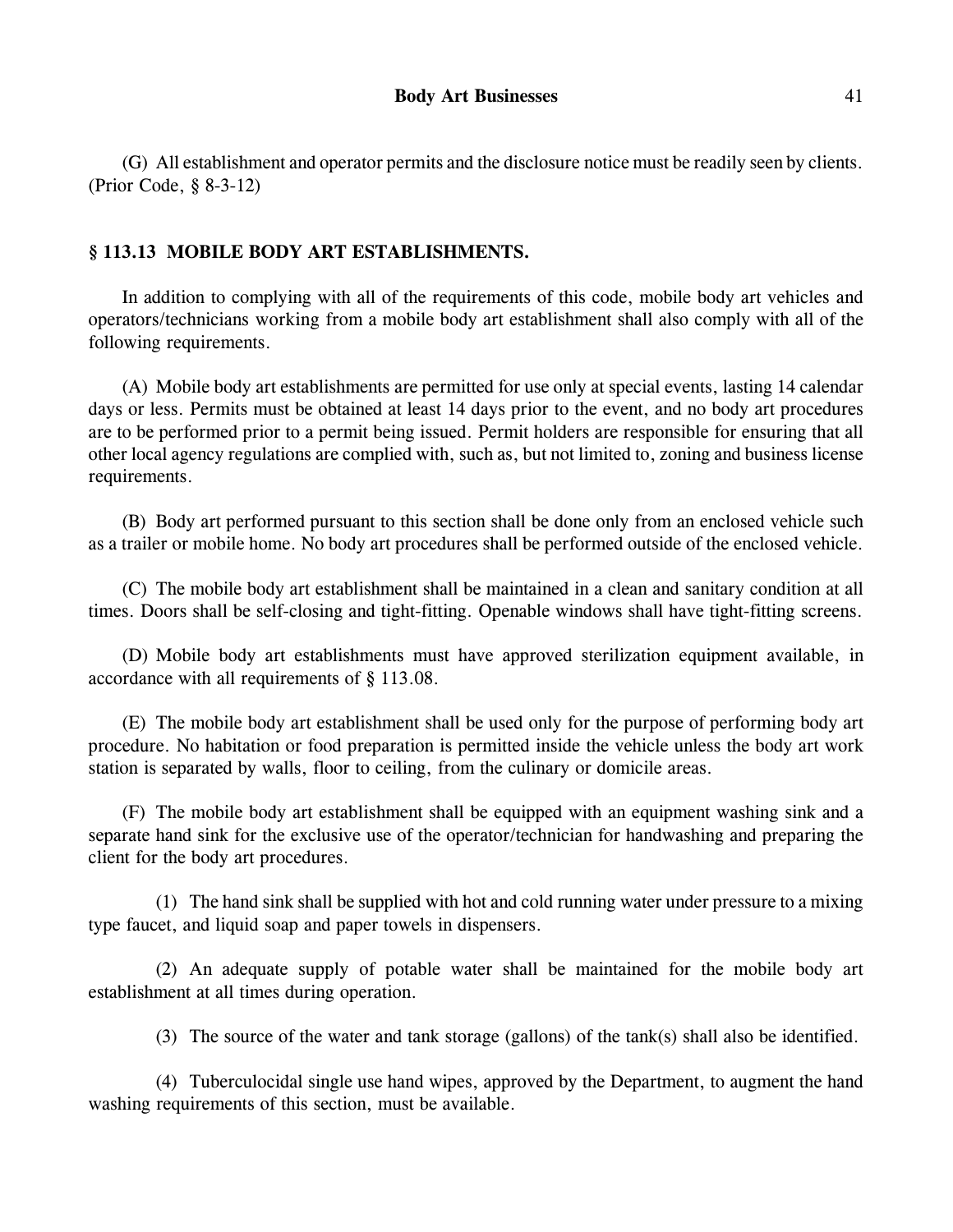(G) All establishment and operator permits and the disclosure notice must be readily seen by clients. (Prior Code, § 8-3-12)

### § 113.13 MOBILE BODY ART ESTABLISHMENTS.

In addition to complying with all of the requirements of this code, mobile body art vehicles and operators/technicians working from a mobile body art establishment shall also comply with all of the following requirements.

(A) Mobile body art establishments are permitted for use only at special events, lasting 14 calendar days or less. Permits must be obtained at least 14 days prior to the event, and no body art procedures are to be performed prior to a permit being issued. Permit holders are responsible for ensuring that all other local agency regulations are complied with, such as, but not limited to, zoning and business license requirements.

(B) Body art performed pursuant to this section shall be done only from an enclosed vehicle such as a trailer or mobile home. No body art procedures shall be performed outside of the enclosed vehicle.

(C) The mobile body art establishment shall be maintained in a clean and sanitary condition at all times. Doors shall be self-closing and tight-fitting. Openable windows shall have tight-fitting screens.

(D) Mobile body art establishments must have approved sterilization equipment available, in accordance with all requirements of § 113.08.

(E) The mobile body art establishment shall be used only for the purpose of performing body art procedure. No habitation or food preparation is permitted inside the vehicle unless the body art work station is separated by walls, floor to ceiling, from the culinary or domicile areas.

(F) The mobile body art establishment shall be equipped with an equipment washing sink and a separate hand sink for the exclusive use of the operator/technician for handwashing and preparing the client for the body art procedures.

(1) The hand sink shall be supplied with hot and cold running water under pressure to a mixing type faucet, and liquid soap and paper towels in dispensers.

(2) An adequate supply of potable water shall be maintained for the mobile body art establishment at all times during operation.

(3) The source of the water and tank storage (gallons) of the tank(s) shall also be identified.

(4) Tuberculocidal single use hand wipes, approved by the Department, to augment the hand washing requirements of this section, must be available.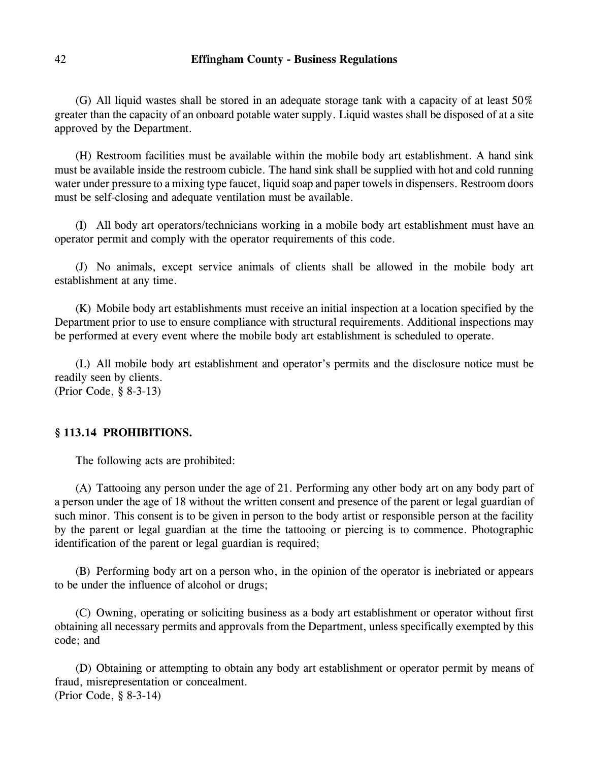(G) All liquid wastes shall be stored in an adequate storage tank with a capacity of at least 50% greater than the capacity of an onboard potable water supply. Liquid wastes shall be disposed of at a site approved by the Department.

(H) Restroom facilities must be available within the mobile body art establishment. A hand sink must be available inside the restroom cubicle. The hand sink shall be supplied with hot and cold running water under pressure to a mixing type faucet, liquid soap and paper towels in dispensers. Restroom doors must be self-closing and adequate ventilation must be available.

(I) All body art operators/technicians working in a mobile body art establishment must have an operator permit and comply with the operator requirements of this code.

(J) No animals, except service animals of clients shall be allowed in the mobile body art establishment at any time.

(K) Mobile body art establishments must receive an initial inspection at a location specified by the Department prior to use to ensure compliance with structural requirements. Additional inspections may be performed at every event where the mobile body art establishment is scheduled to operate.

(L) All mobile body art establishment and operator's permits and the disclosure notice must be readily seen by clients.
(Prior Code, § 8-3-13)

### § 113.14 PROHIBITIONS.

The following acts are prohibited:

(A) Tattooing any person under the age of 21. Performing any other body art on any body part of a person under the age of 18 without the written consent and presence of the parent or legal guardian of such minor. This consent is to be given in person to the body artist or responsible person at the facility by the parent or legal guardian at the time the tattooing or piercing is to commence. Photographic identification of the parent or legal guardian is required;

(B) Performing body art on a person who, in the opinion of the operator is inebriated or appears to be under the influence of alcohol or drugs;

(C) Owning, operating or soliciting business as a body art establishment or operator without first obtaining all necessary permits and approvals from the Department, unless specifically exempted by this code; and

(D) Obtaining or attempting to obtain any body art establishment or operator permit by means of fraud, misrepresentation or concealment.
(Prior Code, § 8-3-14)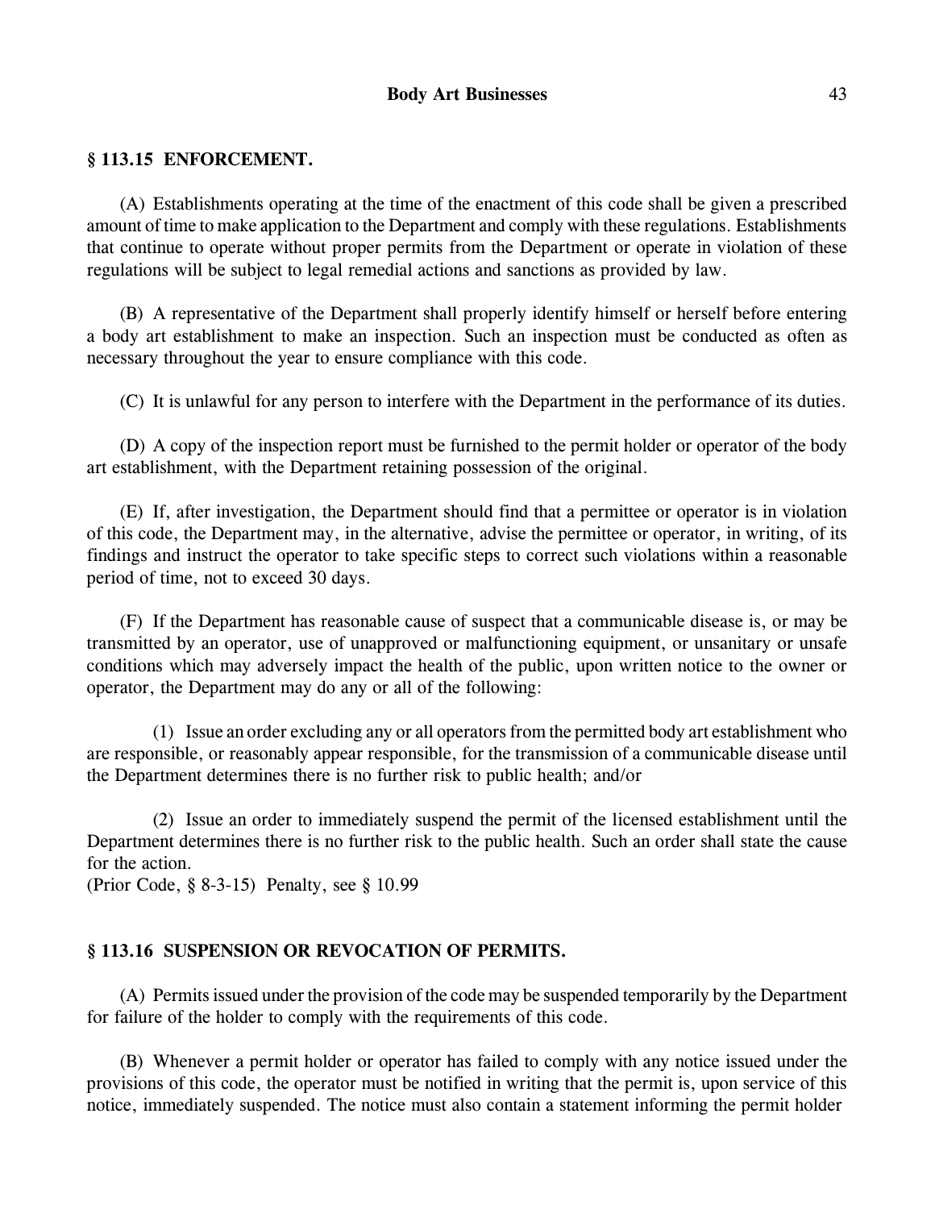### § 113.15 ENFORCEMENT.

(A) Establishments operating at the time of the enactment of this code shall be given a prescribed amount of time to make application to the Department and comply with these regulations. Establishments that continue to operate without proper permits from the Department or operate in violation of these regulations will be subject to legal remedial actions and sanctions as provided by law.

(B) A representative of the Department shall properly identify himself or herself before entering a body art establishment to make an inspection. Such an inspection must be conducted as often as necessary throughout the year to ensure compliance with this code.

(C) It is unlawful for any person to interfere with the Department in the performance of its duties.

(D) A copy of the inspection report must be furnished to the permit holder or operator of the body art establishment, with the Department retaining possession of the original.

(E) If, after investigation, the Department should find that a permittee or operator is in violation of this code, the Department may, in the alternative, advise the permittee or operator, in writing, of its findings and instruct the operator to take specific steps to correct such violations within a reasonable period of time, not to exceed 30 days.

(F) If the Department has reasonable cause of suspect that a communicable disease is, or may be transmitted by an operator, use of unapproved or malfunctioning equipment, or unsanitary or unsafe conditions which may adversely impact the health of the public, upon written notice to the owner or operator, the Department may do any or all of the following:

(1) Issue an order excluding any or all operators from the permitted body art establishment who are responsible, or reasonably appear responsible, for the transmission of a communicable disease until the Department determines there is no further risk to public health; and/or

(2) Issue an order to immediately suspend the permit of the licensed establishment until the Department determines there is no further risk to the public health. Such an order shall state the cause for the action.

(Prior Code, § 8-3-15) Penalty, see § 10.99

### § 113.16 SUSPENSION OR REVOCATION OF PERMITS.

(A) Permits issued under the provision of the code may be suspended temporarily by the Department for failure of the holder to comply with the requirements of this code.

(B) Whenever a permit holder or operator has failed to comply with any notice issued under the provisions of this code, the operator must be notified in writing that the permit is, upon service of this notice, immediately suspended. The notice must also contain a statement informing the permit holder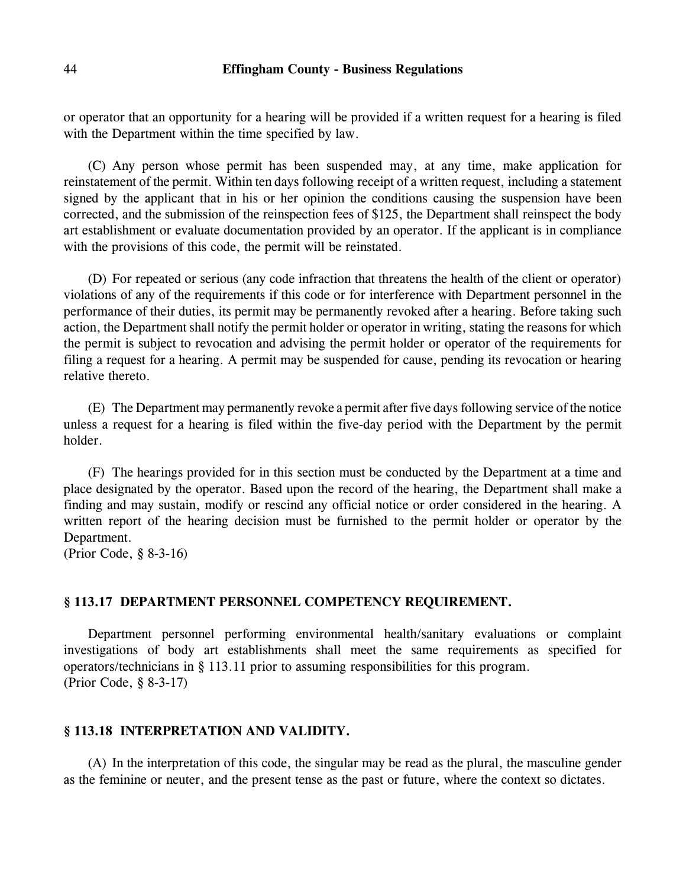or operator that an opportunity for a hearing will be provided if a written request for a hearing is filed with the Department within the time specified by law.

(C) Any person whose permit has been suspended may, at any time, make application for reinstatement of the permit. Within ten days following receipt of a written request, including a statement signed by the applicant that in his or her opinion the conditions causing the suspension have been corrected, and the submission of the reinspection fees of $125, the Department shall reinspect the body art establishment or evaluate documentation provided by an operator. If the applicant is in compliance with the provisions of this code, the permit will be reinstated.

(D) For repeated or serious (any code infraction that threatens the health of the client or operator) violations of any of the requirements if this code or for interference with Department personnel in the performance of their duties, its permit may be permanently revoked after a hearing. Before taking such action, the Department shall notify the permit holder or operator in writing, stating the reasons for which the permit is subject to revocation and advising the permit holder or operator of the requirements for filing a request for a hearing. A permit may be suspended for cause, pending its revocation or hearing relative thereto.

(E) The Department may permanently revoke a permit after five days following service of the notice unless a request for a hearing is filed within the five-day period with the Department by the permit holder.

(F) The hearings provided for in this section must be conducted by the Department at a time and place designated by the operator. Based upon the record of the hearing, the Department shall make a finding and may sustain, modify or rescind any official notice or order considered in the hearing. A written report of the hearing decision must be furnished to the permit holder or operator by the Department.
(Prior Code, § 8-3-16)

### § 113.17 DEPARTMENT PERSONNEL COMPETENCY REQUIREMENT.

Department personnel performing environmental health/sanitary evaluations or complaint investigations of body art establishments shall meet the same requirements as specified for operators/technicians in § 113.11 prior to assuming responsibilities for this program.
(Prior Code, § 8-3-17)

### § 113.18 INTERPRETATION AND VALIDITY.

(A) In the interpretation of this code, the singular may be read as the plural, the masculine gender as the feminine or neuter, and the present tense as the past or future, where the context so dictates.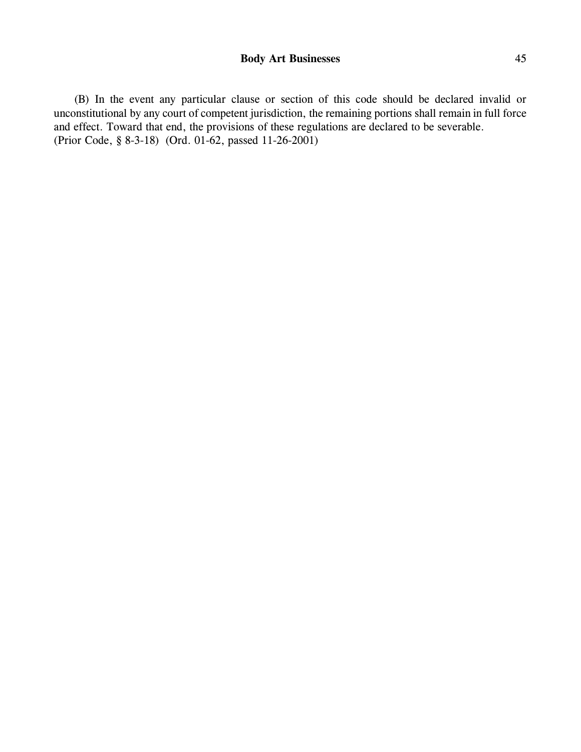(B) In the event any particular clause or section of this code should be declared invalid or unconstitutional by any court of competent jurisdiction, the remaining portions shall remain in full force and effect. Toward that end, the provisions of these regulations are declared to be severable.
(Prior Code, § 8-3-18) (Ord. 01-62, passed 11-26-2001)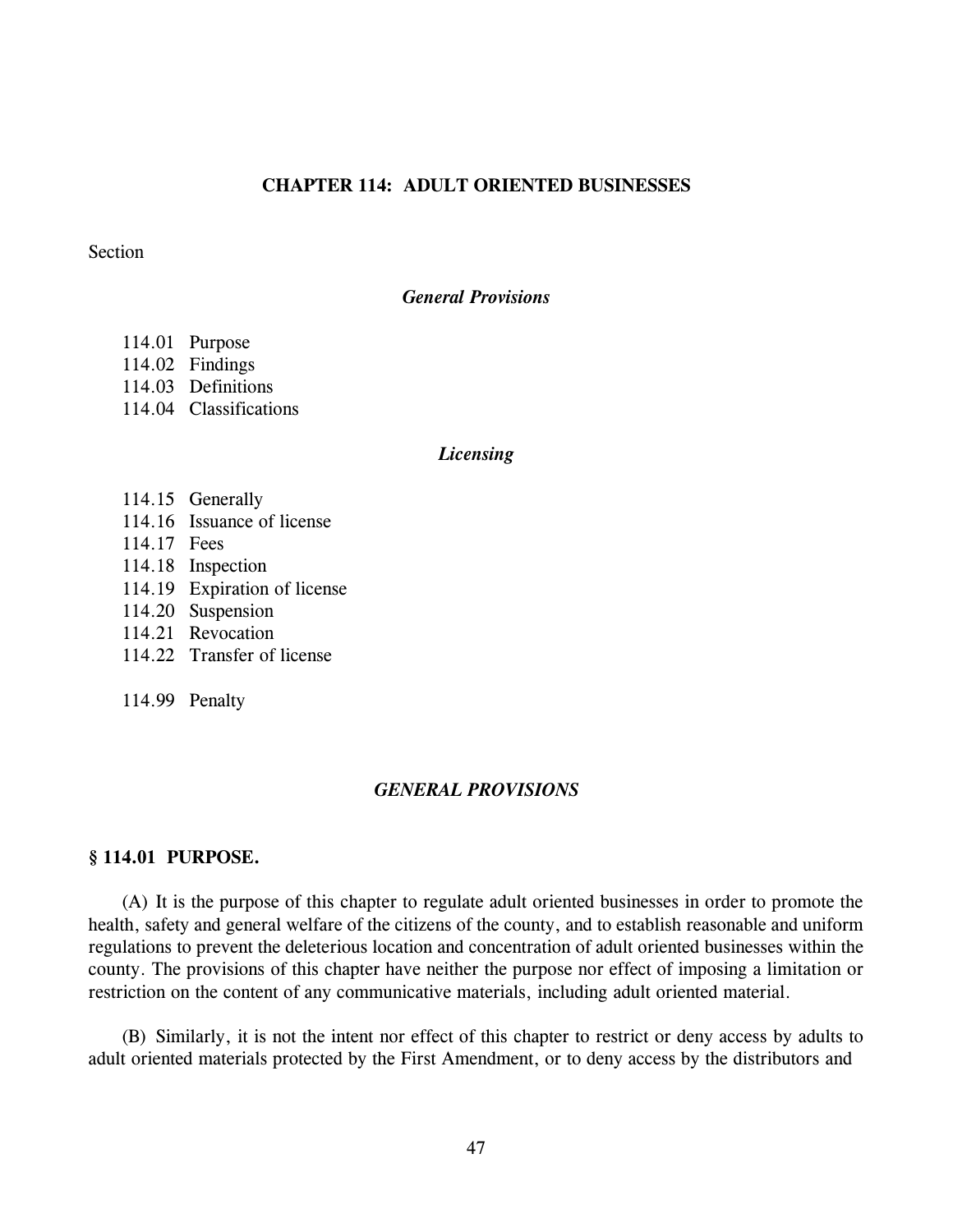# CHAPTER 114: ADULT ORIENTED BUSINESSES

Section

*General Provisions*

114.01 Purpose
114.02 Findings
114.03 Definitions
114.04 Classifications

*Licensing*

114.15 Generally
114.16 Issuance of license
114.17 Fees
114.18 Inspection
114.19 Expiration of license
114.20 Suspension
114.21 Revocation
114.22 Transfer of license

114.99 Penalty

## *GENERAL PROVISIONS*

### § 114.01 PURPOSE.

(A) It is the purpose of this chapter to regulate adult oriented businesses in order to promote the health, safety and general welfare of the citizens of the county, and to establish reasonable and uniform regulations to prevent the deleterious location and concentration of adult oriented businesses within the county. The provisions of this chapter have neither the purpose nor effect of imposing a limitation or restriction on the content of any communicative materials, including adult oriented material.

(B) Similarly, it is not the intent nor effect of this chapter to restrict or deny access by adults to adult oriented materials protected by the First Amendment, or to deny access by the distributors and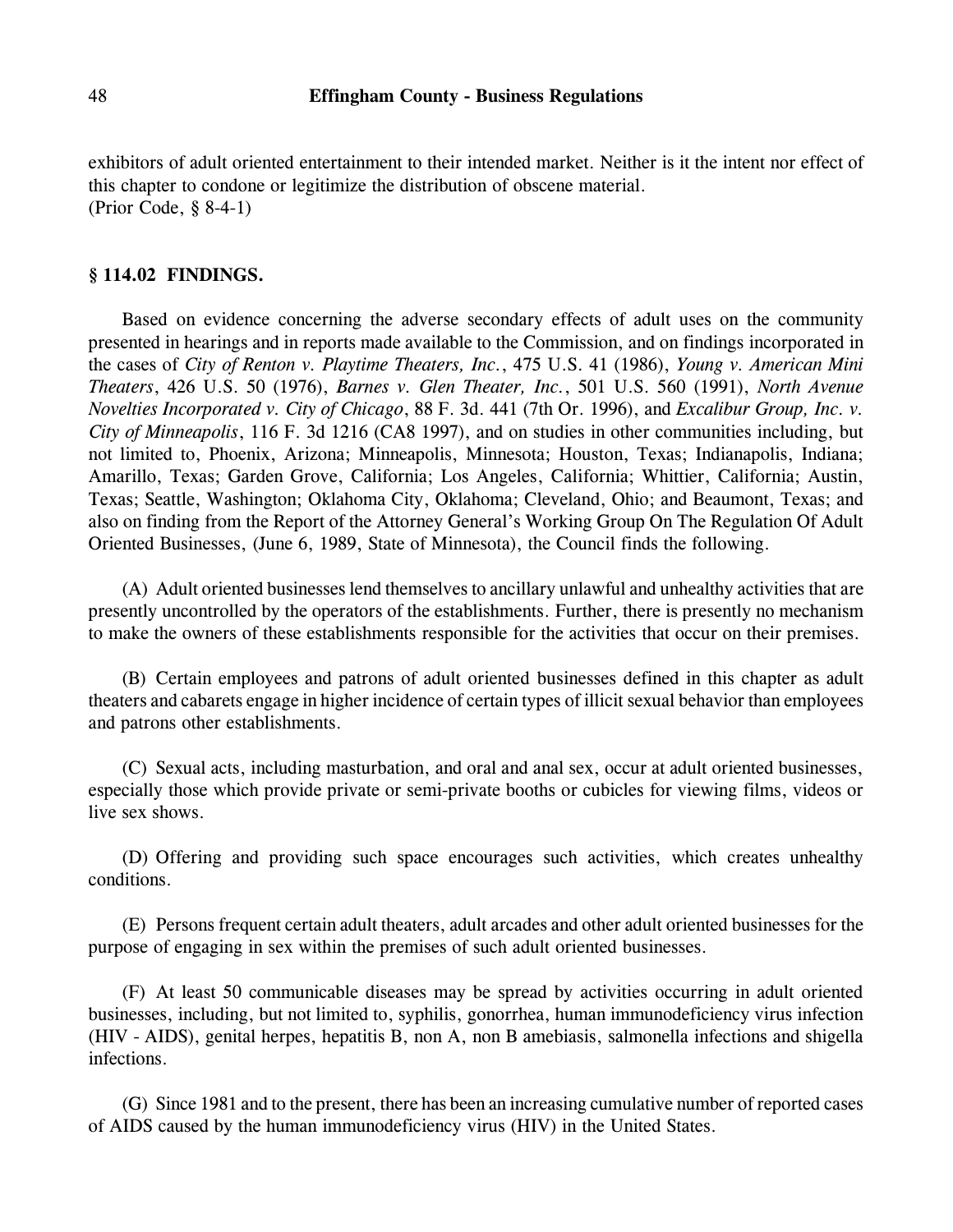exhibitors of adult oriented entertainment to their intended market. Neither is it the intent nor effect of this chapter to condone or legitimize the distribution of obscene material.
(Prior Code, § 8-4-1)

## § 114.02 FINDINGS.

Based on evidence concerning the adverse secondary effects of adult uses on the community presented in hearings and in reports made available to the Commission, and on findings incorporated in the cases of *City of Renton v. Playtime Theaters, Inc.*, 475 U.S. 41 (1986), *Young v. American Mini Theaters*, 426 U.S. 50 (1976), *Barnes v. Glen Theater, Inc.*, 501 U.S. 560 (1991), *North Avenue Novelties Incorporated v. City of Chicago*, 88 F. 3d. 441 (7th Or. 1996), and *Excalibur Group, Inc. v. City of Minneapolis*, 116 F. 3d 1216 (CA8 1997), and on studies in other communities including, but not limited to, Phoenix, Arizona; Minneapolis, Minnesota; Houston, Texas; Indianapolis, Indiana; Amarillo, Texas; Garden Grove, California; Los Angeles, California; Whittier, California; Austin, Texas; Seattle, Washington; Oklahoma City, Oklahoma; Cleveland, Ohio; and Beaumont, Texas; and also on finding from the Report of the Attorney General's Working Group On The Regulation Of Adult Oriented Businesses, (June 6, 1989, State of Minnesota), the Council finds the following.

(A) Adult oriented businesses lend themselves to ancillary unlawful and unhealthy activities that are presently uncontrolled by the operators of the establishments. Further, there is presently no mechanism to make the owners of these establishments responsible for the activities that occur on their premises.

(B) Certain employees and patrons of adult oriented businesses defined in this chapter as adult theaters and cabarets engage in higher incidence of certain types of illicit sexual behavior than employees and patrons other establishments.

(C) Sexual acts, including masturbation, and oral and anal sex, occur at adult oriented businesses, especially those which provide private or semi-private booths or cubicles for viewing films, videos or live sex shows.

(D) Offering and providing such space encourages such activities, which creates unhealthy conditions.

(E) Persons frequent certain adult theaters, adult arcades and other adult oriented businesses for the purpose of engaging in sex within the premises of such adult oriented businesses.

(F) At least 50 communicable diseases may be spread by activities occurring in adult oriented businesses, including, but not limited to, syphilis, gonorrhea, human immunodeficiency virus infection (HIV - AIDS), genital herpes, hepatitis B, non A, non B amebiasis, salmonella infections and shigella infections.

(G) Since 1981 and to the present, there has been an increasing cumulative number of reported cases of AIDS caused by the human immunodeficiency virus (HIV) in the United States.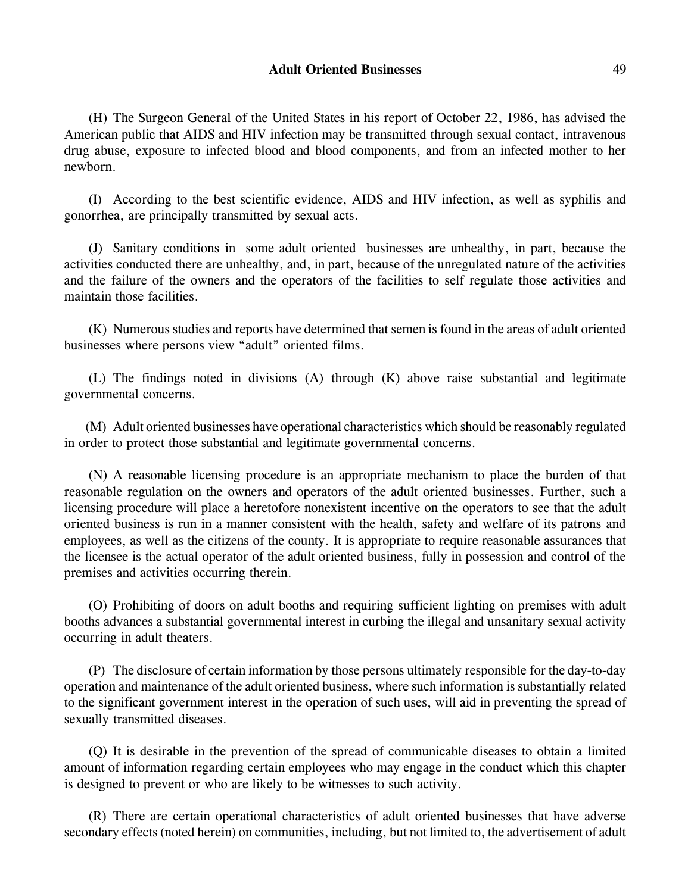(H) The Surgeon General of the United States in his report of October 22, 1986, has advised the American public that AIDS and HIV infection may be transmitted through sexual contact, intravenous drug abuse, exposure to infected blood and blood components, and from an infected mother to her newborn.

(I) According to the best scientific evidence, AIDS and HIV infection, as well as syphilis and gonorrhea, are principally transmitted by sexual acts.

(J) Sanitary conditions in some adult oriented businesses are unhealthy, in part, because the activities conducted there are unhealthy, and, in part, because of the unregulated nature of the activities and the failure of the owners and the operators of the facilities to self regulate those activities and maintain those facilities.

(K) Numerous studies and reports have determined that semen is found in the areas of adult oriented businesses where persons view "adult" oriented films.

(L) The findings noted in divisions (A) through (K) above raise substantial and legitimate governmental concerns.

(M) Adult oriented businesses have operational characteristics which should be reasonably regulated in order to protect those substantial and legitimate governmental concerns.

(N) A reasonable licensing procedure is an appropriate mechanism to place the burden of that reasonable regulation on the owners and operators of the adult oriented businesses. Further, such a licensing procedure will place a heretofore nonexistent incentive on the operators to see that the adult oriented business is run in a manner consistent with the health, safety and welfare of its patrons and employees, as well as the citizens of the county. It is appropriate to require reasonable assurances that the licensee is the actual operator of the adult oriented business, fully in possession and control of the premises and activities occurring therein.

(O) Prohibiting of doors on adult booths and requiring sufficient lighting on premises with adult booths advances a substantial governmental interest in curbing the illegal and unsanitary sexual activity occurring in adult theaters.

(P) The disclosure of certain information by those persons ultimately responsible for the day-to-day operation and maintenance of the adult oriented business, where such information is substantially related to the significant government interest in the operation of such uses, will aid in preventing the spread of sexually transmitted diseases.

(Q) It is desirable in the prevention of the spread of communicable diseases to obtain a limited amount of information regarding certain employees who may engage in the conduct which this chapter is designed to prevent or who are likely to be witnesses to such activity.

(R) There are certain operational characteristics of adult oriented businesses that have adverse secondary effects (noted herein) on communities, including, but not limited to, the advertisement of adult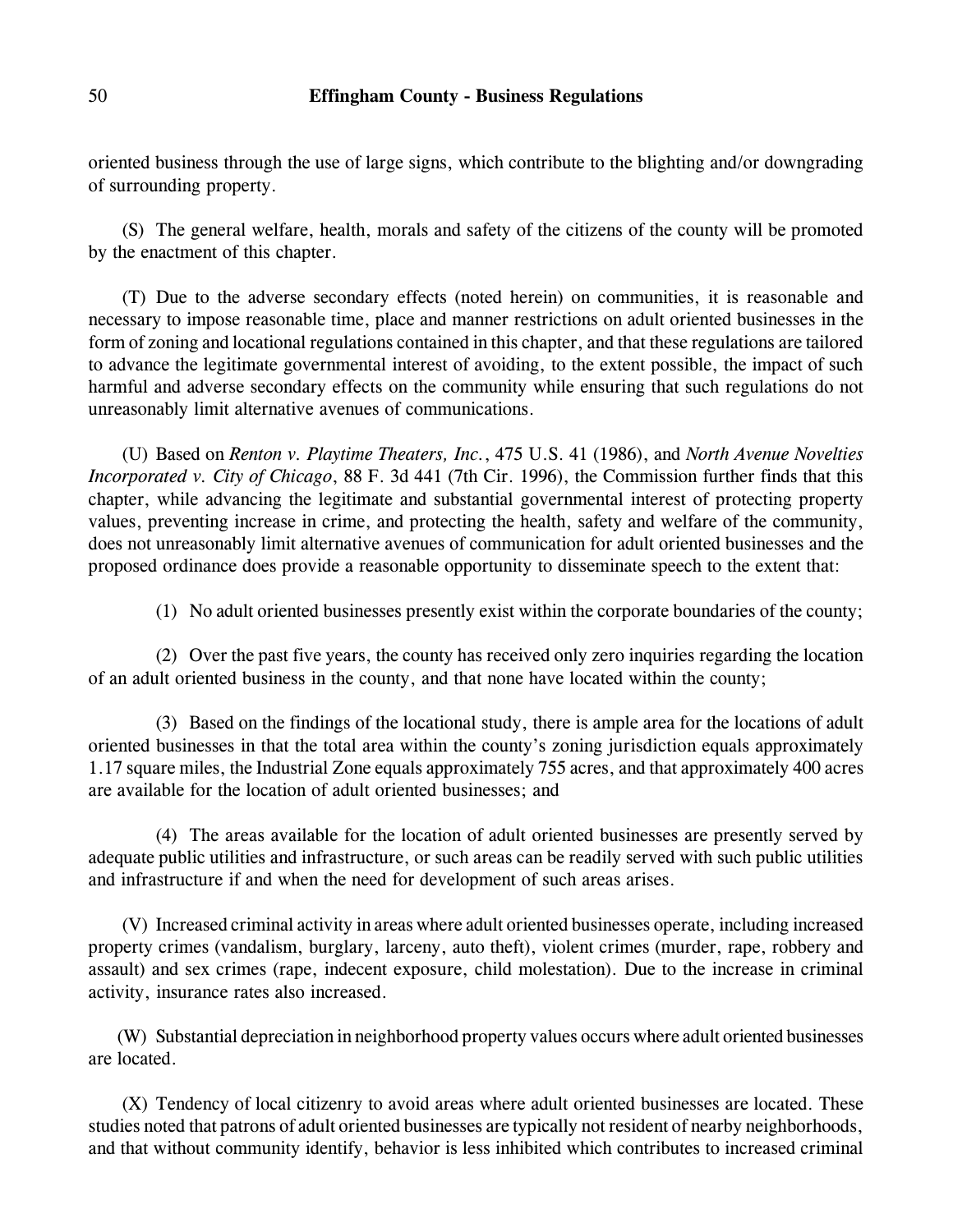oriented business through the use of large signs, which contribute to the blighting and/or downgrading of surrounding property.

(S) The general welfare, health, morals and safety of the citizens of the county will be promoted by the enactment of this chapter.

(T) Due to the adverse secondary effects (noted herein) on communities, it is reasonable and necessary to impose reasonable time, place and manner restrictions on adult oriented businesses in the form of zoning and locational regulations contained in this chapter, and that these regulations are tailored to advance the legitimate governmental interest of avoiding, to the extent possible, the impact of such harmful and adverse secondary effects on the community while ensuring that such regulations do not unreasonably limit alternative avenues of communications.

(U) Based on *Renton v. Playtime Theaters, Inc.*, 475 U.S. 41 (1986), and *North Avenue Novelties Incorporated v. City of Chicago*, 88 F. 3d 441 (7th Cir. 1996), the Commission further finds that this chapter, while advancing the legitimate and substantial governmental interest of protecting property values, preventing increase in crime, and protecting the health, safety and welfare of the community, does not unreasonably limit alternative avenues of communication for adult oriented businesses and the proposed ordinance does provide a reasonable opportunity to disseminate speech to the extent that:

(1) No adult oriented businesses presently exist within the corporate boundaries of the county;

(2) Over the past five years, the county has received only zero inquiries regarding the location of an adult oriented business in the county, and that none have located within the county;

(3) Based on the findings of the locational study, there is ample area for the locations of adult oriented businesses in that the total area within the county's zoning jurisdiction equals approximately 1.17 square miles, the Industrial Zone equals approximately 755 acres, and that approximately 400 acres are available for the location of adult oriented businesses; and

(4) The areas available for the location of adult oriented businesses are presently served by adequate public utilities and infrastructure, or such areas can be readily served with such public utilities and infrastructure if and when the need for development of such areas arises.

(V) Increased criminal activity in areas where adult oriented businesses operate, including increased property crimes (vandalism, burglary, larceny, auto theft), violent crimes (murder, rape, robbery and assault) and sex crimes (rape, indecent exposure, child molestation). Due to the increase in criminal activity, insurance rates also increased.

(W) Substantial depreciation in neighborhood property values occurs where adult oriented businesses are located.

(X) Tendency of local citizenry to avoid areas where adult oriented businesses are located. These studies noted that patrons of adult oriented businesses are typically not resident of nearby neighborhoods, and that without community identify, behavior is less inhibited which contributes to increased criminal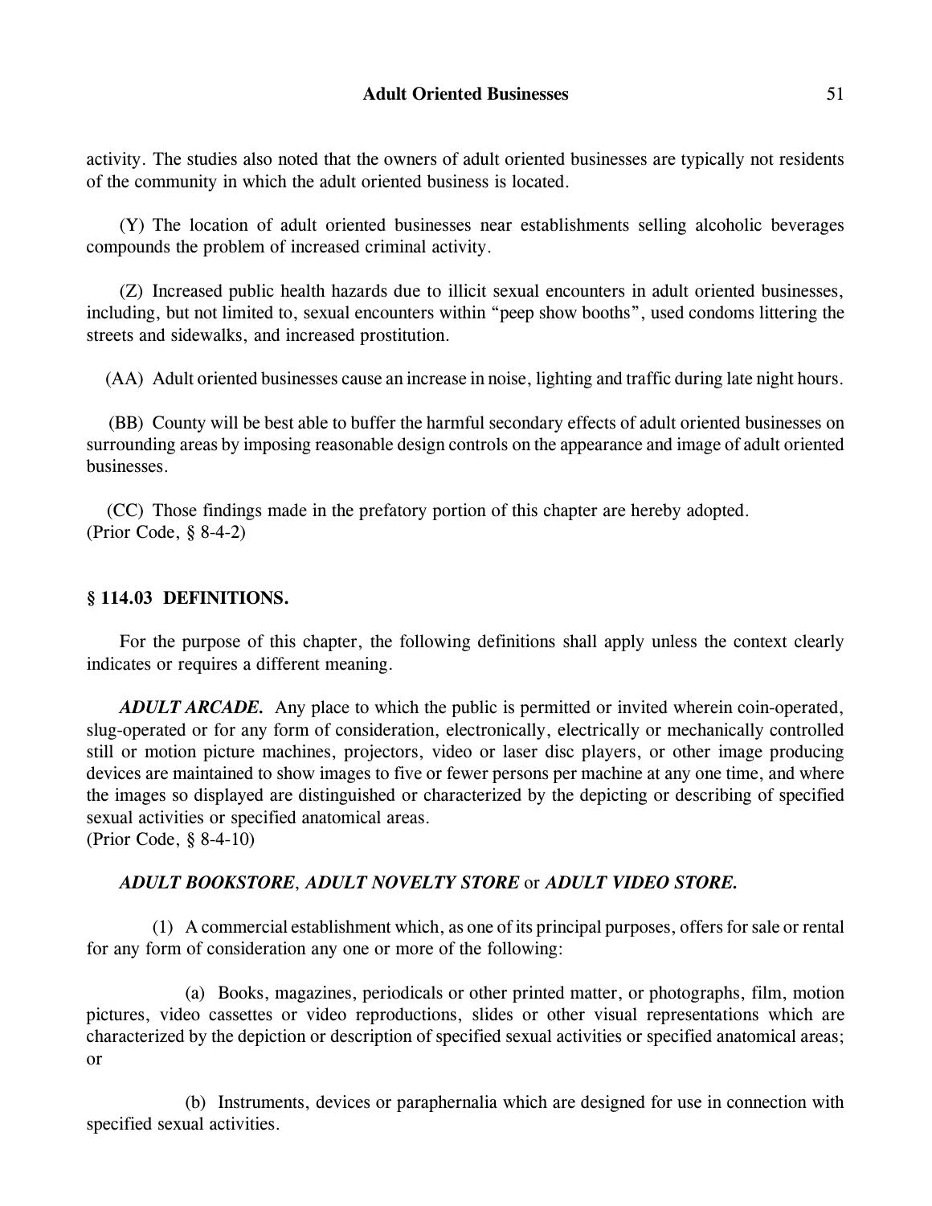activity. The studies also noted that the owners of adult oriented businesses are typically not residents of the community in which the adult oriented business is located.

(Y) The location of adult oriented businesses near establishments selling alcoholic beverages compounds the problem of increased criminal activity.

(Z) Increased public health hazards due to illicit sexual encounters in adult oriented businesses, including, but not limited to, sexual encounters within "peep show booths", used condoms littering the streets and sidewalks, and increased prostitution.

(AA) Adult oriented businesses cause an increase in noise, lighting and traffic during late night hours.

(BB) County will be best able to buffer the harmful secondary effects of adult oriented businesses on surrounding areas by imposing reasonable design controls on the appearance and image of adult oriented businesses.

(CC) Those findings made in the prefatory portion of this chapter are hereby adopted.
(Prior Code, § 8-4-2)

## § 114.03 DEFINITIONS.

For the purpose of this chapter, the following definitions shall apply unless the context clearly indicates or requires a different meaning.

***ADULT ARCADE.*** Any place to which the public is permitted or invited wherein coin-operated, slug-operated or for any form of consideration, electronically, electrically or mechanically controlled still or motion picture machines, projectors, video or laser disc players, or other image producing devices are maintained to show images to five or fewer persons per machine at any one time, and where the images so displayed are distinguished or characterized by the depicting or describing of specified sexual activities or specified anatomical areas.
(Prior Code, § 8-4-10)

***ADULT BOOKSTORE***, ***ADULT NOVELTY STORE*** or ***ADULT VIDEO STORE.***

(1) A commercial establishment which, as one of its principal purposes, offers for sale or rental for any form of consideration any one or more of the following:

(a) Books, magazines, periodicals or other printed matter, or photographs, film, motion pictures, video cassettes or video reproductions, slides or other visual representations which are characterized by the depiction or description of specified sexual activities or specified anatomical areas; or

(b) Instruments, devices or paraphernalia which are designed for use in connection with specified sexual activities.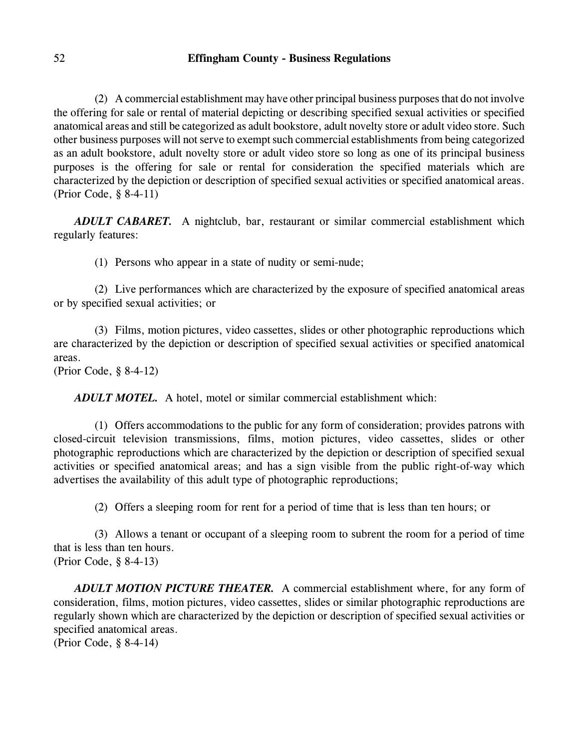(2) A commercial establishment may have other principal business purposes that do not involve the offering for sale or rental of material depicting or describing specified sexual activities or specified anatomical areas and still be categorized as adult bookstore, adult novelty store or adult video store. Such other business purposes will not serve to exempt such commercial establishments from being categorized as an adult bookstore, adult novelty store or adult video store so long as one of its principal business purposes is the offering for sale or rental for consideration the specified materials which are characterized by the depiction or description of specified sexual activities or specified anatomical areas.
(Prior Code, § 8-4-11)

***ADULT CABARET.*** A nightclub, bar, restaurant or similar commercial establishment which regularly features:

(1) Persons who appear in a state of nudity or semi-nude;

(2) Live performances which are characterized by the exposure of specified anatomical areas or by specified sexual activities; or

(3) Films, motion pictures, video cassettes, slides or other photographic reproductions which are characterized by the depiction or description of specified sexual activities or specified anatomical areas.
(Prior Code, § 8-4-12)

***ADULT MOTEL.*** A hotel, motel or similar commercial establishment which:

(1) Offers accommodations to the public for any form of consideration; provides patrons with closed-circuit television transmissions, films, motion pictures, video cassettes, slides or other photographic reproductions which are characterized by the depiction or description of specified sexual activities or specified anatomical areas; and has a sign visible from the public right-of-way which advertises the availability of this adult type of photographic reproductions;

(2) Offers a sleeping room for rent for a period of time that is less than ten hours; or

(3) Allows a tenant or occupant of a sleeping room to subrent the room for a period of time that is less than ten hours.
(Prior Code, § 8-4-13)

***ADULT MOTION PICTURE THEATER.*** A commercial establishment where, for any form of consideration, films, motion pictures, video cassettes, slides or similar photographic reproductions are regularly shown which are characterized by the depiction or description of specified sexual activities or specified anatomical areas.
(Prior Code, § 8-4-14)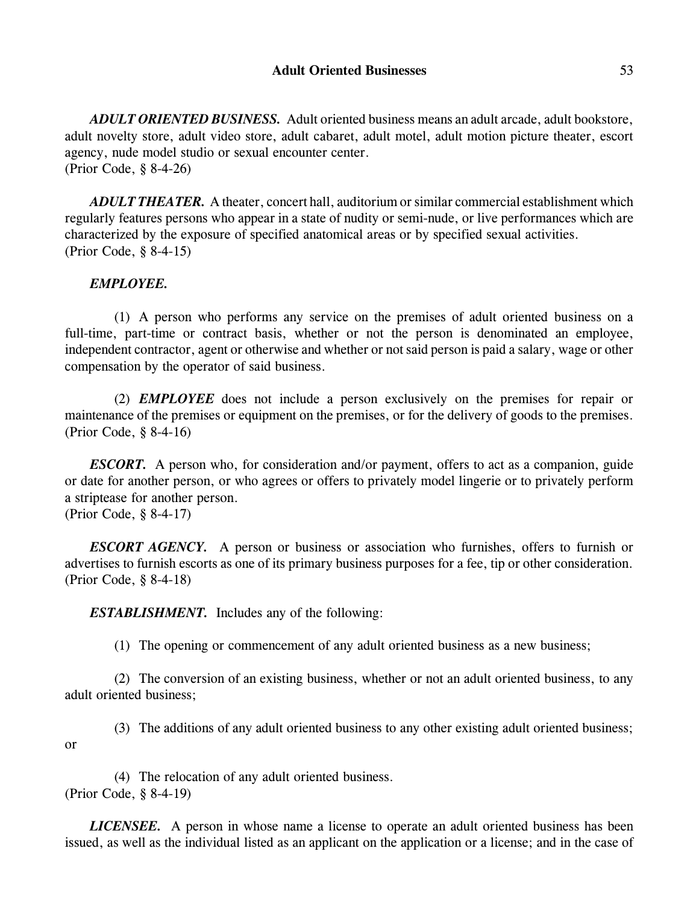***ADULT ORIENTED BUSINESS.*** Adult oriented business means an adult arcade, adult bookstore, adult novelty store, adult video store, adult cabaret, adult motel, adult motion picture theater, escort agency, nude model studio or sexual encounter center.
(Prior Code, § 8-4-26)

***ADULT THEATER.*** A theater, concert hall, auditorium or similar commercial establishment which regularly features persons who appear in a state of nudity or semi-nude, or live performances which are characterized by the exposure of specified anatomical areas or by specified sexual activities.
(Prior Code, § 8-4-15)

***EMPLOYEE.***

(1) A person who performs any service on the premises of adult oriented business on a full-time, part-time or contract basis, whether or not the person is denominated an employee, independent contractor, agent or otherwise and whether or not said person is paid a salary, wage or other compensation by the operator of said business.

(2) ***EMPLOYEE*** does not include a person exclusively on the premises for repair or maintenance of the premises or equipment on the premises, or for the delivery of goods to the premises.
(Prior Code, § 8-4-16)

***ESCORT.*** A person who, for consideration and/or payment, offers to act as a companion, guide or date for another person, or who agrees or offers to privately model lingerie or to privately perform a striptease for another person.
(Prior Code, § 8-4-17)

***ESCORT AGENCY.*** A person or business or association who furnishes, offers to furnish or advertises to furnish escorts as one of its primary business purposes for a fee, tip or other consideration.
(Prior Code, § 8-4-18)

***ESTABLISHMENT.*** Includes any of the following:

(1) The opening or commencement of any adult oriented business as a new business;

(2) The conversion of an existing business, whether or not an adult oriented business, to any adult oriented business;

(3) The additions of any adult oriented business to any other existing adult oriented business; or

(4) The relocation of any adult oriented business.
(Prior Code, § 8-4-19)

***LICENSEE.*** A person in whose name a license to operate an adult oriented business has been issued, as well as the individual listed as an applicant on the application or a license; and in the case of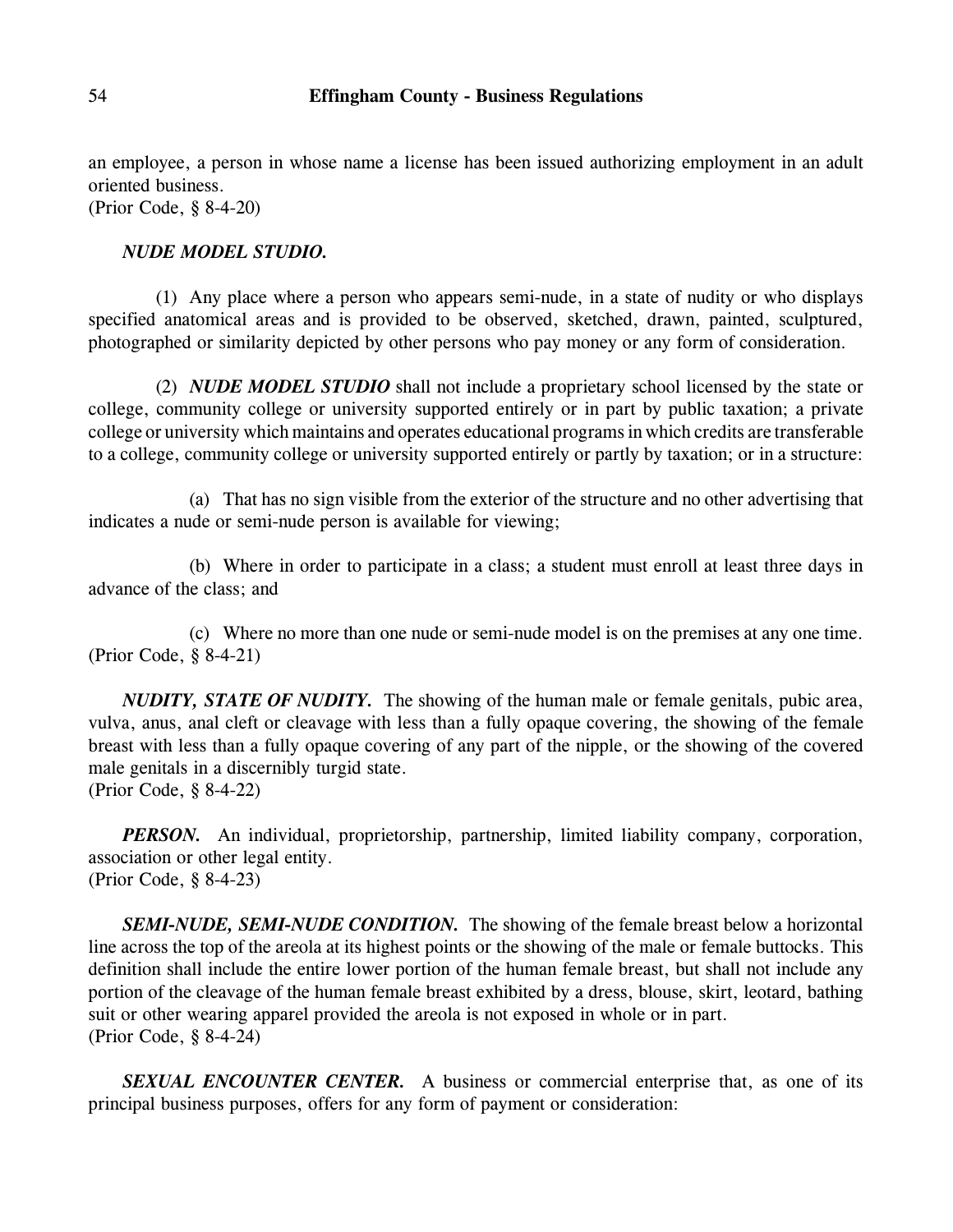an employee, a person in whose name a license has been issued authorizing employment in an adult oriented business.
(Prior Code, § 8-4-20)

***NUDE MODEL STUDIO.***

(1) Any place where a person who appears semi-nude, in a state of nudity or who displays specified anatomical areas and is provided to be observed, sketched, drawn, painted, sculptured, photographed or similarity depicted by other persons who pay money or any form of consideration.

(2) ***NUDE MODEL STUDIO*** shall not include a proprietary school licensed by the state or college, community college or university supported entirely or in part by public taxation; a private college or university which maintains and operates educational programs in which credits are transferable to a college, community college or university supported entirely or partly by taxation; or in a structure:

(a) That has no sign visible from the exterior of the structure and no other advertising that indicates a nude or semi-nude person is available for viewing;

(b) Where in order to participate in a class; a student must enroll at least three days in advance of the class; and

(c) Where no more than one nude or semi-nude model is on the premises at any one time.
(Prior Code, § 8-4-21)

***NUDITY, STATE OF NUDITY.*** The showing of the human male or female genitals, pubic area, vulva, anus, anal cleft or cleavage with less than a fully opaque covering, the showing of the female breast with less than a fully opaque covering of any part of the nipple, or the showing of the covered male genitals in a discernibly turgid state.
(Prior Code, § 8-4-22)

***PERSON.*** An individual, proprietorship, partnership, limited liability company, corporation, association or other legal entity.
(Prior Code, § 8-4-23)

***SEMI-NUDE, SEMI-NUDE CONDITION.*** The showing of the female breast below a horizontal line across the top of the areola at its highest points or the showing of the male or female buttocks. This definition shall include the entire lower portion of the human female breast, but shall not include any portion of the cleavage of the human female breast exhibited by a dress, blouse, skirt, leotard, bathing suit or other wearing apparel provided the areola is not exposed in whole or in part.
(Prior Code, § 8-4-24)

***SEXUAL ENCOUNTER CENTER.*** A business or commercial enterprise that, as one of its principal business purposes, offers for any form of payment or consideration: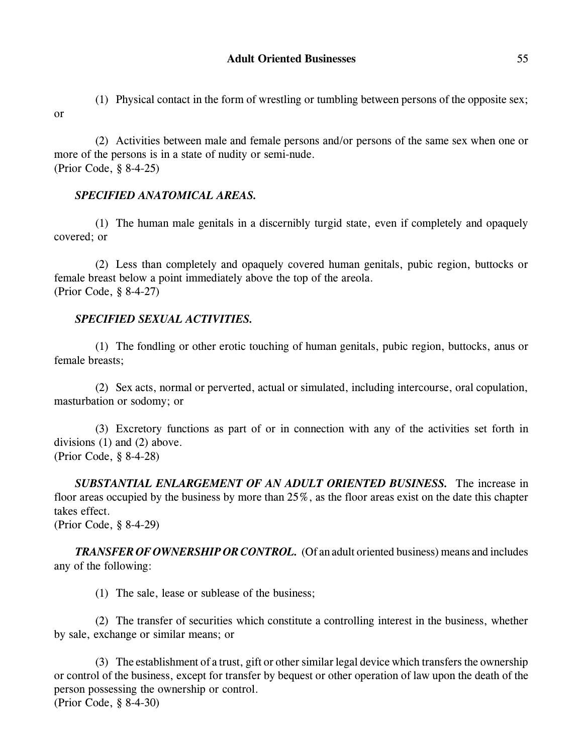(1) Physical contact in the form of wrestling or tumbling between persons of the opposite sex; or

(2) Activities between male and female persons and/or persons of the same sex when one or more of the persons is in a state of nudity or semi-nude.
(Prior Code, § 8-4-25)

***SPECIFIED ANATOMICAL AREAS.***

(1) The human male genitals in a discernibly turgid state, even if completely and opaquely covered; or

(2) Less than completely and opaquely covered human genitals, pubic region, buttocks or female breast below a point immediately above the top of the areola.
(Prior Code, § 8-4-27)

***SPECIFIED SEXUAL ACTIVITIES.***

(1) The fondling or other erotic touching of human genitals, pubic region, buttocks, anus or female breasts;

(2) Sex acts, normal or perverted, actual or simulated, including intercourse, oral copulation, masturbation or sodomy; or

(3) Excretory functions as part of or in connection with any of the activities set forth in divisions (1) and (2) above.
(Prior Code, § 8-4-28)

***SUBSTANTIAL ENLARGEMENT OF AN ADULT ORIENTED BUSINESS.*** The increase in floor areas occupied by the business by more than 25%, as the floor areas exist on the date this chapter takes effect.
(Prior Code, § 8-4-29)

***TRANSFER OF OWNERSHIP OR CONTROL.*** (Of an adult oriented business) means and includes any of the following:

(1) The sale, lease or sublease of the business;

(2) The transfer of securities which constitute a controlling interest in the business, whether by sale, exchange or similar means; or

(3) The establishment of a trust, gift or other similar legal device which transfers the ownership or control of the business, except for transfer by bequest or other operation of law upon the death of the person possessing the ownership or control.
(Prior Code, § 8-4-30)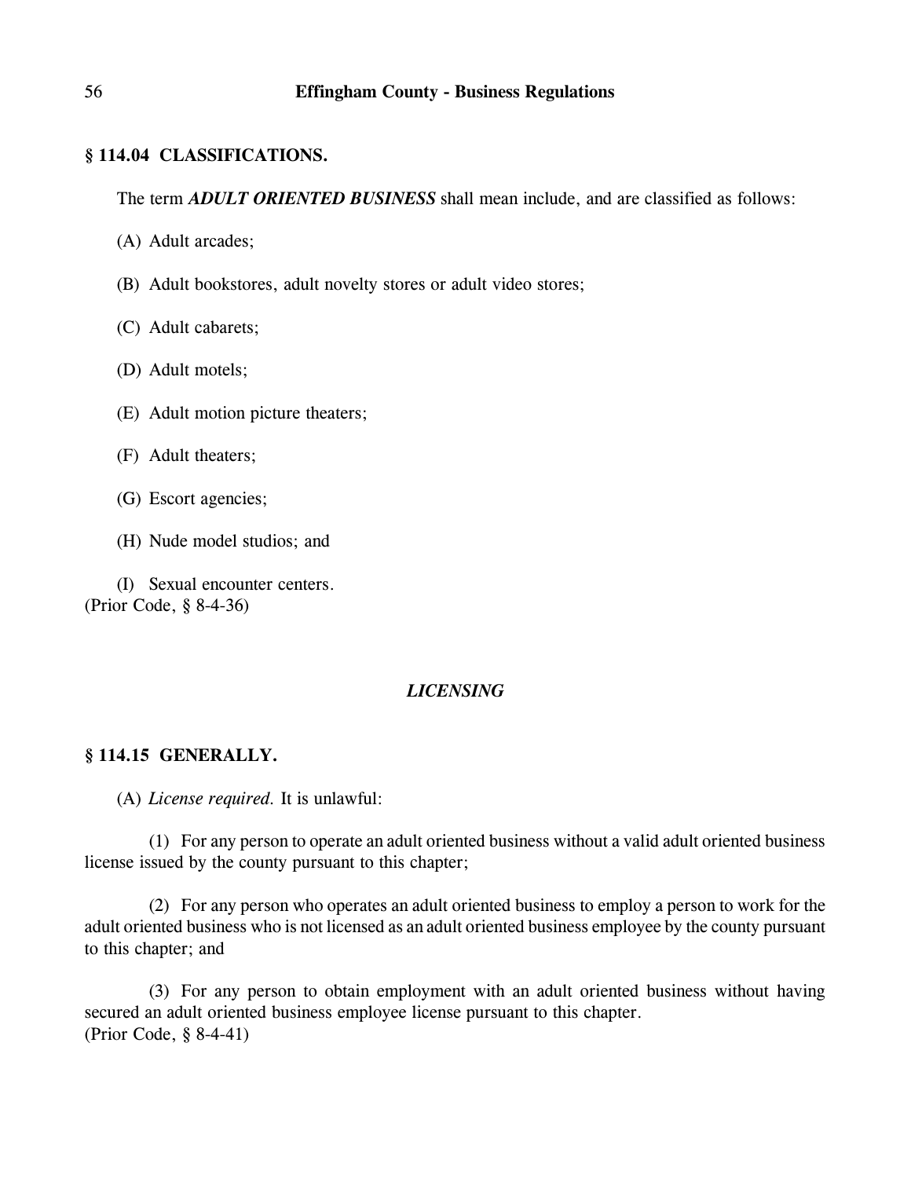## § 114.04 CLASSIFICATIONS.

The term ***ADULT ORIENTED BUSINESS*** shall mean include, and are classified as follows:

(A) Adult arcades;

(B) Adult bookstores, adult novelty stores or adult video stores;

(C) Adult cabarets;

(D) Adult motels;

(E) Adult motion picture theaters;

(F) Adult theaters;

(G) Escort agencies;

(H) Nude model studios; and

(I) Sexual encounter centers.
(Prior Code, § 8-4-36)

### *LICENSING*

## § 114.15 GENERALLY.

(A) *License required.* It is unlawful:

(1) For any person to operate an adult oriented business without a valid adult oriented business license issued by the county pursuant to this chapter;

(2) For any person who operates an adult oriented business to employ a person to work for the adult oriented business who is not licensed as an adult oriented business employee by the county pursuant to this chapter; and

(3) For any person to obtain employment with an adult oriented business without having secured an adult oriented business employee license pursuant to this chapter.
(Prior Code, § 8-4-41)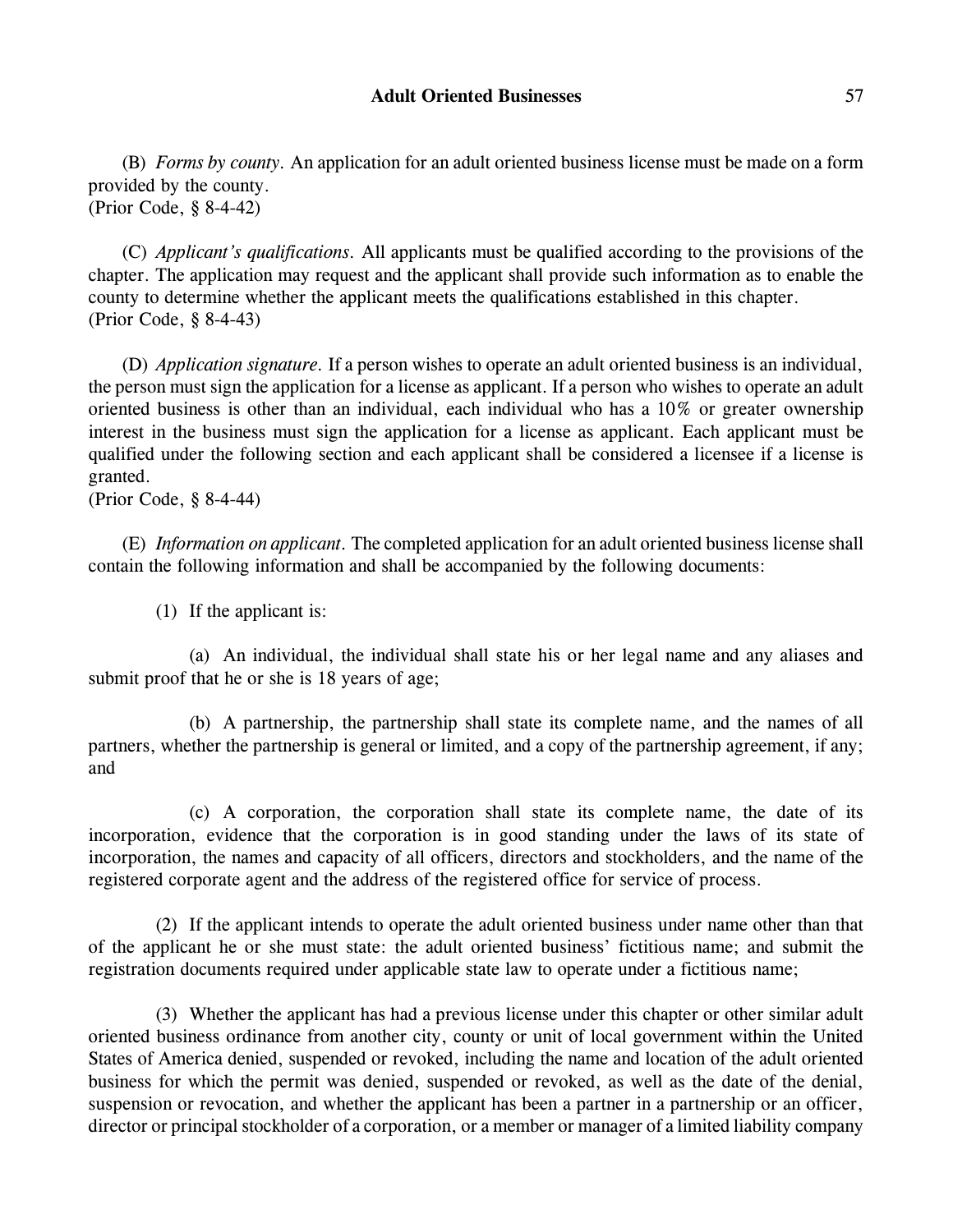(B) *Forms by county*. An application for an adult oriented business license must be made on a form provided by the county.
(Prior Code, § 8-4-42)

(C) *Applicant's qualifications*. All applicants must be qualified according to the provisions of the chapter. The application may request and the applicant shall provide such information as to enable the county to determine whether the applicant meets the qualifications established in this chapter.
(Prior Code, § 8-4-43)

(D) *Application signature*. If a person wishes to operate an adult oriented business is an individual, the person must sign the application for a license as applicant. If a person who wishes to operate an adult oriented business is other than an individual, each individual who has a 10% or greater ownership interest in the business must sign the application for a license as applicant. Each applicant must be qualified under the following section and each applicant shall be considered a licensee if a license is granted.
(Prior Code, § 8-4-44)

(E) *Information on applicant*. The completed application for an adult oriented business license shall contain the following information and shall be accompanied by the following documents:

(1) If the applicant is:

(a) An individual, the individual shall state his or her legal name and any aliases and submit proof that he or she is 18 years of age;

(b) A partnership, the partnership shall state its complete name, and the names of all partners, whether the partnership is general or limited, and a copy of the partnership agreement, if any; and

(c) A corporation, the corporation shall state its complete name, the date of its incorporation, evidence that the corporation is in good standing under the laws of its state of incorporation, the names and capacity of all officers, directors and stockholders, and the name of the registered corporate agent and the address of the registered office for service of process.

(2) If the applicant intends to operate the adult oriented business under name other than that of the applicant he or she must state: the adult oriented business' fictitious name; and submit the registration documents required under applicable state law to operate under a fictitious name;

(3) Whether the applicant has had a previous license under this chapter or other similar adult oriented business ordinance from another city, county or unit of local government within the United States of America denied, suspended or revoked, including the name and location of the adult oriented business for which the permit was denied, suspended or revoked, as well as the date of the denial, suspension or revocation, and whether the applicant has been a partner in a partnership or an officer, director or principal stockholder of a corporation, or a member or manager of a limited liability company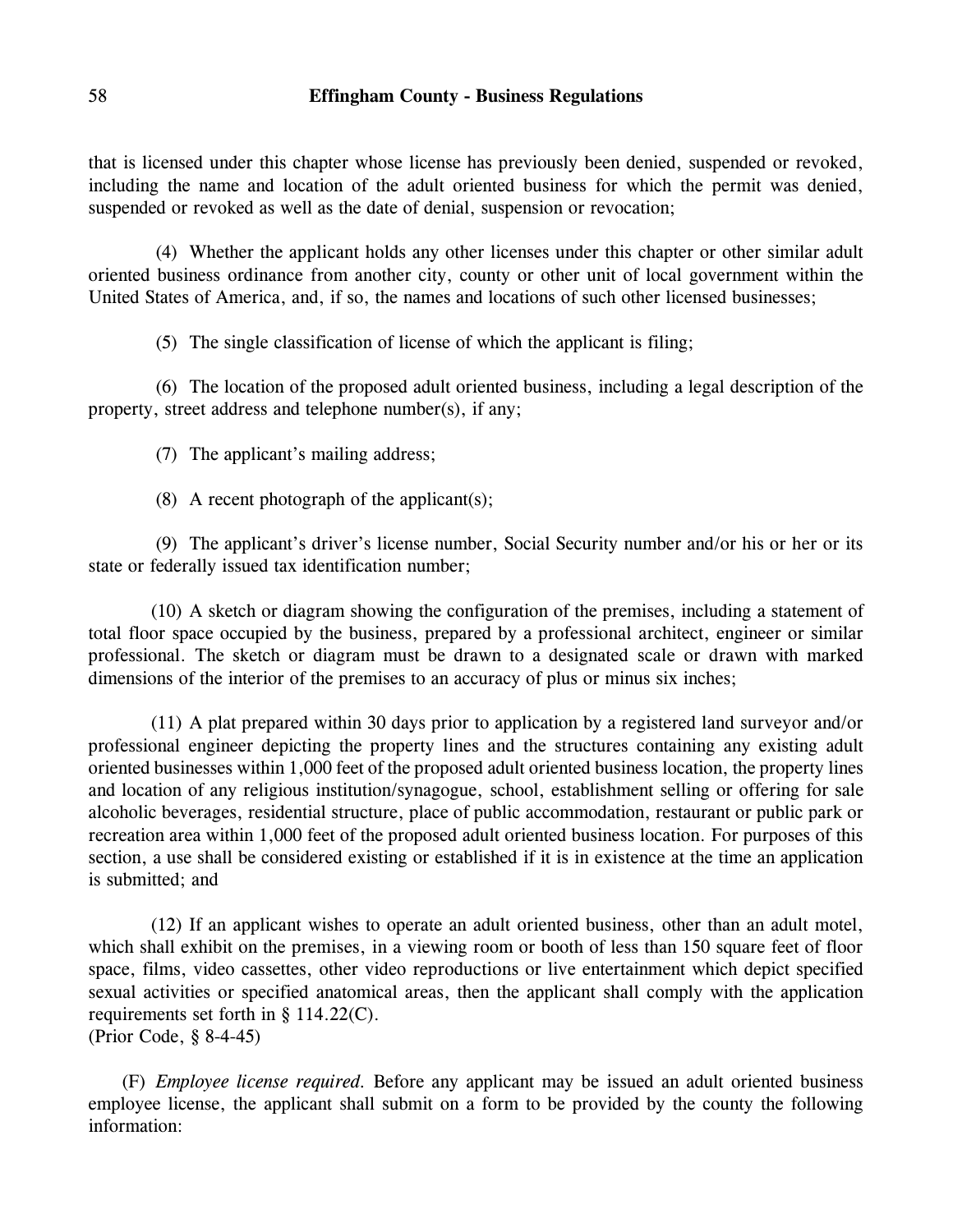that is licensed under this chapter whose license has previously been denied, suspended or revoked, including the name and location of the adult oriented business for which the permit was denied, suspended or revoked as well as the date of denial, suspension or revocation;

(4) Whether the applicant holds any other licenses under this chapter or other similar adult oriented business ordinance from another city, county or other unit of local government within the United States of America, and, if so, the names and locations of such other licensed businesses;

(5) The single classification of license of which the applicant is filing;

(6) The location of the proposed adult oriented business, including a legal description of the property, street address and telephone number(s), if any;

(7) The applicant's mailing address;

(8) A recent photograph of the applicant(s);

(9) The applicant's driver's license number, Social Security number and/or his or her or its state or federally issued tax identification number;

(10) A sketch or diagram showing the configuration of the premises, including a statement of total floor space occupied by the business, prepared by a professional architect, engineer or similar professional. The sketch or diagram must be drawn to a designated scale or drawn with marked dimensions of the interior of the premises to an accuracy of plus or minus six inches;

(11) A plat prepared within 30 days prior to application by a registered land surveyor and/or professional engineer depicting the property lines and the structures containing any existing adult oriented businesses within 1,000 feet of the proposed adult oriented business location, the property lines and location of any religious institution/synagogue, school, establishment selling or offering for sale alcoholic beverages, residential structure, place of public accommodation, restaurant or public park or recreation area within 1,000 feet of the proposed adult oriented business location. For purposes of this section, a use shall be considered existing or established if it is in existence at the time an application is submitted; and

(12) If an applicant wishes to operate an adult oriented business, other than an adult motel, which shall exhibit on the premises, in a viewing room or booth of less than 150 square feet of floor space, films, video cassettes, other video reproductions or live entertainment which depict specified sexual activities or specified anatomical areas, then the applicant shall comply with the application requirements set forth in § 114.22(C).
(Prior Code, § 8-4-45)

(F) *Employee license required.* Before any applicant may be issued an adult oriented business employee license, the applicant shall submit on a form to be provided by the county the following information: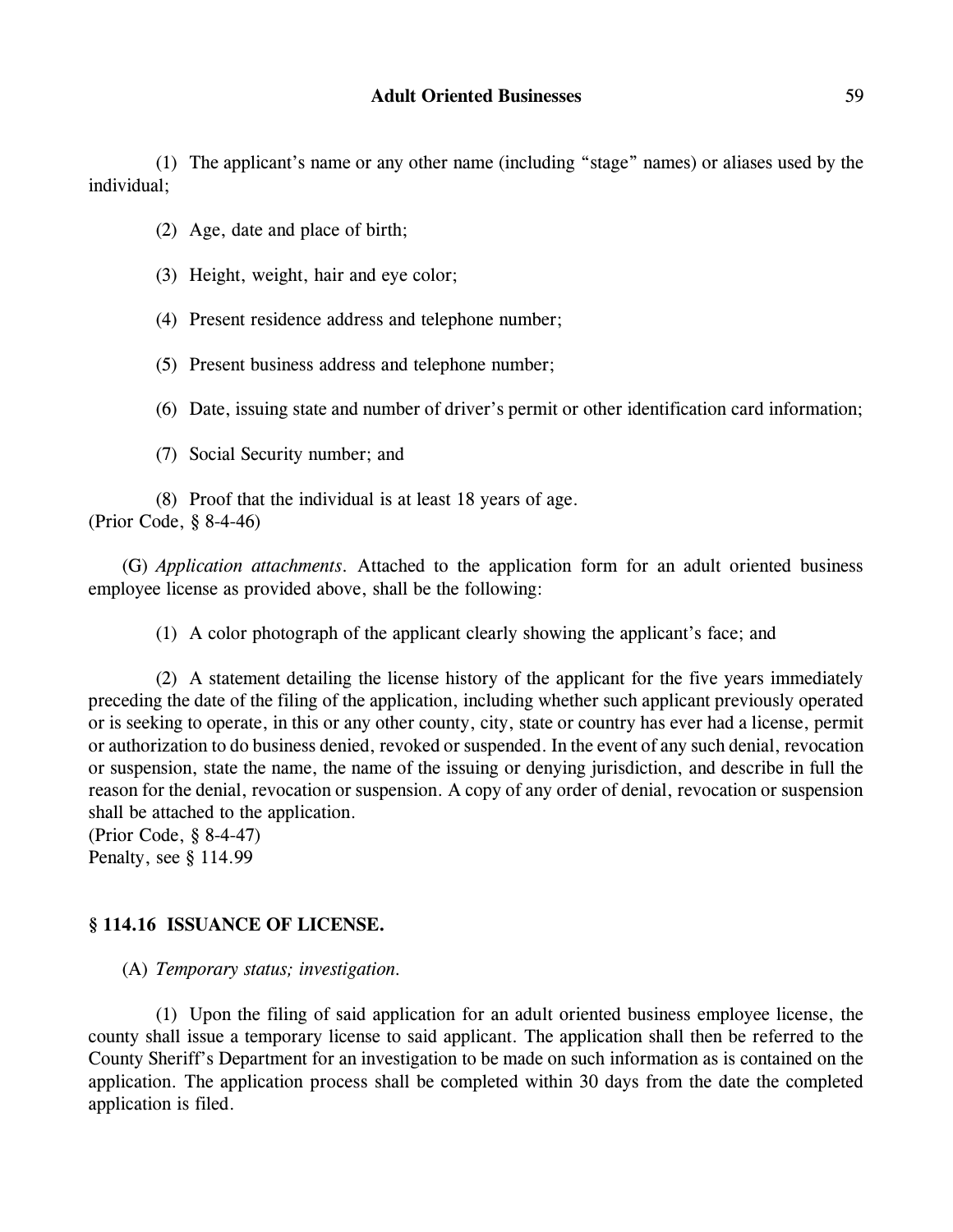(1) The applicant's name or any other name (including "stage" names) or aliases used by the individual;

(2) Age, date and place of birth;

(3) Height, weight, hair and eye color;

(4) Present residence address and telephone number;

(5) Present business address and telephone number;

(6) Date, issuing state and number of driver's permit or other identification card information;

(7) Social Security number; and

(8) Proof that the individual is at least 18 years of age.
(Prior Code, § 8-4-46)

(G) *Application attachments*. Attached to the application form for an adult oriented business employee license as provided above, shall be the following:

(1) A color photograph of the applicant clearly showing the applicant's face; and

(2) A statement detailing the license history of the applicant for the five years immediately preceding the date of the filing of the application, including whether such applicant previously operated or is seeking to operate, in this or any other county, city, state or country has ever had a license, permit or authorization to do business denied, revoked or suspended. In the event of any such denial, revocation or suspension, state the name, the name of the issuing or denying jurisdiction, and describe in full the reason for the denial, revocation or suspension. A copy of any order of denial, revocation or suspension shall be attached to the application.
(Prior Code, § 8-4-47)
Penalty, see § 114.99

### § 114.16 ISSUANCE OF LICENSE.

(A) *Temporary status; investigation.*

(1) Upon the filing of said application for an adult oriented business employee license, the county shall issue a temporary license to said applicant. The application shall then be referred to the County Sheriff's Department for an investigation to be made on such information as is contained on the application. The application process shall be completed within 30 days from the date the completed application is filed.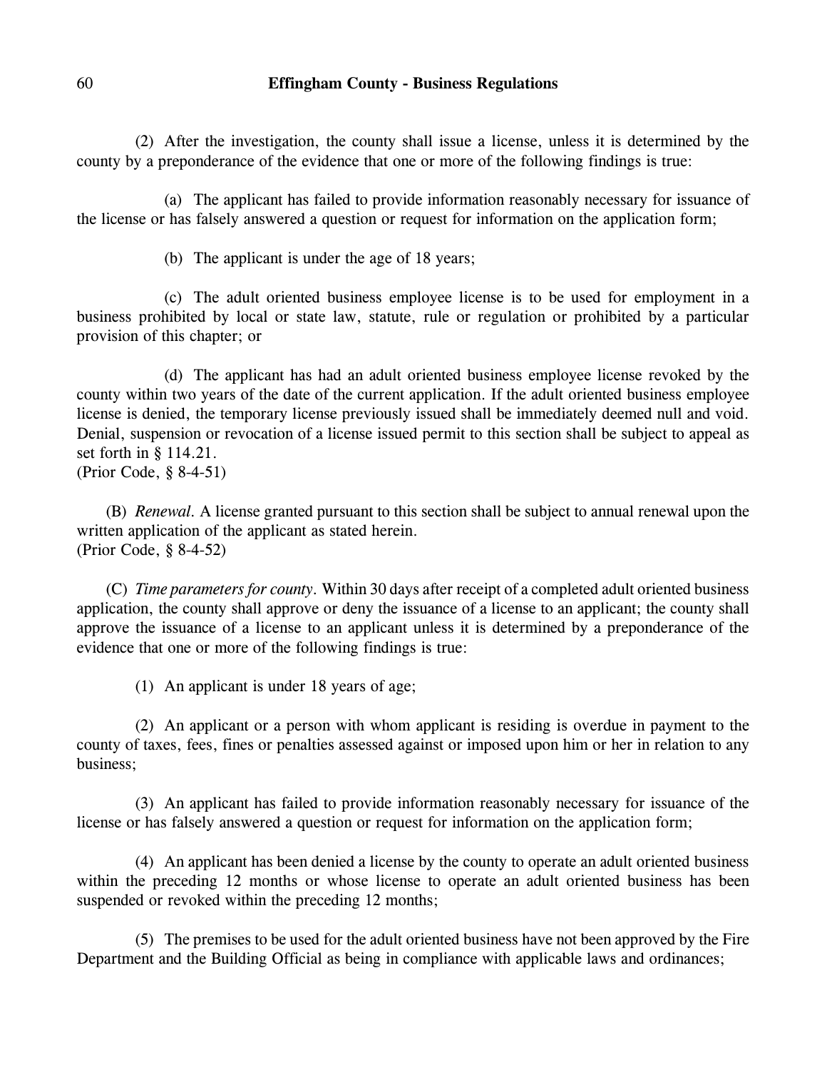(2) After the investigation, the county shall issue a license, unless it is determined by the county by a preponderance of the evidence that one or more of the following findings is true:

(a) The applicant has failed to provide information reasonably necessary for issuance of the license or has falsely answered a question or request for information on the application form;

(b) The applicant is under the age of 18 years;

(c) The adult oriented business employee license is to be used for employment in a business prohibited by local or state law, statute, rule or regulation or prohibited by a particular provision of this chapter; or

(d) The applicant has had an adult oriented business employee license revoked by the county within two years of the date of the current application. If the adult oriented business employee license is denied, the temporary license previously issued shall be immediately deemed null and void. Denial, suspension or revocation of a license issued permit to this section shall be subject to appeal as set forth in § 114.21.
(Prior Code, § 8-4-51)

(B) *Renewal.* A license granted pursuant to this section shall be subject to annual renewal upon the written application of the applicant as stated herein.
(Prior Code, § 8-4-52)

(C) *Time parameters for county.* Within 30 days after receipt of a completed adult oriented business application, the county shall approve or deny the issuance of a license to an applicant; the county shall approve the issuance of a license to an applicant unless it is determined by a preponderance of the evidence that one or more of the following findings is true:

(1) An applicant is under 18 years of age;

(2) An applicant or a person with whom applicant is residing is overdue in payment to the county of taxes, fees, fines or penalties assessed against or imposed upon him or her in relation to any business;

(3) An applicant has failed to provide information reasonably necessary for issuance of the license or has falsely answered a question or request for information on the application form;

(4) An applicant has been denied a license by the county to operate an adult oriented business within the preceding 12 months or whose license to operate an adult oriented business has been suspended or revoked within the preceding 12 months;

(5) The premises to be used for the adult oriented business have not been approved by the Fire Department and the Building Official as being in compliance with applicable laws and ordinances;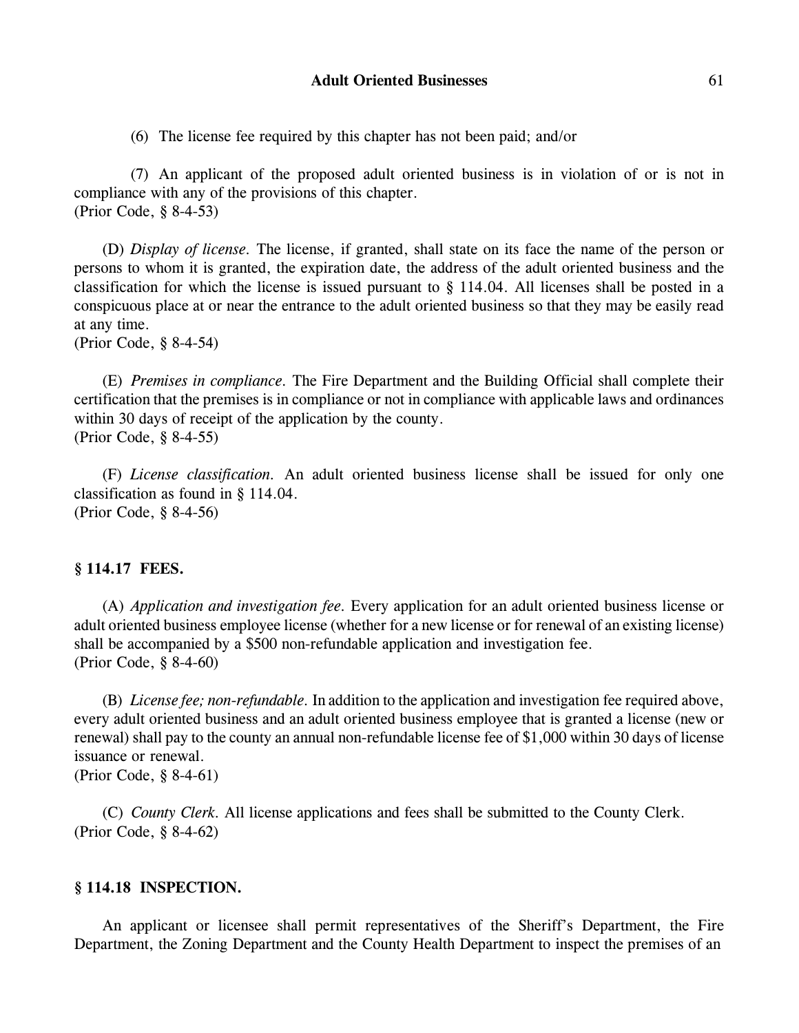(6) The license fee required by this chapter has not been paid; and/or

(7) An applicant of the proposed adult oriented business is in violation of or is not in compliance with any of the provisions of this chapter.
(Prior Code, § 8-4-53)

(D) *Display of license*. The license, if granted, shall state on its face the name of the person or persons to whom it is granted, the expiration date, the address of the adult oriented business and the classification for which the license is issued pursuant to § 114.04. All licenses shall be posted in a conspicuous place at or near the entrance to the adult oriented business so that they may be easily read at any time.
(Prior Code, § 8-4-54)

(E) *Premises in compliance*. The Fire Department and the Building Official shall complete their certification that the premises is in compliance or not in compliance with applicable laws and ordinances within 30 days of receipt of the application by the county.
(Prior Code, § 8-4-55)

(F) *License classification*. An adult oriented business license shall be issued for only one classification as found in § 114.04.
(Prior Code, § 8-4-56)

## § 114.17 FEES.

(A) *Application and investigation fee*. Every application for an adult oriented business license or adult oriented business employee license (whether for a new license or for renewal of an existing license) shall be accompanied by a $500 non-refundable application and investigation fee.
(Prior Code, § 8-4-60)

(B) *License fee; non-refundable*. In addition to the application and investigation fee required above, every adult oriented business and an adult oriented business employee that is granted a license (new or renewal) shall pay to the county an annual non-refundable license fee of $1,000 within 30 days of license issuance or renewal.
(Prior Code, § 8-4-61)

(C) *County Clerk*. All license applications and fees shall be submitted to the County Clerk.
(Prior Code, § 8-4-62)

## § 114.18 INSPECTION.

An applicant or licensee shall permit representatives of the Sheriff's Department, the Fire Department, the Zoning Department and the County Health Department to inspect the premises of an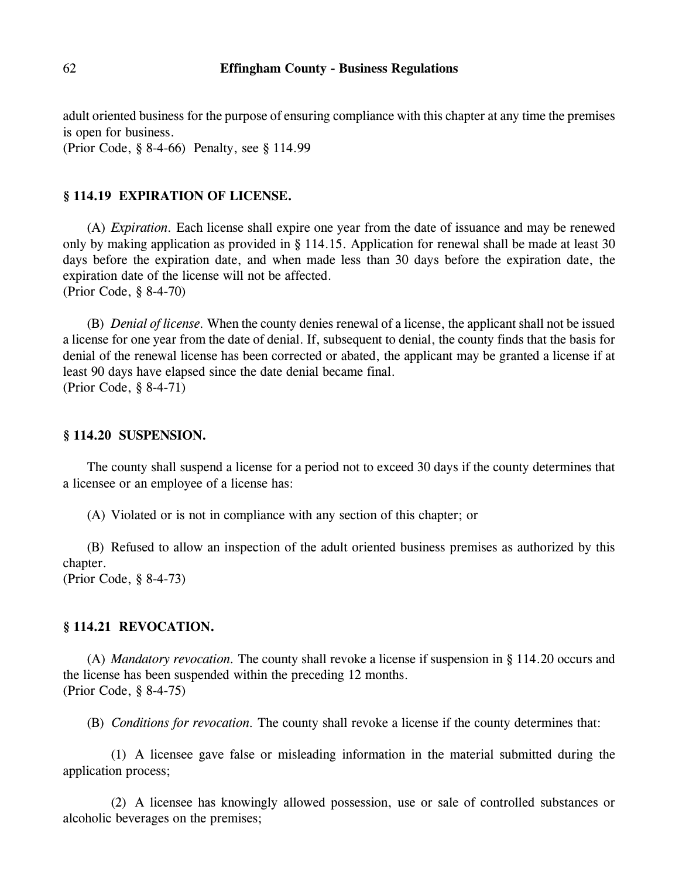adult oriented business for the purpose of ensuring compliance with this chapter at any time the premises is open for business.
(Prior Code, § 8-4-66) Penalty, see § 114.99

### § 114.19 EXPIRATION OF LICENSE.

(A) *Expiration.* Each license shall expire one year from the date of issuance and may be renewed only by making application as provided in § 114.15. Application for renewal shall be made at least 30 days before the expiration date, and when made less than 30 days before the expiration date, the expiration date of the license will not be affected.
(Prior Code, § 8-4-70)

(B) *Denial of license.* When the county denies renewal of a license, the applicant shall not be issued a license for one year from the date of denial. If, subsequent to denial, the county finds that the basis for denial of the renewal license has been corrected or abated, the applicant may be granted a license if at least 90 days have elapsed since the date denial became final.
(Prior Code, § 8-4-71)

### § 114.20 SUSPENSION.

The county shall suspend a license for a period not to exceed 30 days if the county determines that a licensee or an employee of a license has:

(A) Violated or is not in compliance with any section of this chapter; or

(B) Refused to allow an inspection of the adult oriented business premises as authorized by this chapter.
(Prior Code, § 8-4-73)

### § 114.21 REVOCATION.

(A) *Mandatory revocation.* The county shall revoke a license if suspension in § 114.20 occurs and the license has been suspended within the preceding 12 months.
(Prior Code, § 8-4-75)

(B) *Conditions for revocation.* The county shall revoke a license if the county determines that:

(1) A licensee gave false or misleading information in the material submitted during the application process;

(2) A licensee has knowingly allowed possession, use or sale of controlled substances or alcoholic beverages on the premises;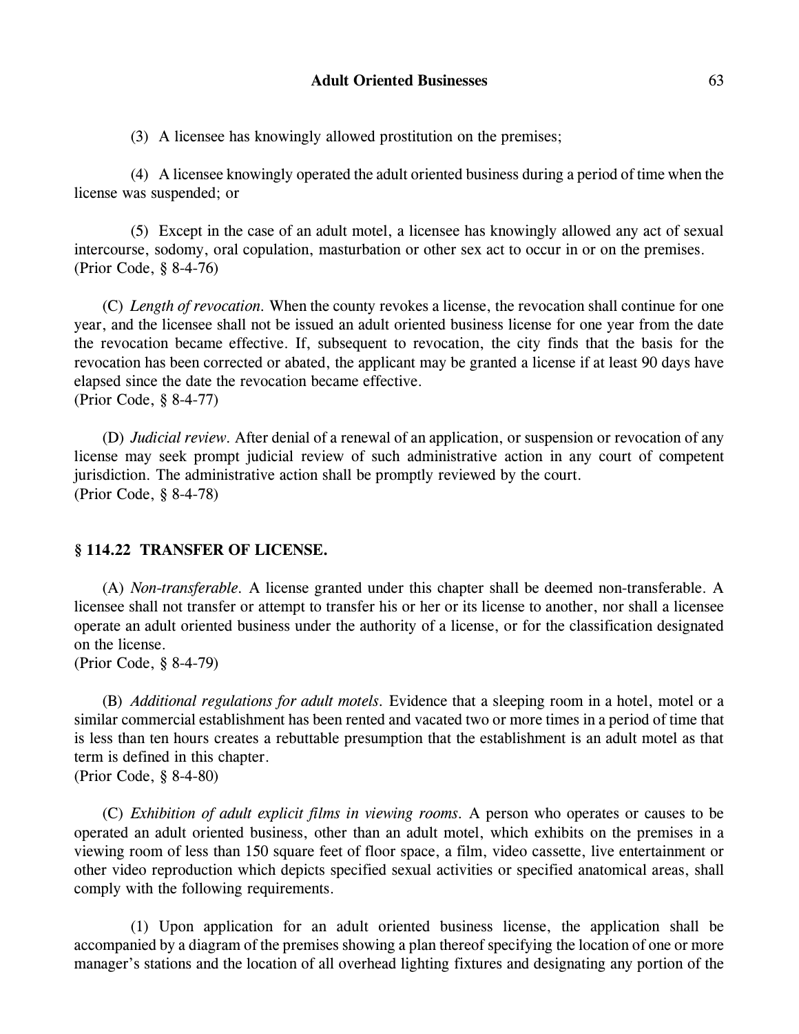(3) A licensee has knowingly allowed prostitution on the premises;

(4) A licensee knowingly operated the adult oriented business during a period of time when the license was suspended; or

(5) Except in the case of an adult motel, a licensee has knowingly allowed any act of sexual intercourse, sodomy, oral copulation, masturbation or other sex act to occur in or on the premises.
(Prior Code, § 8-4-76)

(C) *Length of revocation.* When the county revokes a license, the revocation shall continue for one year, and the licensee shall not be issued an adult oriented business license for one year from the date the revocation became effective. If, subsequent to revocation, the city finds that the basis for the revocation has been corrected or abated, the applicant may be granted a license if at least 90 days have elapsed since the date the revocation became effective.
(Prior Code, § 8-4-77)

(D) *Judicial review.* After denial of a renewal of an application, or suspension or revocation of any license may seek prompt judicial review of such administrative action in any court of competent jurisdiction. The administrative action shall be promptly reviewed by the court.
(Prior Code, § 8-4-78)

## § 114.22 TRANSFER OF LICENSE.

(A) *Non-transferable.* A license granted under this chapter shall be deemed non-transferable. A licensee shall not transfer or attempt to transfer his or her or its license to another, nor shall a licensee operate an adult oriented business under the authority of a license, or for the classification designated on the license.
(Prior Code, § 8-4-79)

(B) *Additional regulations for adult motels.* Evidence that a sleeping room in a hotel, motel or a similar commercial establishment has been rented and vacated two or more times in a period of time that is less than ten hours creates a rebuttable presumption that the establishment is an adult motel as that term is defined in this chapter.
(Prior Code, § 8-4-80)

(C) *Exhibition of adult explicit films in viewing rooms.* A person who operates or causes to be operated an adult oriented business, other than an adult motel, which exhibits on the premises in a viewing room of less than 150 square feet of floor space, a film, video cassette, live entertainment or other video reproduction which depicts specified sexual activities or specified anatomical areas, shall comply with the following requirements.

(1) Upon application for an adult oriented business license, the application shall be accompanied by a diagram of the premises showing a plan thereof specifying the location of one or more manager's stations and the location of all overhead lighting fixtures and designating any portion of the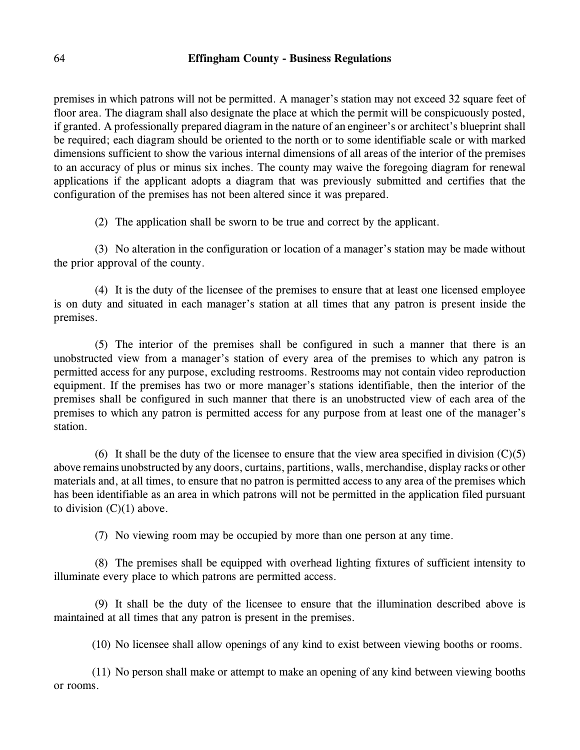premises in which patrons will not be permitted. A manager's station may not exceed 32 square feet of floor area. The diagram shall also designate the place at which the permit will be conspicuously posted, if granted. A professionally prepared diagram in the nature of an engineer's or architect's blueprint shall be required; each diagram should be oriented to the north or to some identifiable scale or with marked dimensions sufficient to show the various internal dimensions of all areas of the interior of the premises to an accuracy of plus or minus six inches. The county may waive the foregoing diagram for renewal applications if the applicant adopts a diagram that was previously submitted and certifies that the configuration of the premises has not been altered since it was prepared.

(2) The application shall be sworn to be true and correct by the applicant.

(3) No alteration in the configuration or location of a manager's station may be made without the prior approval of the county.

(4) It is the duty of the licensee of the premises to ensure that at least one licensed employee is on duty and situated in each manager's station at all times that any patron is present inside the premises.

(5) The interior of the premises shall be configured in such a manner that there is an unobstructed view from a manager's station of every area of the premises to which any patron is permitted access for any purpose, excluding restrooms. Restrooms may not contain video reproduction equipment. If the premises has two or more manager's stations identifiable, then the interior of the premises shall be configured in such manner that there is an unobstructed view of each area of the premises to which any patron is permitted access for any purpose from at least one of the manager's station.

(6) It shall be the duty of the licensee to ensure that the view area specified in division (C)(5) above remains unobstructed by any doors, curtains, partitions, walls, merchandise, display racks or other materials and, at all times, to ensure that no patron is permitted access to any area of the premises which has been identifiable as an area in which patrons will not be permitted in the application filed pursuant to division (C)(1) above.

(7) No viewing room may be occupied by more than one person at any time.

(8) The premises shall be equipped with overhead lighting fixtures of sufficient intensity to illuminate every place to which patrons are permitted access.

(9) It shall be the duty of the licensee to ensure that the illumination described above is maintained at all times that any patron is present in the premises.

(10) No licensee shall allow openings of any kind to exist between viewing booths or rooms.

(11) No person shall make or attempt to make an opening of any kind between viewing booths or rooms.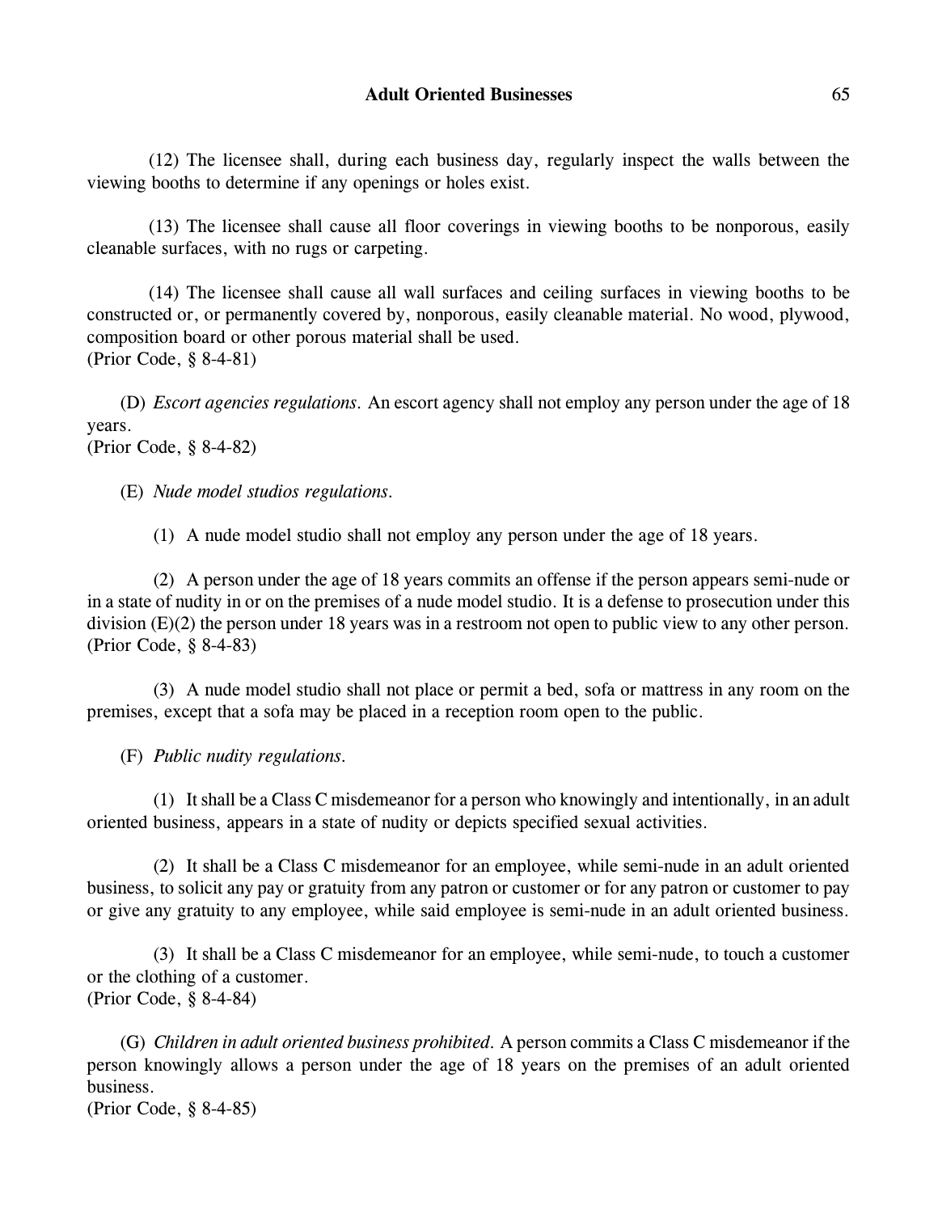(12) The licensee shall, during each business day, regularly inspect the walls between the viewing booths to determine if any openings or holes exist.

(13) The licensee shall cause all floor coverings in viewing booths to be nonporous, easily cleanable surfaces, with no rugs or carpeting.

(14) The licensee shall cause all wall surfaces and ceiling surfaces in viewing booths to be constructed or, or permanently covered by, nonporous, easily cleanable material. No wood, plywood, composition board or other porous material shall be used.
(Prior Code, § 8-4-81)

(D) *Escort agencies regulations.* An escort agency shall not employ any person under the age of 18 years.
(Prior Code, § 8-4-82)

(E) *Nude model studios regulations.*

(1) A nude model studio shall not employ any person under the age of 18 years.

(2) A person under the age of 18 years commits an offense if the person appears semi-nude or in a state of nudity in or on the premises of a nude model studio. It is a defense to prosecution under this division (E)(2) the person under 18 years was in a restroom not open to public view to any other person.
(Prior Code, § 8-4-83)

(3) A nude model studio shall not place or permit a bed, sofa or mattress in any room on the premises, except that a sofa may be placed in a reception room open to the public.

(F) *Public nudity regulations.*

(1) It shall be a Class C misdemeanor for a person who knowingly and intentionally, in an adult oriented business, appears in a state of nudity or depicts specified sexual activities.

(2) It shall be a Class C misdemeanor for an employee, while semi-nude in an adult oriented business, to solicit any pay or gratuity from any patron or customer or for any patron or customer to pay or give any gratuity to any employee, while said employee is semi-nude in an adult oriented business.

(3) It shall be a Class C misdemeanor for an employee, while semi-nude, to touch a customer or the clothing of a customer.
(Prior Code, § 8-4-84)

(G) *Children in adult oriented business prohibited.* A person commits a Class C misdemeanor if the person knowingly allows a person under the age of 18 years on the premises of an adult oriented business.
(Prior Code, § 8-4-85)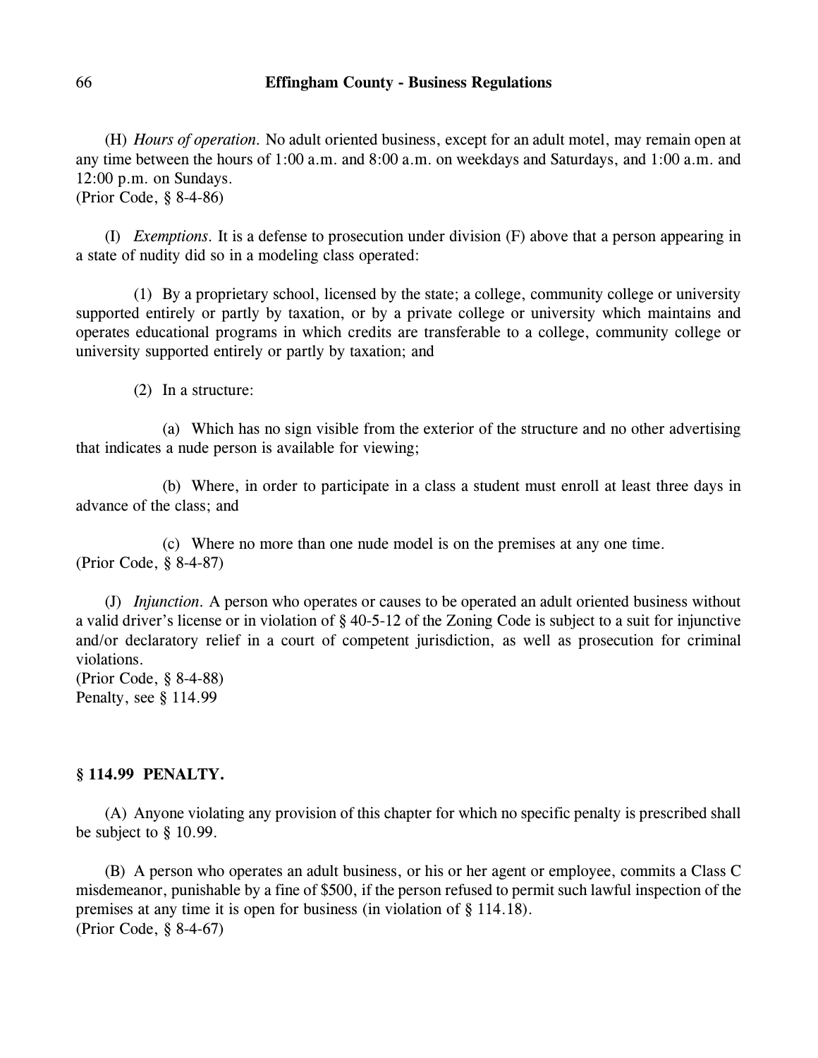(H) *Hours of operation.* No adult oriented business, except for an adult motel, may remain open at any time between the hours of 1:00 a.m. and 8:00 a.m. on weekdays and Saturdays, and 1:00 a.m. and 12:00 p.m. on Sundays.
(Prior Code, § 8-4-86)

(I) *Exemptions.* It is a defense to prosecution under division (F) above that a person appearing in a state of nudity did so in a modeling class operated:

(1) By a proprietary school, licensed by the state; a college, community college or university supported entirely or partly by taxation, or by a private college or university which maintains and operates educational programs in which credits are transferable to a college, community college or university supported entirely or partly by taxation; and

(2) In a structure:

(a) Which has no sign visible from the exterior of the structure and no other advertising that indicates a nude person is available for viewing;

(b) Where, in order to participate in a class a student must enroll at least three days in advance of the class; and

(c) Where no more than one nude model is on the premises at any one time.
(Prior Code, § 8-4-87)

(J) *Injunction.* A person who operates or causes to be operated an adult oriented business without a valid driver's license or in violation of § 40-5-12 of the Zoning Code is subject to a suit for injunctive and/or declaratory relief in a court of competent jurisdiction, as well as prosecution for criminal violations.
(Prior Code, § 8-4-88)
Penalty, see § 114.99

**§ 114.99 PENALTY.**

(A) Anyone violating any provision of this chapter for which no specific penalty is prescribed shall be subject to § 10.99.

(B) A person who operates an adult business, or his or her agent or employee, commits a Class C misdemeanor, punishable by a fine of $500, if the person refused to permit such lawful inspection of the premises at any time it is open for business (in violation of § 114.18).
(Prior Code, § 8-4-67)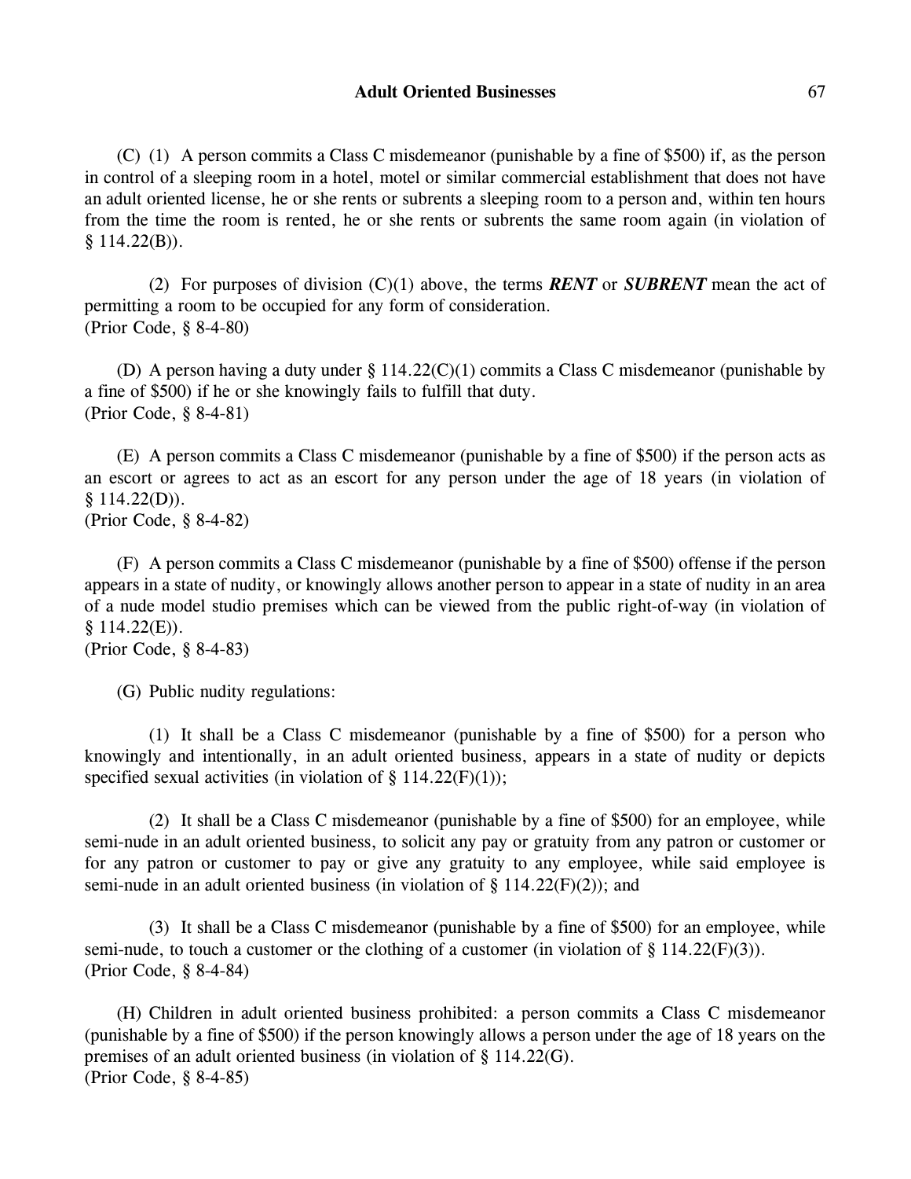(C) (1) A person commits a Class C misdemeanor (punishable by a fine of $500) if, as the person in control of a sleeping room in a hotel, motel or similar commercial establishment that does not have an adult oriented license, he or she rents or subrents a sleeping room to a person and, within ten hours from the time the room is rented, he or she rents or subrents the same room again (in violation of § 114.22(B)).

(2) For purposes of division (C)(1) above, the terms ***RENT*** or ***SUBRENT*** mean the act of permitting a room to be occupied for any form of consideration.
(Prior Code, § 8-4-80)

(D) A person having a duty under § 114.22(C)(1) commits a Class C misdemeanor (punishable by a fine of $500) if he or she knowingly fails to fulfill that duty.
(Prior Code, § 8-4-81)

(E) A person commits a Class C misdemeanor (punishable by a fine of $500) if the person acts as an escort or agrees to act as an escort for any person under the age of 18 years (in violation of § 114.22(D)).
(Prior Code, § 8-4-82)

(F) A person commits a Class C misdemeanor (punishable by a fine of $500) offense if the person appears in a state of nudity, or knowingly allows another person to appear in a state of nudity in an area of a nude model studio premises which can be viewed from the public right-of-way (in violation of § 114.22(E)).
(Prior Code, § 8-4-83)

(G) Public nudity regulations:

(1) It shall be a Class C misdemeanor (punishable by a fine of $500) for a person who knowingly and intentionally, in an adult oriented business, appears in a state of nudity or depicts specified sexual activities (in violation of § 114.22(F)(1));

(2) It shall be a Class C misdemeanor (punishable by a fine of $500) for an employee, while semi-nude in an adult oriented business, to solicit any pay or gratuity from any patron or customer or for any patron or customer to pay or give any gratuity to any employee, while said employee is semi-nude in an adult oriented business (in violation of § 114.22(F)(2)); and

(3) It shall be a Class C misdemeanor (punishable by a fine of $500) for an employee, while semi-nude, to touch a customer or the clothing of a customer (in violation of § 114.22(F)(3)).
(Prior Code, § 8-4-84)

(H) Children in adult oriented business prohibited: a person commits a Class C misdemeanor (punishable by a fine of $500) if the person knowingly allows a person under the age of 18 years on the premises of an adult oriented business (in violation of § 114.22(G).
(Prior Code, § 8-4-85)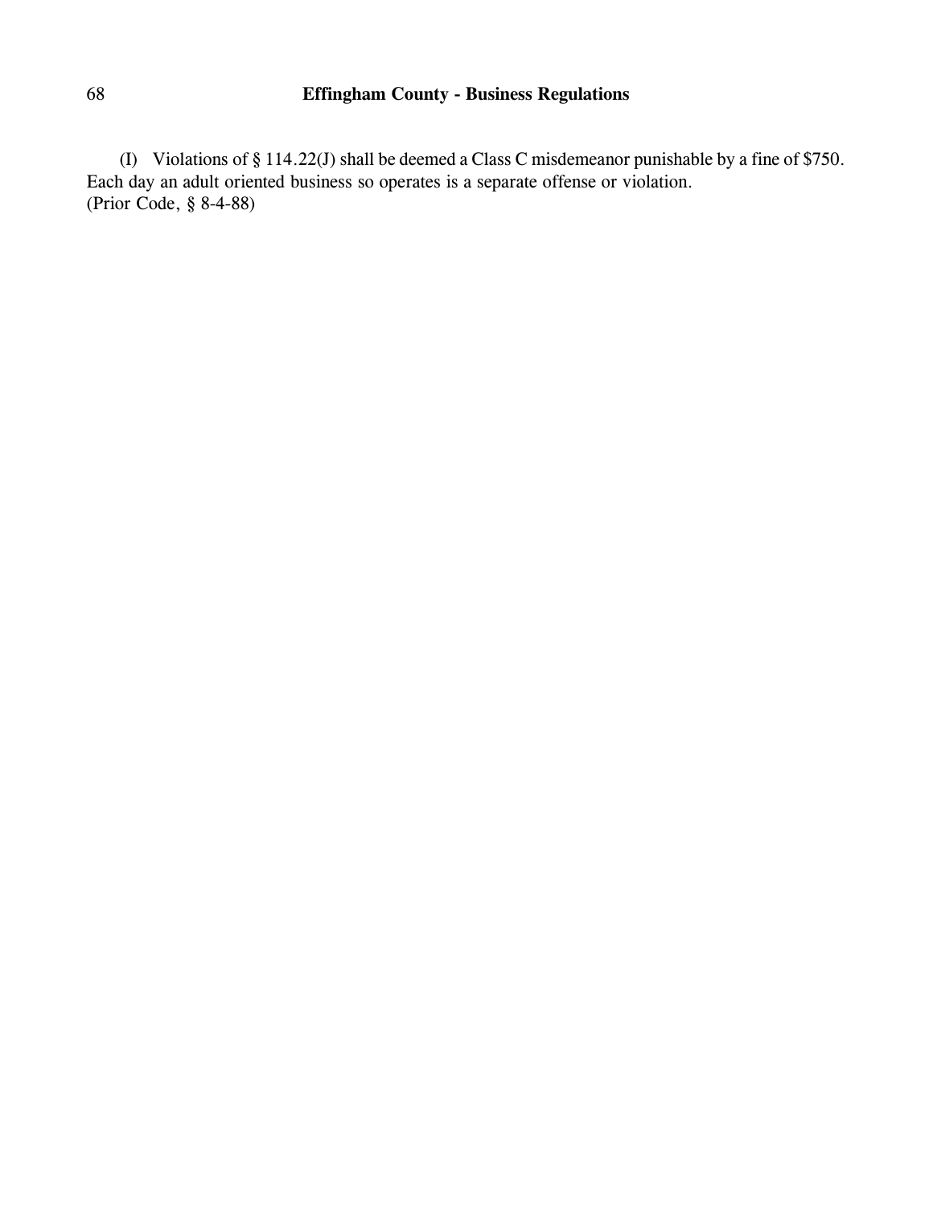(I) Violations of § 114.22(J) shall be deemed a Class C misdemeanor punishable by a fine of $750. Each day an adult oriented business so operates is a separate offense or violation.
(Prior Code, § 8-4-88)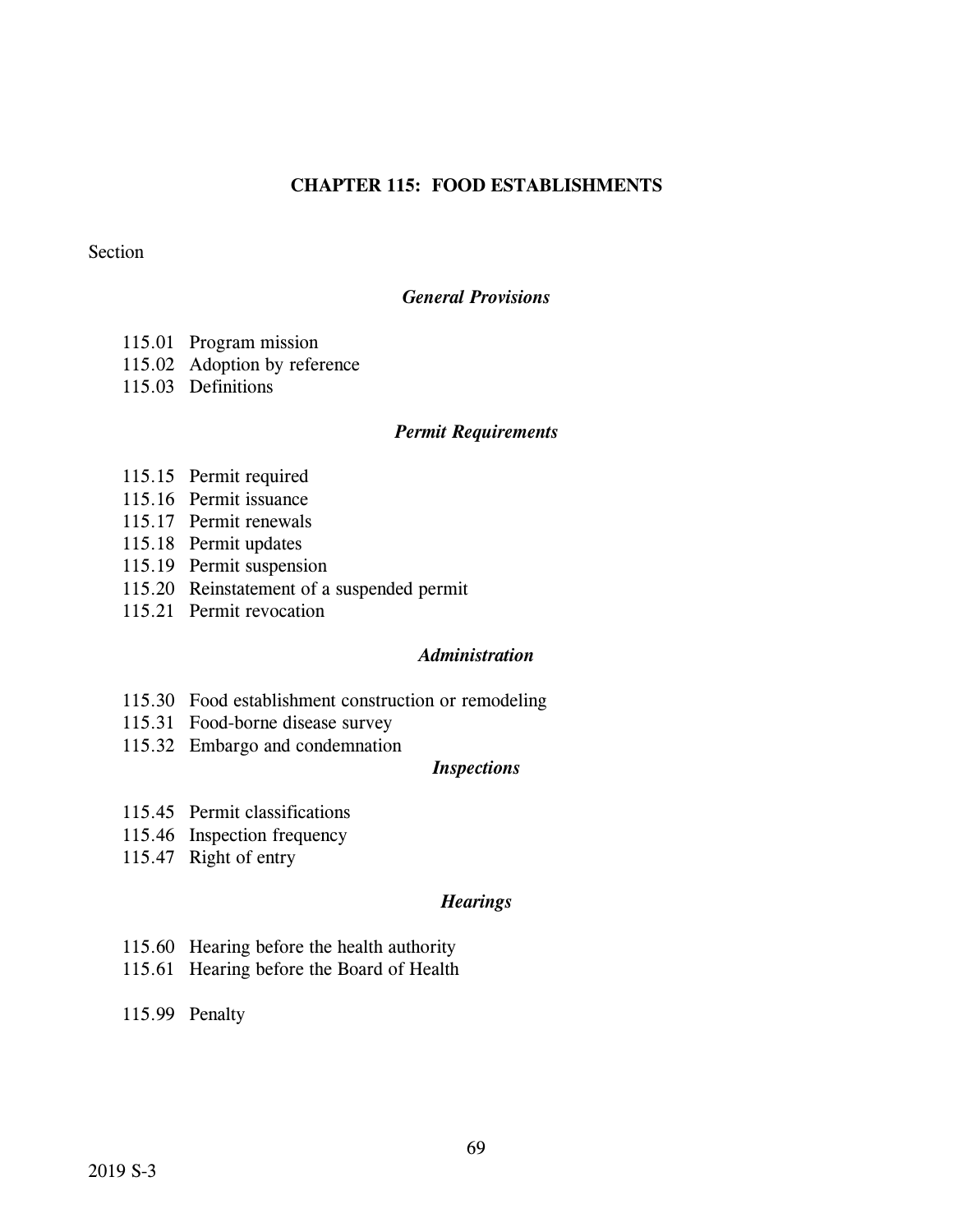# CHAPTER 115: FOOD ESTABLISHMENTS

Section

### *General Provisions*

115.01 Program mission
115.02 Adoption by reference
115.03 Definitions

### *Permit Requirements*

115.15 Permit required
115.16 Permit issuance
115.17 Permit renewals
115.18 Permit updates
115.19 Permit suspension
115.20 Reinstatement of a suspended permit
115.21 Permit revocation

### *Administration*

115.30 Food establishment construction or remodeling
115.31 Food-borne disease survey
115.32 Embargo and condemnation

### *Inspections*

115.45 Permit classifications
115.46 Inspection frequency
115.47 Right of entry

### *Hearings*

115.60 Hearing before the health authority
115.61 Hearing before the Board of Health

115.99 Penalty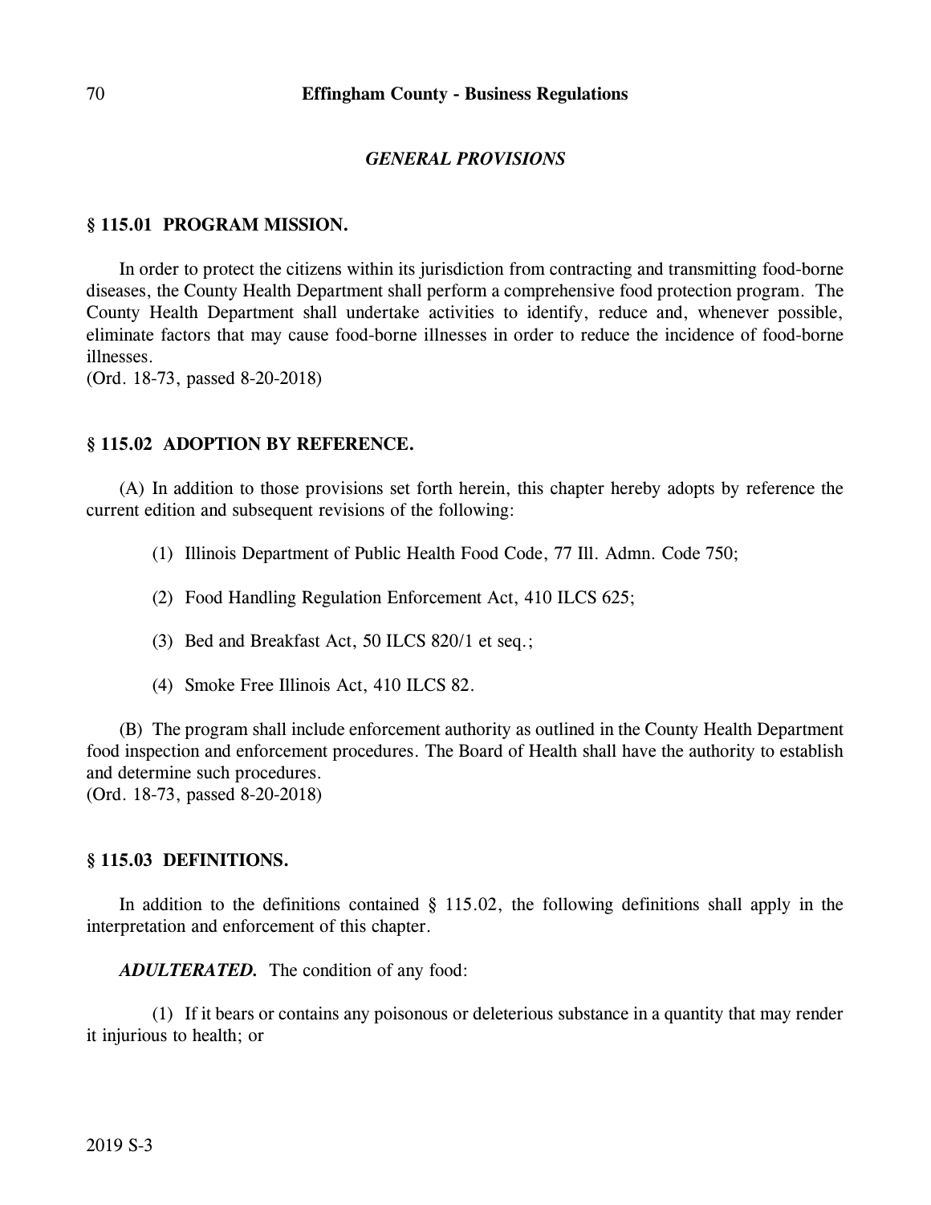## *GENERAL PROVISIONS*

### § 115.01 PROGRAM MISSION.

In order to protect the citizens within its jurisdiction from contracting and transmitting food-borne diseases, the County Health Department shall perform a comprehensive food protection program. The County Health Department shall undertake activities to identify, reduce and, whenever possible, eliminate factors that may cause food-borne illnesses in order to reduce the incidence of food-borne illnesses.
(Ord. 18-73, passed 8-20-2018)

### § 115.02 ADOPTION BY REFERENCE.

(A) In addition to those provisions set forth herein, this chapter hereby adopts by reference the current edition and subsequent revisions of the following:

(1) Illinois Department of Public Health Food Code, 77 Ill. Admn. Code 750;

(2) Food Handling Regulation Enforcement Act, 410 ILCS 625;

(3) Bed and Breakfast Act, 50 ILCS 820/1 et seq.;

(4) Smoke Free Illinois Act, 410 ILCS 82.

(B) The program shall include enforcement authority as outlined in the County Health Department food inspection and enforcement procedures. The Board of Health shall have the authority to establish and determine such procedures.
(Ord. 18-73, passed 8-20-2018)

### § 115.03 DEFINITIONS.

In addition to the definitions contained § 115.02, the following definitions shall apply in the interpretation and enforcement of this chapter.

***ADULTERATED.*** The condition of any food:

(1) If it bears or contains any poisonous or deleterious substance in a quantity that may render it injurious to health; or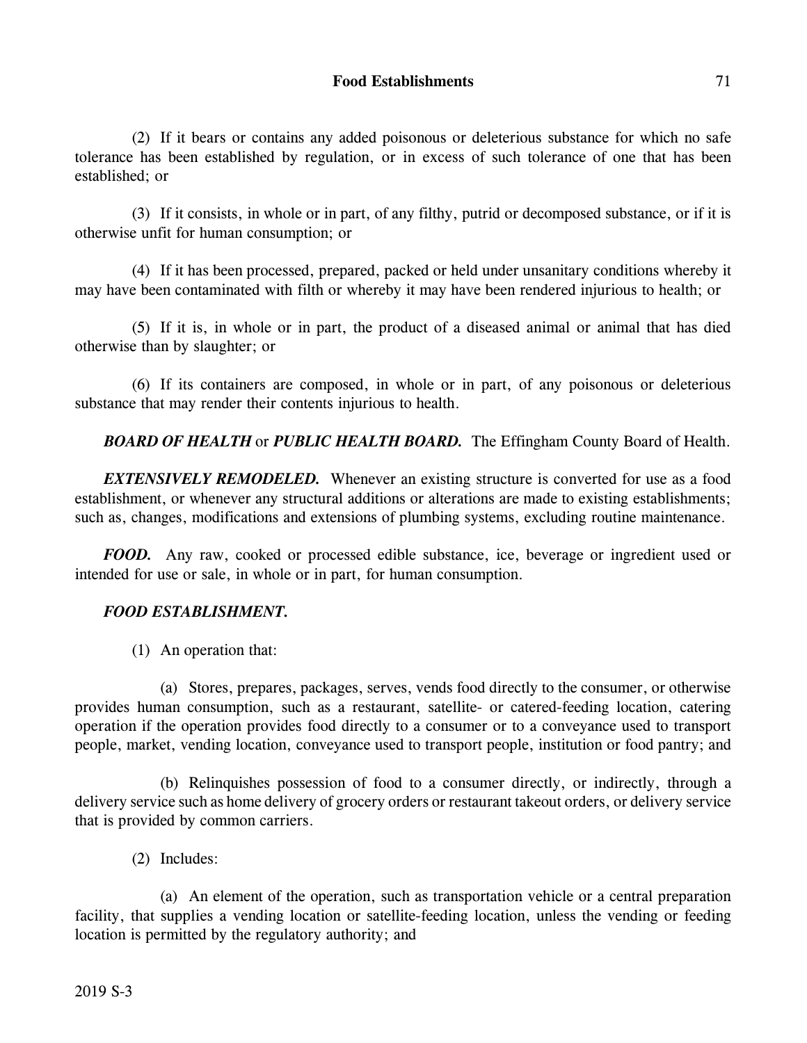(2) If it bears or contains any added poisonous or deleterious substance for which no safe tolerance has been established by regulation, or in excess of such tolerance of one that has been established; or

(3) If it consists, in whole or in part, of any filthy, putrid or decomposed substance, or if it is otherwise unfit for human consumption; or

(4) If it has been processed, prepared, packed or held under unsanitary conditions whereby it may have been contaminated with filth or whereby it may have been rendered injurious to health; or

(5) If it is, in whole or in part, the product of a diseased animal or animal that has died otherwise than by slaughter; or

(6) If its containers are composed, in whole or in part, of any poisonous or deleterious substance that may render their contents injurious to health.

***BOARD OF HEALTH*** or ***PUBLIC HEALTH BOARD.*** The Effingham County Board of Health.

***EXTENSIVELY REMODELED.*** Whenever an existing structure is converted for use as a food establishment, or whenever any structural additions or alterations are made to existing establishments; such as, changes, modifications and extensions of plumbing systems, excluding routine maintenance.

***FOOD.*** Any raw, cooked or processed edible substance, ice, beverage or ingredient used or intended for use or sale, in whole or in part, for human consumption.

***FOOD ESTABLISHMENT.***

(1) An operation that:

(a) Stores, prepares, packages, serves, vends food directly to the consumer, or otherwise provides human consumption, such as a restaurant, satellite- or catered-feeding location, catering operation if the operation provides food directly to a consumer or to a conveyance used to transport people, market, vending location, conveyance used to transport people, institution or food pantry; and

(b) Relinquishes possession of food to a consumer directly, or indirectly, through a delivery service such as home delivery of grocery orders or restaurant takeout orders, or delivery service that is provided by common carriers.

(2) Includes:

(a) An element of the operation, such as transportation vehicle or a central preparation facility, that supplies a vending location or satellite-feeding location, unless the vending or feeding location is permitted by the regulatory authority; and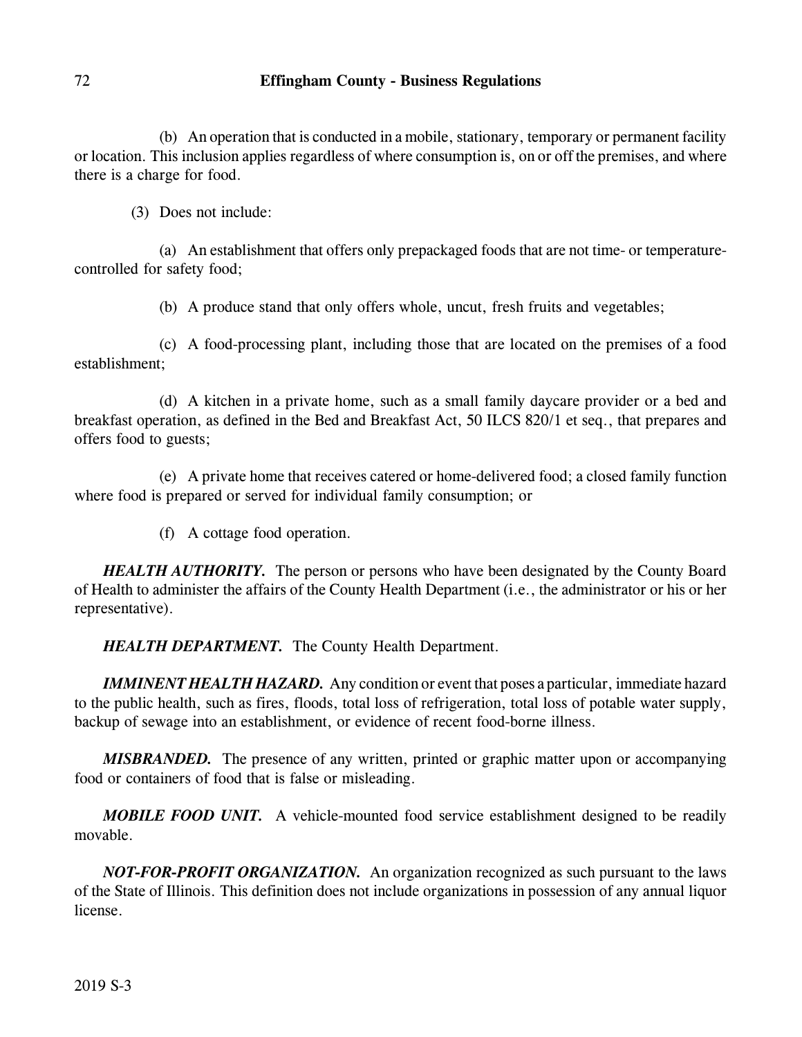(b) An operation that is conducted in a mobile, stationary, temporary or permanent facility or location. This inclusion applies regardless of where consumption is, on or off the premises, and where there is a charge for food.

(3) Does not include:

(a) An establishment that offers only prepackaged foods that are not time- or temperature-controlled for safety food;

(b) A produce stand that only offers whole, uncut, fresh fruits and vegetables;

(c) A food-processing plant, including those that are located on the premises of a food establishment;

(d) A kitchen in a private home, such as a small family daycare provider or a bed and breakfast operation, as defined in the Bed and Breakfast Act, 50 ILCS 820/1 et seq., that prepares and offers food to guests;

(e) A private home that receives catered or home-delivered food; a closed family function where food is prepared or served for individual family consumption; or

(f) A cottage food operation.

***HEALTH AUTHORITY.*** The person or persons who have been designated by the County Board of Health to administer the affairs of the County Health Department (i.e., the administrator or his or her representative).

***HEALTH DEPARTMENT.*** The County Health Department.

***IMMINENT HEALTH HAZARD.*** Any condition or event that poses a particular, immediate hazard to the public health, such as fires, floods, total loss of refrigeration, total loss of potable water supply, backup of sewage into an establishment, or evidence of recent food-borne illness.

***MISBRANDED.*** The presence of any written, printed or graphic matter upon or accompanying food or containers of food that is false or misleading.

***MOBILE FOOD UNIT.*** A vehicle-mounted food service establishment designed to be readily movable.

***NOT-FOR-PROFIT ORGANIZATION.*** An organization recognized as such pursuant to the laws of the State of Illinois. This definition does not include organizations in possession of any annual liquor license.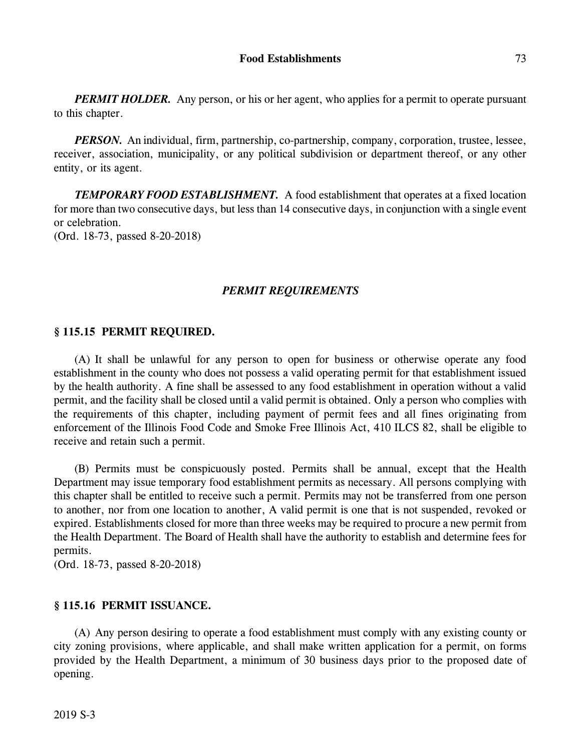***PERMIT HOLDER.*** Any person, or his or her agent, who applies for a permit to operate pursuant to this chapter.

***PERSON.*** An individual, firm, partnership, co-partnership, company, corporation, trustee, lessee, receiver, association, municipality, or any political subdivision or department thereof, or any other entity, or its agent.

***TEMPORARY FOOD ESTABLISHMENT.*** A food establishment that operates at a fixed location for more than two consecutive days, but less than 14 consecutive days, in conjunction with a single event or celebration.
(Ord. 18-73, passed 8-20-2018)

## *PERMIT REQUIREMENTS*

### § 115.15 PERMIT REQUIRED.

(A) It shall be unlawful for any person to open for business or otherwise operate any food establishment in the county who does not possess a valid operating permit for that establishment issued by the health authority. A fine shall be assessed to any food establishment in operation without a valid permit, and the facility shall be closed until a valid permit is obtained. Only a person who complies with the requirements of this chapter, including payment of permit fees and all fines originating from enforcement of the Illinois Food Code and Smoke Free Illinois Act, 410 ILCS 82, shall be eligible to receive and retain such a permit.

(B) Permits must be conspicuously posted. Permits shall be annual, except that the Health Department may issue temporary food establishment permits as necessary. All persons complying with this chapter shall be entitled to receive such a permit. Permits may not be transferred from one person to another, nor from one location to another, A valid permit is one that is not suspended, revoked or expired. Establishments closed for more than three weeks may be required to procure a new permit from the Health Department. The Board of Health shall have the authority to establish and determine fees for permits.
(Ord. 18-73, passed 8-20-2018)

### § 115.16 PERMIT ISSUANCE.

(A) Any person desiring to operate a food establishment must comply with any existing county or city zoning provisions, where applicable, and shall make written application for a permit, on forms provided by the Health Department, a minimum of 30 business days prior to the proposed date of opening.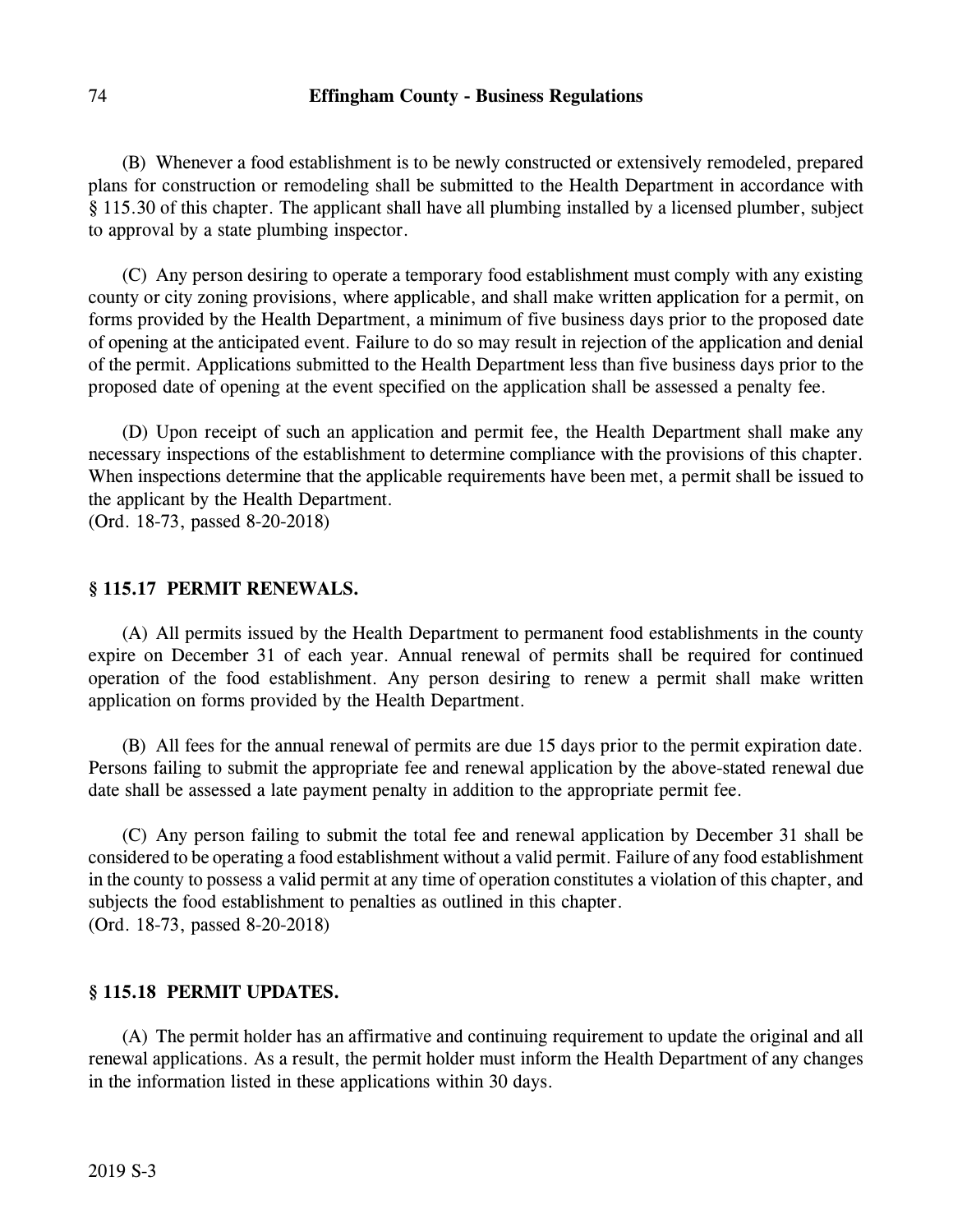(B) Whenever a food establishment is to be newly constructed or extensively remodeled, prepared plans for construction or remodeling shall be submitted to the Health Department in accordance with § 115.30 of this chapter. The applicant shall have all plumbing installed by a licensed plumber, subject to approval by a state plumbing inspector.

(C) Any person desiring to operate a temporary food establishment must comply with any existing county or city zoning provisions, where applicable, and shall make written application for a permit, on forms provided by the Health Department, a minimum of five business days prior to the proposed date of opening at the anticipated event. Failure to do so may result in rejection of the application and denial of the permit. Applications submitted to the Health Department less than five business days prior to the proposed date of opening at the event specified on the application shall be assessed a penalty fee.

(D) Upon receipt of such an application and permit fee, the Health Department shall make any necessary inspections of the establishment to determine compliance with the provisions of this chapter. When inspections determine that the applicable requirements have been met, a permit shall be issued to the applicant by the Health Department.
(Ord. 18-73, passed 8-20-2018)

### § 115.17 PERMIT RENEWALS.

(A) All permits issued by the Health Department to permanent food establishments in the county expire on December 31 of each year. Annual renewal of permits shall be required for continued operation of the food establishment. Any person desiring to renew a permit shall make written application on forms provided by the Health Department.

(B) All fees for the annual renewal of permits are due 15 days prior to the permit expiration date. Persons failing to submit the appropriate fee and renewal application by the above-stated renewal due date shall be assessed a late payment penalty in addition to the appropriate permit fee.

(C) Any person failing to submit the total fee and renewal application by December 31 shall be considered to be operating a food establishment without a valid permit. Failure of any food establishment in the county to possess a valid permit at any time of operation constitutes a violation of this chapter, and subjects the food establishment to penalties as outlined in this chapter.
(Ord. 18-73, passed 8-20-2018)

### § 115.18 PERMIT UPDATES.

(A) The permit holder has an affirmative and continuing requirement to update the original and all renewal applications. As a result, the permit holder must inform the Health Department of any changes in the information listed in these applications within 30 days.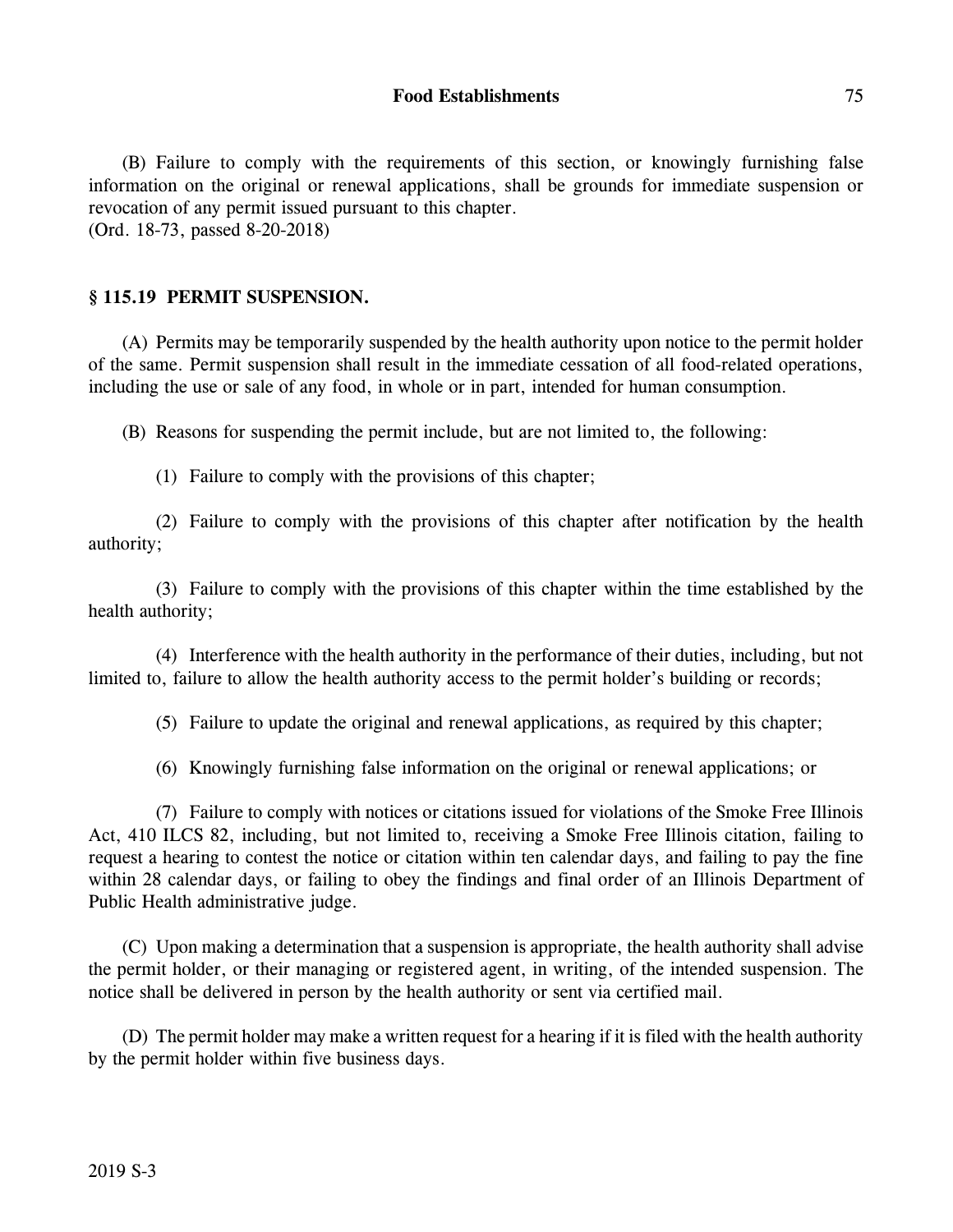(B) Failure to comply with the requirements of this section, or knowingly furnishing false information on the original or renewal applications, shall be grounds for immediate suspension or revocation of any permit issued pursuant to this chapter.
(Ord. 18-73, passed 8-20-2018)

## § 115.19 PERMIT SUSPENSION.

(A) Permits may be temporarily suspended by the health authority upon notice to the permit holder of the same. Permit suspension shall result in the immediate cessation of all food-related operations, including the use or sale of any food, in whole or in part, intended for human consumption.

(B) Reasons for suspending the permit include, but are not limited to, the following:

(1) Failure to comply with the provisions of this chapter;

(2) Failure to comply with the provisions of this chapter after notification by the health authority;

(3) Failure to comply with the provisions of this chapter within the time established by the health authority;

(4) Interference with the health authority in the performance of their duties, including, but not limited to, failure to allow the health authority access to the permit holder's building or records;

(5) Failure to update the original and renewal applications, as required by this chapter;

(6) Knowingly furnishing false information on the original or renewal applications; or

(7) Failure to comply with notices or citations issued for violations of the Smoke Free Illinois Act, 410 ILCS 82, including, but not limited to, receiving a Smoke Free Illinois citation, failing to request a hearing to contest the notice or citation within ten calendar days, and failing to pay the fine within 28 calendar days, or failing to obey the findings and final order of an Illinois Department of Public Health administrative judge.

(C) Upon making a determination that a suspension is appropriate, the health authority shall advise the permit holder, or their managing or registered agent, in writing, of the intended suspension. The notice shall be delivered in person by the health authority or sent via certified mail.

(D) The permit holder may make a written request for a hearing if it is filed with the health authority by the permit holder within five business days.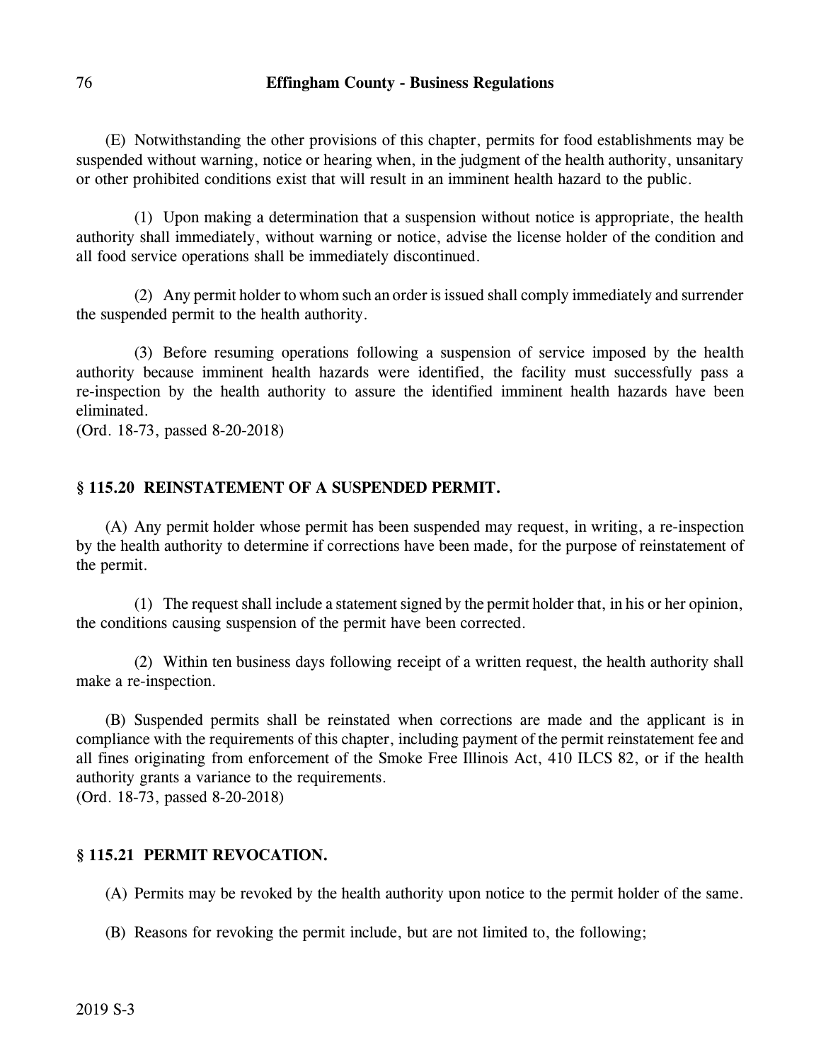(E) Notwithstanding the other provisions of this chapter, permits for food establishments may be suspended without warning, notice or hearing when, in the judgment of the health authority, unsanitary or other prohibited conditions exist that will result in an imminent health hazard to the public.

(1) Upon making a determination that a suspension without notice is appropriate, the health authority shall immediately, without warning or notice, advise the license holder of the condition and all food service operations shall be immediately discontinued.

(2) Any permit holder to whom such an order is issued shall comply immediately and surrender the suspended permit to the health authority.

(3) Before resuming operations following a suspension of service imposed by the health authority because imminent health hazards were identified, the facility must successfully pass a re-inspection by the health authority to assure the identified imminent health hazards have been eliminated.
(Ord. 18-73, passed 8-20-2018)

## § 115.20 REINSTATEMENT OF A SUSPENDED PERMIT.

(A) Any permit holder whose permit has been suspended may request, in writing, a re-inspection by the health authority to determine if corrections have been made, for the purpose of reinstatement of the permit.

(1) The request shall include a statement signed by the permit holder that, in his or her opinion, the conditions causing suspension of the permit have been corrected.

(2) Within ten business days following receipt of a written request, the health authority shall make a re-inspection.

(B) Suspended permits shall be reinstated when corrections are made and the applicant is in compliance with the requirements of this chapter, including payment of the permit reinstatement fee and all fines originating from enforcement of the Smoke Free Illinois Act, 410 ILCS 82, or if the health authority grants a variance to the requirements.
(Ord. 18-73, passed 8-20-2018)

## § 115.21 PERMIT REVOCATION.

(A) Permits may be revoked by the health authority upon notice to the permit holder of the same.

(B) Reasons for revoking the permit include, but are not limited to, the following;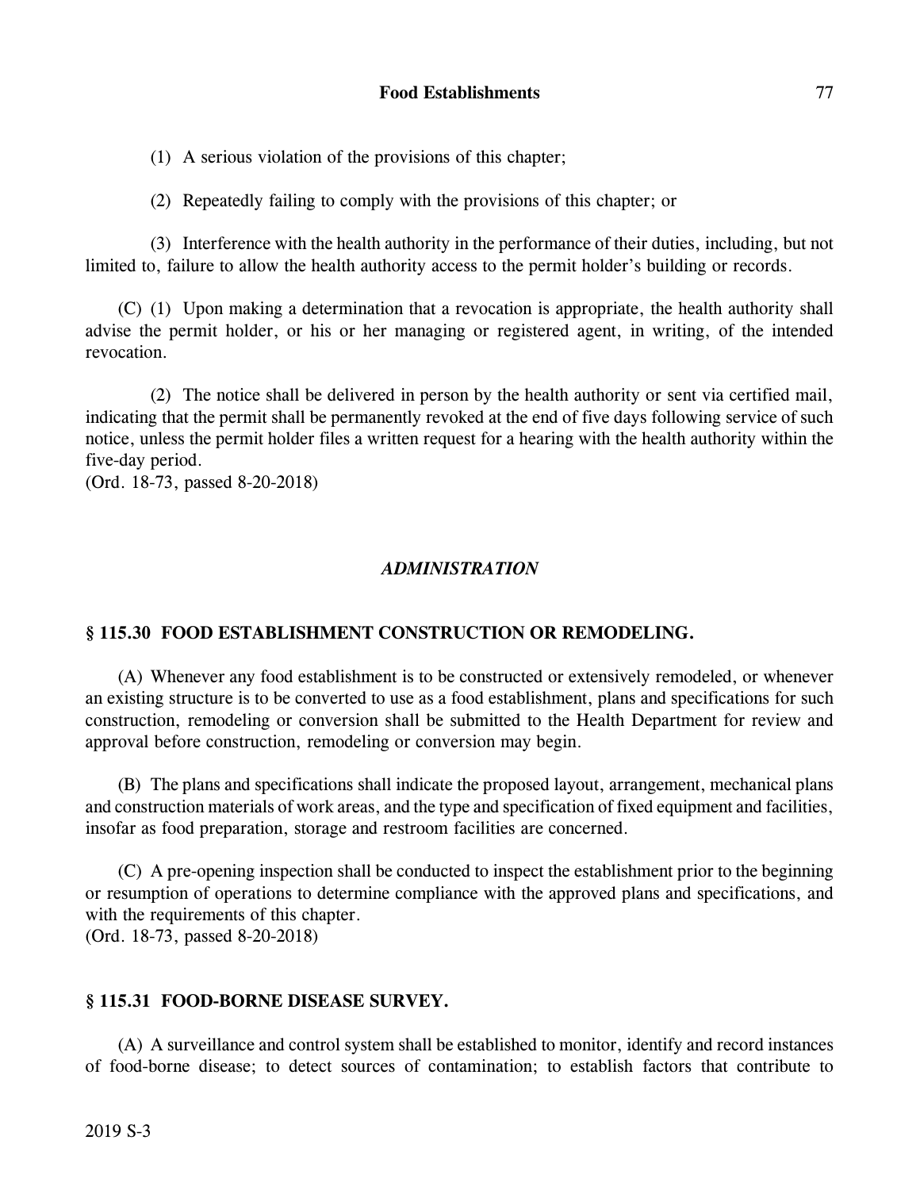(1) A serious violation of the provisions of this chapter;

(2) Repeatedly failing to comply with the provisions of this chapter; or

(3) Interference with the health authority in the performance of their duties, including, but not limited to, failure to allow the health authority access to the permit holder's building or records.

(C) (1) Upon making a determination that a revocation is appropriate, the health authority shall advise the permit holder, or his or her managing or registered agent, in writing, of the intended revocation.

(2) The notice shall be delivered in person by the health authority or sent via certified mail, indicating that the permit shall be permanently revoked at the end of five days following service of such notice, unless the permit holder files a written request for a hearing with the health authority within the five-day period.
(Ord. 18-73, passed 8-20-2018)

## *ADMINISTRATION*

### § 115.30 FOOD ESTABLISHMENT CONSTRUCTION OR REMODELING.

(A) Whenever any food establishment is to be constructed or extensively remodeled, or whenever an existing structure is to be converted to use as a food establishment, plans and specifications for such construction, remodeling or conversion shall be submitted to the Health Department for review and approval before construction, remodeling or conversion may begin.

(B) The plans and specifications shall indicate the proposed layout, arrangement, mechanical plans and construction materials of work areas, and the type and specification of fixed equipment and facilities, insofar as food preparation, storage and restroom facilities are concerned.

(C) A pre-opening inspection shall be conducted to inspect the establishment prior to the beginning or resumption of operations to determine compliance with the approved plans and specifications, and with the requirements of this chapter.
(Ord. 18-73, passed 8-20-2018)

### § 115.31 FOOD-BORNE DISEASE SURVEY.

(A) A surveillance and control system shall be established to monitor, identify and record instances of food-borne disease; to detect sources of contamination; to establish factors that contribute to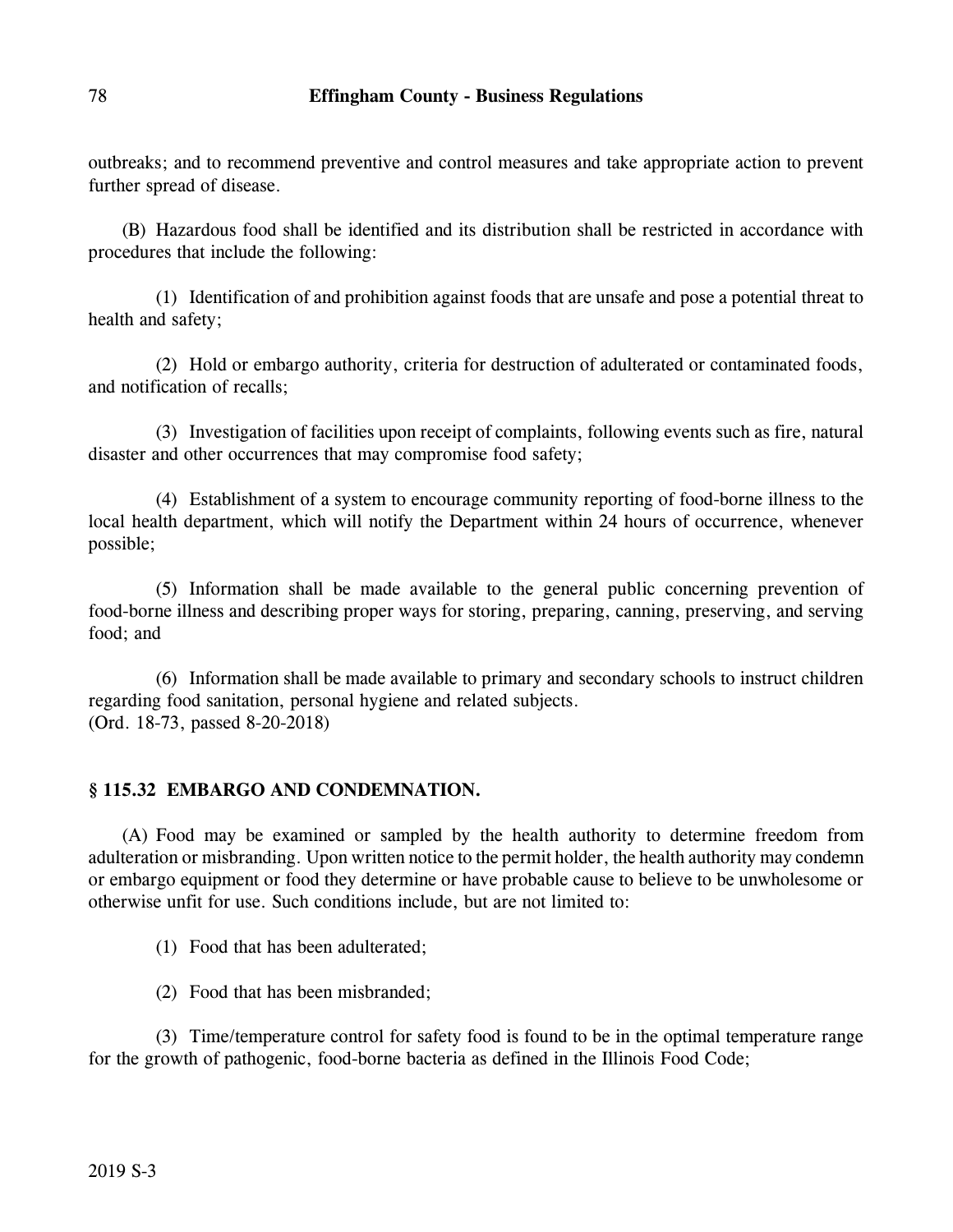outbreaks; and to recommend preventive and control measures and take appropriate action to prevent further spread of disease.

(B) Hazardous food shall be identified and its distribution shall be restricted in accordance with procedures that include the following:

(1) Identification of and prohibition against foods that are unsafe and pose a potential threat to health and safety;

(2) Hold or embargo authority, criteria for destruction of adulterated or contaminated foods, and notification of recalls;

(3) Investigation of facilities upon receipt of complaints, following events such as fire, natural disaster and other occurrences that may compromise food safety;

(4) Establishment of a system to encourage community reporting of food-borne illness to the local health department, which will notify the Department within 24 hours of occurrence, whenever possible;

(5) Information shall be made available to the general public concerning prevention of food-borne illness and describing proper ways for storing, preparing, canning, preserving, and serving food; and

(6) Information shall be made available to primary and secondary schools to instruct children regarding food sanitation, personal hygiene and related subjects.
(Ord. 18-73, passed 8-20-2018)

### § 115.32 EMBARGO AND CONDEMNATION.

(A) Food may be examined or sampled by the health authority to determine freedom from adulteration or misbranding. Upon written notice to the permit holder, the health authority may condemn or embargo equipment or food they determine or have probable cause to believe to be unwholesome or otherwise unfit for use. Such conditions include, but are not limited to:

(1) Food that has been adulterated;

(2) Food that has been misbranded;

(3) Time/temperature control for safety food is found to be in the optimal temperature range for the growth of pathogenic, food-borne bacteria as defined in the Illinois Food Code;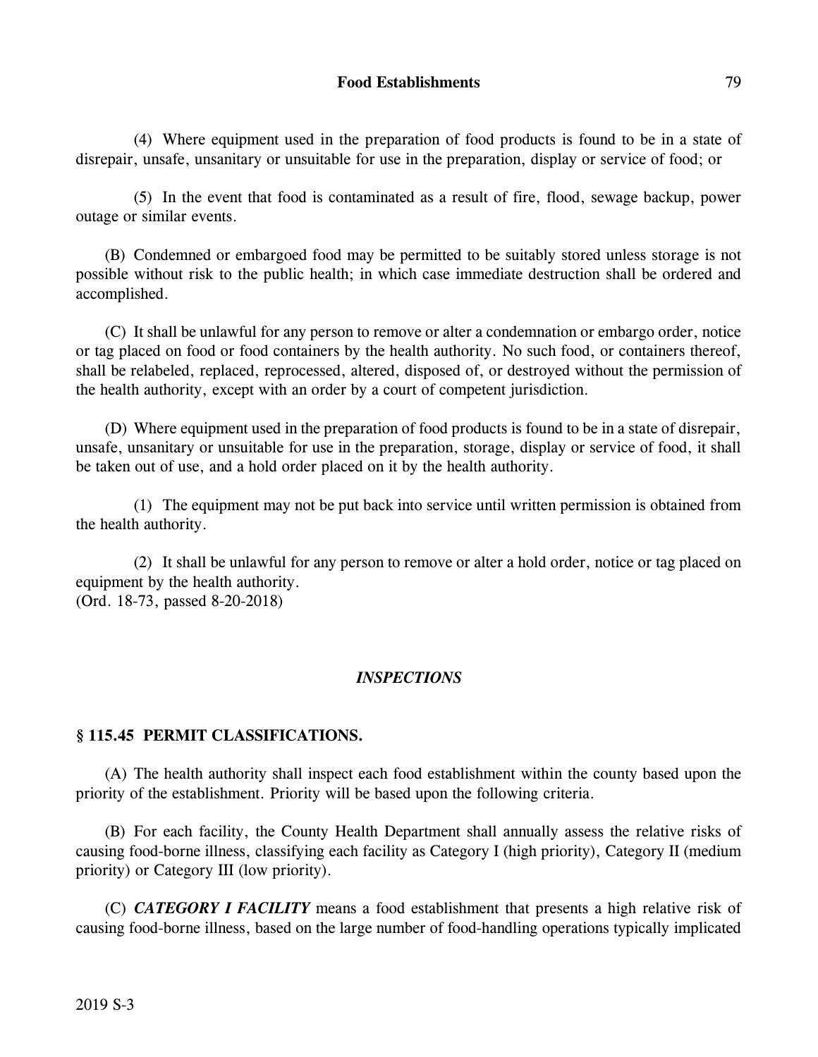(4) Where equipment used in the preparation of food products is found to be in a state of disrepair, unsafe, unsanitary or unsuitable for use in the preparation, display or service of food; or

(5) In the event that food is contaminated as a result of fire, flood, sewage backup, power outage or similar events.

(B) Condemned or embargoed food may be permitted to be suitably stored unless storage is not possible without risk to the public health; in which case immediate destruction shall be ordered and accomplished.

(C) It shall be unlawful for any person to remove or alter a condemnation or embargo order, notice or tag placed on food or food containers by the health authority. No such food, or containers thereof, shall be relabeled, replaced, reprocessed, altered, disposed of, or destroyed without the permission of the health authority, except with an order by a court of competent jurisdiction.

(D) Where equipment used in the preparation of food products is found to be in a state of disrepair, unsafe, unsanitary or unsuitable for use in the preparation, storage, display or service of food, it shall be taken out of use, and a hold order placed on it by the health authority.

(1) The equipment may not be put back into service until written permission is obtained from the health authority.

(2) It shall be unlawful for any person to remove or alter a hold order, notice or tag placed on equipment by the health authority.
(Ord. 18-73, passed 8-20-2018)

## *INSPECTIONS*

### § 115.45 PERMIT CLASSIFICATIONS.

(A) The health authority shall inspect each food establishment within the county based upon the priority of the establishment. Priority will be based upon the following criteria.

(B) For each facility, the County Health Department shall annually assess the relative risks of causing food-borne illness, classifying each facility as Category I (high priority), Category II (medium priority) or Category III (low priority).

(C) ***CATEGORY I FACILITY*** means a food establishment that presents a high relative risk of causing food-borne illness, based on the large number of food-handling operations typically implicated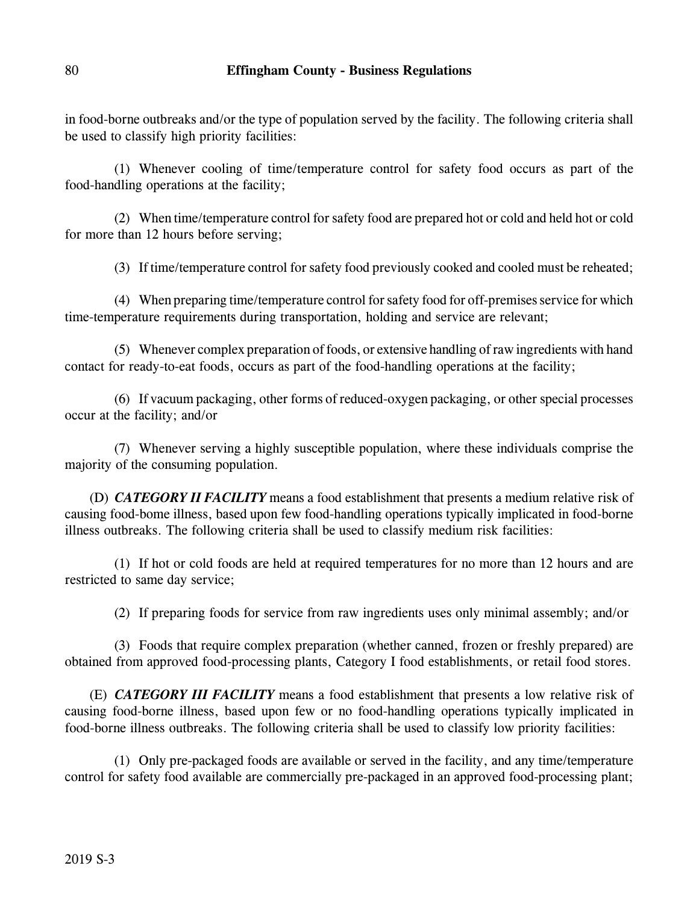in food-borne outbreaks and/or the type of population served by the facility. The following criteria shall be used to classify high priority facilities:

(1) Whenever cooling of time/temperature control for safety food occurs as part of the food-handling operations at the facility;

(2) When time/temperature control for safety food are prepared hot or cold and held hot or cold for more than 12 hours before serving;

(3) If time/temperature control for safety food previously cooked and cooled must be reheated;

(4) When preparing time/temperature control for safety food for off-premises service for which time-temperature requirements during transportation, holding and service are relevant;

(5) Whenever complex preparation of foods, or extensive handling of raw ingredients with hand contact for ready-to-eat foods, occurs as part of the food-handling operations at the facility;

(6) If vacuum packaging, other forms of reduced-oxygen packaging, or other special processes occur at the facility; and/or

(7) Whenever serving a highly susceptible population, where these individuals comprise the majority of the consuming population.

(D) ***CATEGORY II FACILITY*** means a food establishment that presents a medium relative risk of causing food-bome illness, based upon few food-handling operations typically implicated in food-borne illness outbreaks. The following criteria shall be used to classify medium risk facilities:

(1) If hot or cold foods are held at required temperatures for no more than 12 hours and are restricted to same day service;

(2) If preparing foods for service from raw ingredients uses only minimal assembly; and/or

(3) Foods that require complex preparation (whether canned, frozen or freshly prepared) are obtained from approved food-processing plants, Category I food establishments, or retail food stores.

(E) ***CATEGORY III FACILITY*** means a food establishment that presents a low relative risk of causing food-borne illness, based upon few or no food-handling operations typically implicated in food-borne illness outbreaks. The following criteria shall be used to classify low priority facilities:

(1) Only pre-packaged foods are available or served in the facility, and any time/temperature control for safety food available are commercially pre-packaged in an approved food-processing plant;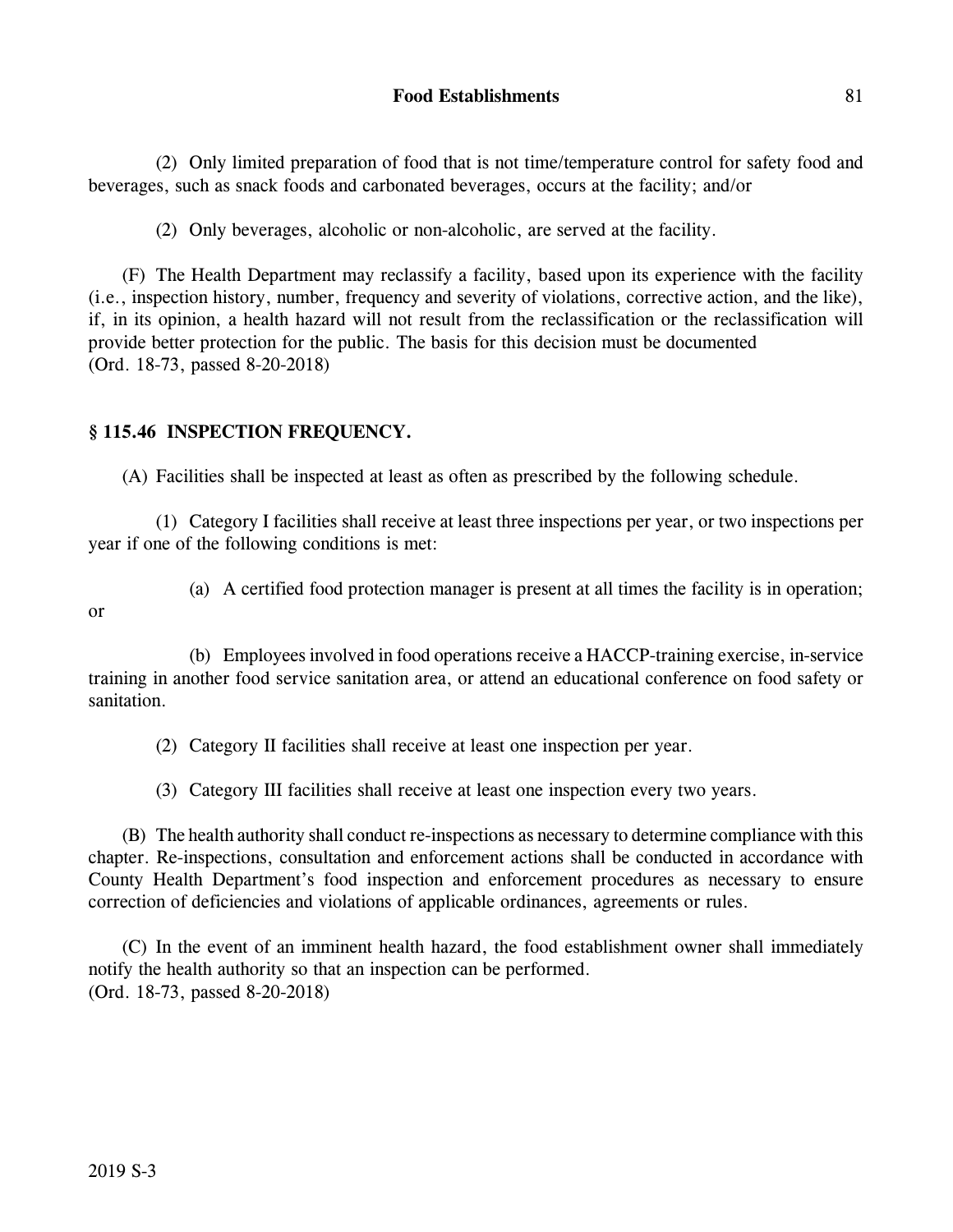(2) Only limited preparation of food that is not time/temperature control for safety food and beverages, such as snack foods and carbonated beverages, occurs at the facility; and/or

(2) Only beverages, alcoholic or non-alcoholic, are served at the facility.

(F) The Health Department may reclassify a facility, based upon its experience with the facility (i.e., inspection history, number, frequency and severity of violations, corrective action, and the like), if, in its opinion, a health hazard will not result from the reclassification or the reclassification will provide better protection for the public. The basis for this decision must be documented
(Ord. 18-73, passed 8-20-2018)

### § 115.46 INSPECTION FREQUENCY.

(A) Facilities shall be inspected at least as often as prescribed by the following schedule.

(1) Category I facilities shall receive at least three inspections per year, or two inspections per year if one of the following conditions is met:

(a) A certified food protection manager is present at all times the facility is in operation; or

(b) Employees involved in food operations receive a HACCP-training exercise, in-service training in another food service sanitation area, or attend an educational conference on food safety or sanitation.

(2) Category II facilities shall receive at least one inspection per year.

(3) Category III facilities shall receive at least one inspection every two years.

(B) The health authority shall conduct re-inspections as necessary to determine compliance with this chapter. Re-inspections, consultation and enforcement actions shall be conducted in accordance with County Health Department's food inspection and enforcement procedures as necessary to ensure correction of deficiencies and violations of applicable ordinances, agreements or rules.

(C) In the event of an imminent health hazard, the food establishment owner shall immediately notify the health authority so that an inspection can be performed.
(Ord. 18-73, passed 8-20-2018)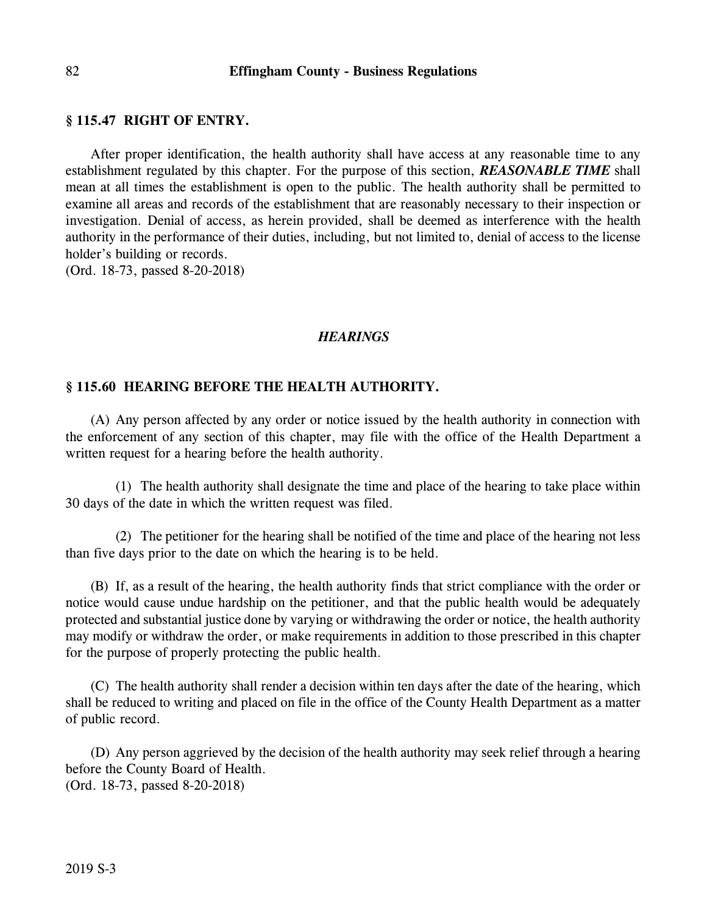### § 115.47 RIGHT OF ENTRY.

After proper identification, the health authority shall have access at any reasonable time to any establishment regulated by this chapter. For the purpose of this section, ***REASONABLE TIME*** shall mean at all times the establishment is open to the public. The health authority shall be permitted to examine all areas and records of the establishment that are reasonably necessary to their inspection or investigation. Denial of access, as herein provided, shall be deemed as interference with the health authority in the performance of their duties, including, but not limited to, denial of access to the license holder's building or records.
(Ord. 18-73, passed 8-20-2018)

## *HEARINGS*

### § 115.60 HEARING BEFORE THE HEALTH AUTHORITY.

(A) Any person affected by any order or notice issued by the health authority in connection with the enforcement of any section of this chapter, may file with the office of the Health Department a written request for a hearing before the health authority.

(1) The health authority shall designate the time and place of the hearing to take place within 30 days of the date in which the written request was filed.

(2) The petitioner for the hearing shall be notified of the time and place of the hearing not less than five days prior to the date on which the hearing is to be held.

(B) If, as a result of the hearing, the health authority finds that strict compliance with the order or notice would cause undue hardship on the petitioner, and that the public health would be adequately protected and substantial justice done by varying or withdrawing the order or notice, the health authority may modify or withdraw the order, or make requirements in addition to those prescribed in this chapter for the purpose of properly protecting the public health.

(C) The health authority shall render a decision within ten days after the date of the hearing, which shall be reduced to writing and placed on file in the office of the County Health Department as a matter of public record.

(D) Any person aggrieved by the decision of the health authority may seek relief through a hearing before the County Board of Health.
(Ord. 18-73, passed 8-20-2018)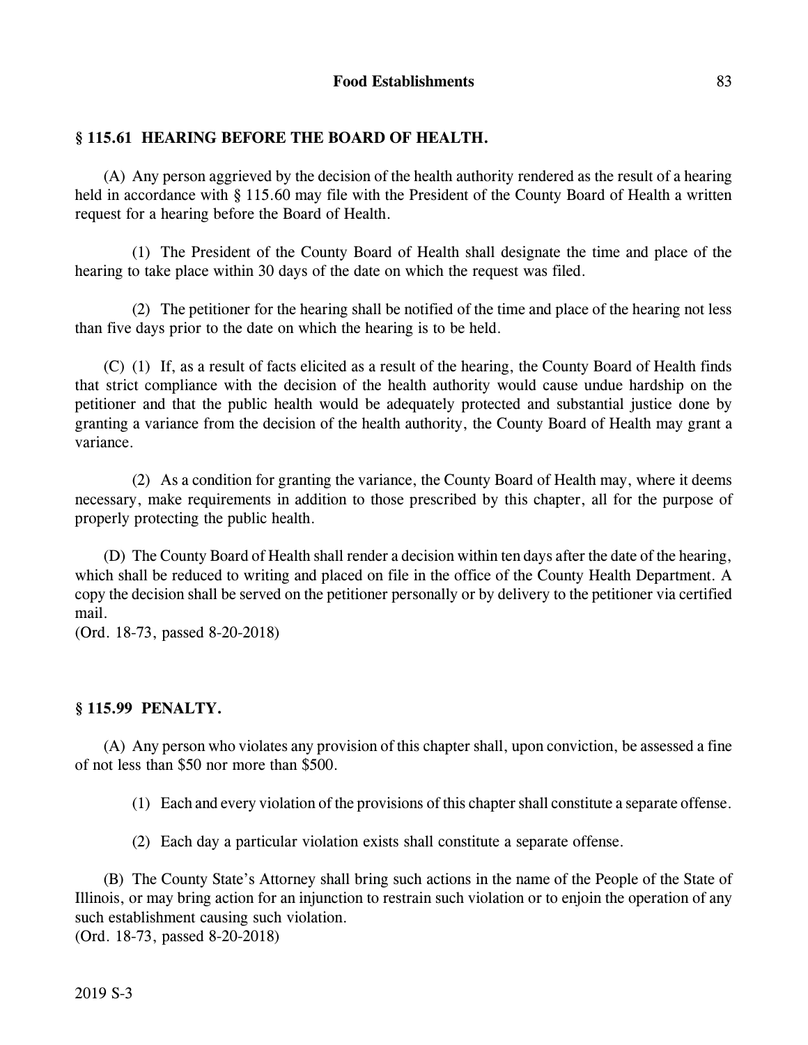## § 115.61 HEARING BEFORE THE BOARD OF HEALTH.

(A) Any person aggrieved by the decision of the health authority rendered as the result of a hearing held in accordance with § 115.60 may file with the President of the County Board of Health a written request for a hearing before the Board of Health.

(1) The President of the County Board of Health shall designate the time and place of the hearing to take place within 30 days of the date on which the request was filed.

(2) The petitioner for the hearing shall be notified of the time and place of the hearing not less than five days prior to the date on which the hearing is to be held.

(C) (1) If, as a result of facts elicited as a result of the hearing, the County Board of Health finds that strict compliance with the decision of the health authority would cause undue hardship on the petitioner and that the public health would be adequately protected and substantial justice done by granting a variance from the decision of the health authority, the County Board of Health may grant a variance.

(2) As a condition for granting the variance, the County Board of Health may, where it deems necessary, make requirements in addition to those prescribed by this chapter, all for the purpose of properly protecting the public health.

(D) The County Board of Health shall render a decision within ten days after the date of the hearing, which shall be reduced to writing and placed on file in the office of the County Health Department. A copy the decision shall be served on the petitioner personally or by delivery to the petitioner via certified mail.
(Ord. 18-73, passed 8-20-2018)

## § 115.99 PENALTY.

(A) Any person who violates any provision of this chapter shall, upon conviction, be assessed a fine of not less than $50 nor more than $500.

(1) Each and every violation of the provisions of this chapter shall constitute a separate offense.

(2) Each day a particular violation exists shall constitute a separate offense.

(B) The County State's Attorney shall bring such actions in the name of the People of the State of Illinois, or may bring action for an injunction to restrain such violation or to enjoin the operation of any such establishment causing such violation.
(Ord. 18-73, passed 8-20-2018)